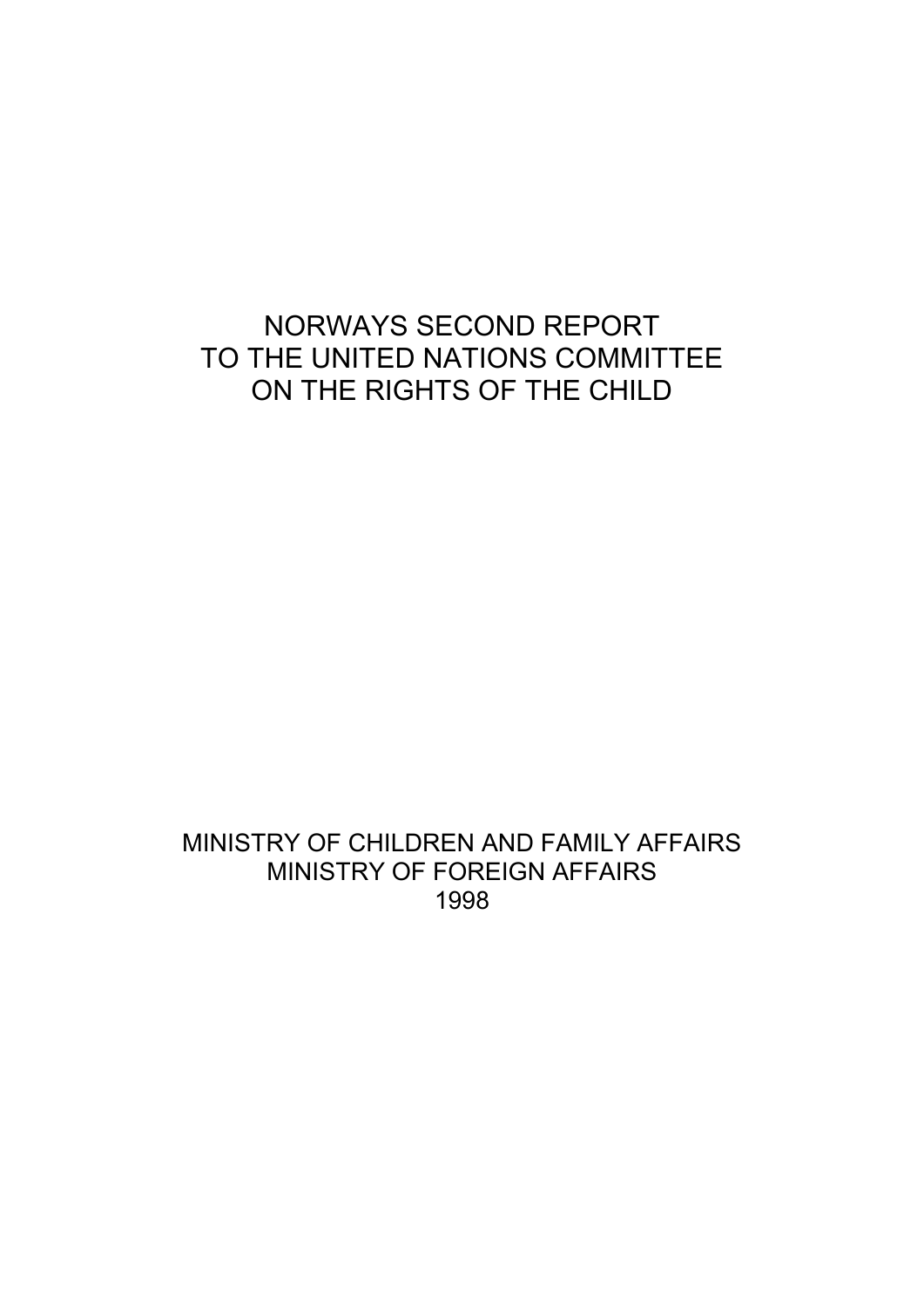# NORWAYS SECOND REPORT TO THE UNITED NATIONS COMMITTEE ON THE RIGHTS OF THE CHILD

MINISTRY OF CHILDREN AND FAMILY AFFAIRS
MINISTRY OF FOREIGN AFFAIRS
1998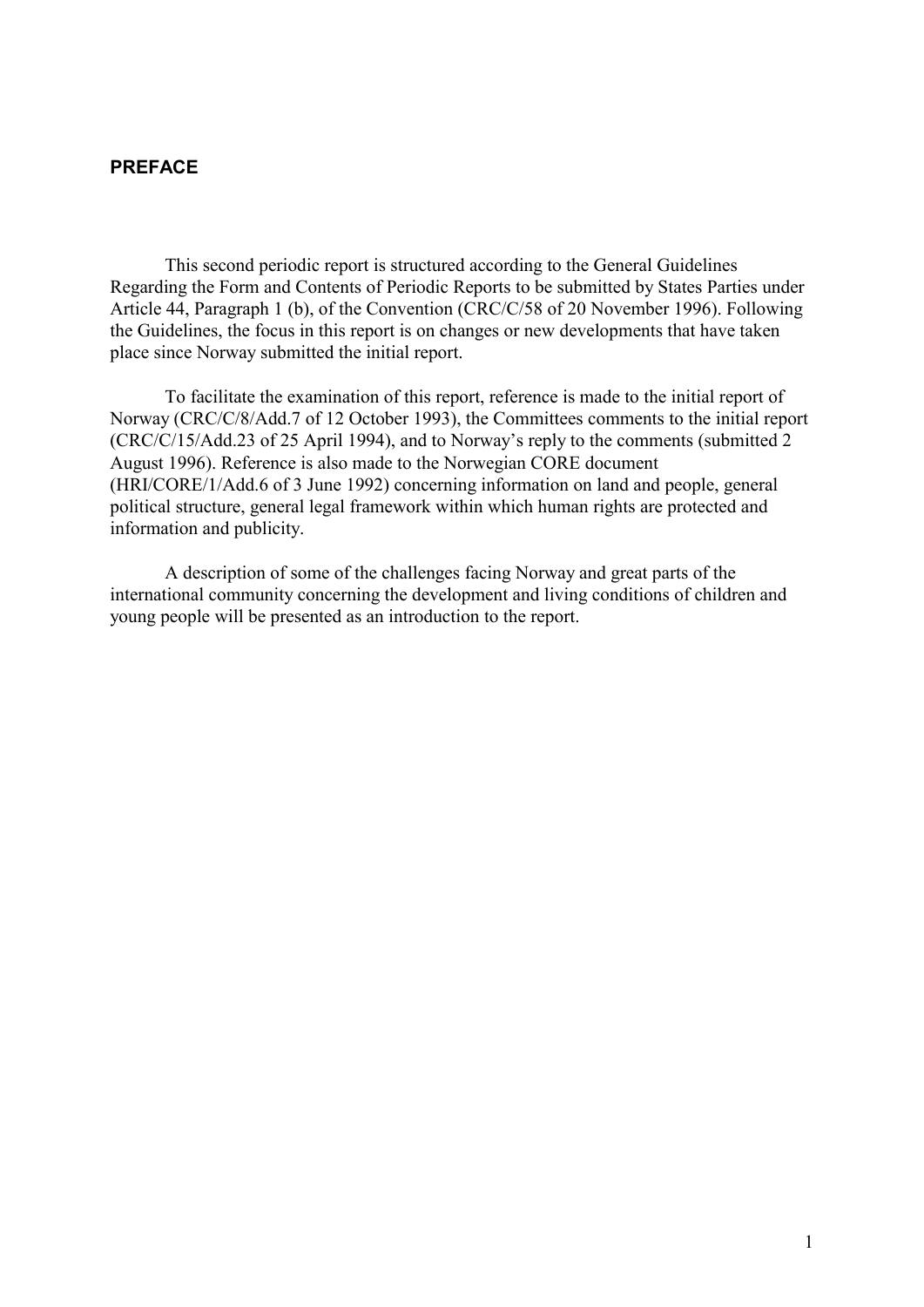# PREFACE

This second periodic report is structured according to the General Guidelines Regarding the Form and Contents of Periodic Reports to be submitted by States Parties under Article 44, Paragraph 1 (b), of the Convention (CRC/C/58 of 20 November 1996). Following the Guidelines, the focus in this report is on changes or new developments that have taken place since Norway submitted the initial report.

To facilitate the examination of this report, reference is made to the initial report of Norway (CRC/C/8/Add.7 of 12 October 1993), the Committees comments to the initial report (CRC/C/15/Add.23 of 25 April 1994), and to Norway's reply to the comments (submitted 2 August 1996). Reference is also made to the Norwegian CORE document (HRI/CORE/1/Add.6 of 3 June 1992) concerning information on land and people, general political structure, general legal framework within which human rights are protected and information and publicity.

A description of some of the challenges facing Norway and great parts of the international community concerning the development and living conditions of children and young people will be presented as an introduction to the report.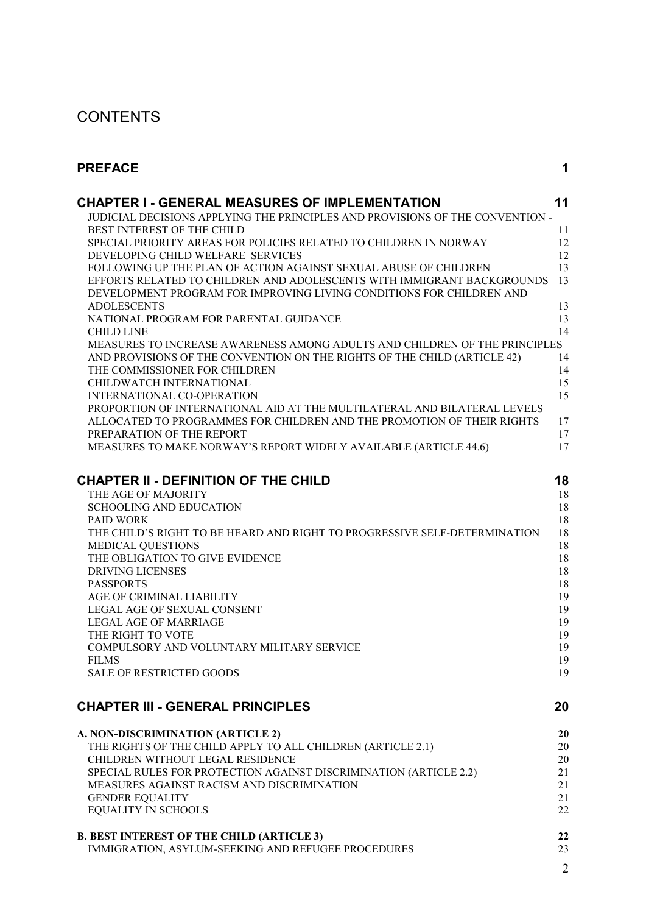# CONTENTS

| | |
|---|---|
| **PREFACE** | **1** |
| **CHAPTER I - GENERAL MEASURES OF IMPLEMENTATION** | **11** |
| JUDICIAL DECISIONS APPLYING THE PRINCIPLES AND PROVISIONS OF THE CONVENTION - BEST INTEREST OF THE CHILD | 11 |
| SPECIAL PRIORITY AREAS FOR POLICIES RELATED TO CHILDREN IN NORWAY | 12 |
| DEVELOPING CHILD WELFARE SERVICES | 12 |
| FOLLOWING UP THE PLAN OF ACTION AGAINST SEXUAL ABUSE OF CHILDREN | 13 |
| EFFORTS RELATED TO CHILDREN AND ADOLESCENTS WITH IMMIGRANT BACKGROUNDS | 13 |
| DEVELOPMENT PROGRAM FOR IMPROVING LIVING CONDITIONS FOR CHILDREN AND ADOLESCENTS | 13 |
| NATIONAL PROGRAM FOR PARENTAL GUIDANCE | 13 |
| CHILD LINE | 14 |
| MEASURES TO INCREASE AWARENESS AMONG ADULTS AND CHILDREN OF THE PRINCIPLES AND PROVISIONS OF THE CONVENTION ON THE RIGHTS OF THE CHILD (ARTICLE 42) | 14 |
| THE COMMISSIONER FOR CHILDREN | 14 |
| CHILDWATCH INTERNATIONAL | 15 |
| INTERNATIONAL CO-OPERATION | 15 |
| PROPORTION OF INTERNATIONAL AID AT THE MULTILATERAL AND BILATERAL LEVELS ALLOCATED TO PROGRAMMES FOR CHILDREN AND THE PROMOTION OF THEIR RIGHTS | 17 |
| PREPARATION OF THE REPORT | 17 |
| MEASURES TO MAKE NORWAY'S REPORT WIDELY AVAILABLE (ARTICLE 44.6) | 17 |
| **CHAPTER II - DEFINITION OF THE CHILD** | **18** |
| THE AGE OF MAJORITY | 18 |
| SCHOOLING AND EDUCATION | 18 |
| PAID WORK | 18 |
| THE CHILD'S RIGHT TO BE HEARD AND RIGHT TO PROGRESSIVE SELF-DETERMINATION | 18 |
| MEDICAL QUESTIONS | 18 |
| THE OBLIGATION TO GIVE EVIDENCE | 18 |
| DRIVING LICENSES | 18 |
| PASSPORTS | 18 |
| AGE OF CRIMINAL LIABILITY | 19 |
| LEGAL AGE OF SEXUAL CONSENT | 19 |
| LEGAL AGE OF MARRIAGE | 19 |
| THE RIGHT TO VOTE | 19 |
| COMPULSORY AND VOLUNTARY MILITARY SERVICE | 19 |
| FILMS | 19 |
| SALE OF RESTRICTED GOODS | 19 |
| **CHAPTER III - GENERAL PRINCIPLES** | **20** |
| **A. NON-DISCRIMINATION (ARTICLE 2)** | **20** |
| THE RIGHTS OF THE CHILD APPLY TO ALL CHILDREN (ARTICLE 2.1) | 20 |
| CHILDREN WITHOUT LEGAL RESIDENCE | 20 |
| SPECIAL RULES FOR PROTECTION AGAINST DISCRIMINATION (ARTICLE 2.2) | 21 |
| MEASURES AGAINST RACISM AND DISCRIMINATION | 21 |
| GENDER EQUALITY | 21 |
| EQUALITY IN SCHOOLS | 22 |
| **B. BEST INTEREST OF THE CHILD (ARTICLE 3)** | **22** |
| IMMIGRATION, ASYLUM-SEEKING AND REFUGEE PROCEDURES | 23 |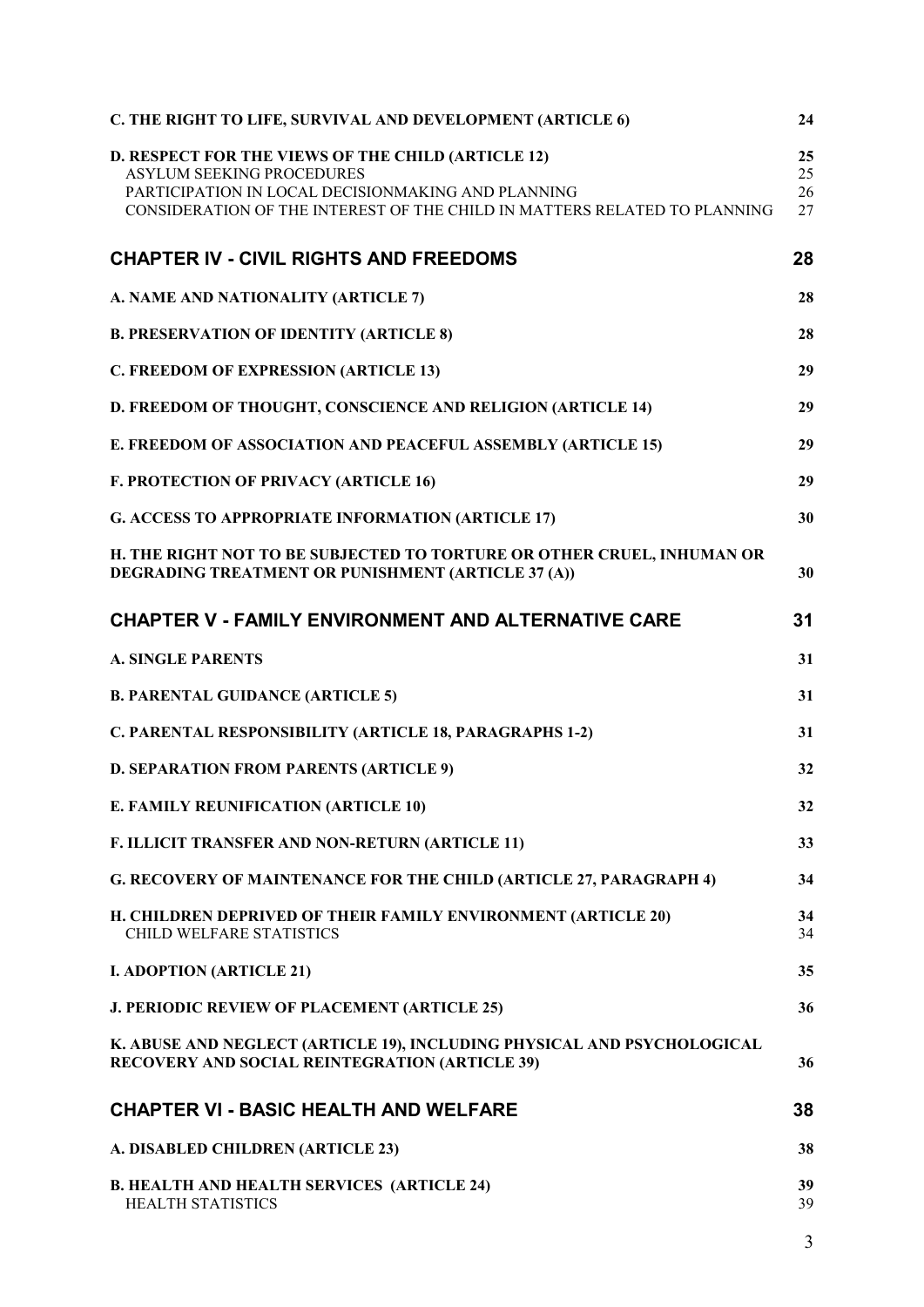| | |
|---|---|
| **C. THE RIGHT TO LIFE, SURVIVAL AND DEVELOPMENT (ARTICLE 6)** | **24** |
| **D. RESPECT FOR THE VIEWS OF THE CHILD (ARTICLE 12)** | **25** |
| ASYLUM SEEKING PROCEDURES | 25 |
| PARTICIPATION IN LOCAL DECISIONMAKING AND PLANNING | 26 |
| CONSIDERATION OF THE INTEREST OF THE CHILD IN MATTERS RELATED TO PLANNING | 27 |
| **CHAPTER IV - CIVIL RIGHTS AND FREEDOMS** | **28** |
| **A. NAME AND NATIONALITY (ARTICLE 7)** | **28** |
| **B. PRESERVATION OF IDENTITY (ARTICLE 8)** | **28** |
| **C. FREEDOM OF EXPRESSION (ARTICLE 13)** | **29** |
| **D. FREEDOM OF THOUGHT, CONSCIENCE AND RELIGION (ARTICLE 14)** | **29** |
| **E. FREEDOM OF ASSOCIATION AND PEACEFUL ASSEMBLY (ARTICLE 15)** | **29** |
| **F. PROTECTION OF PRIVACY (ARTICLE 16)** | **29** |
| **G. ACCESS TO APPROPRIATE INFORMATION (ARTICLE 17)** | **30** |
| **H. THE RIGHT NOT TO BE SUBJECTED TO TORTURE OR OTHER CRUEL, INHUMAN OR DEGRADING TREATMENT OR PUNISHMENT (ARTICLE 37 (A))** | **30** |
| **CHAPTER V - FAMILY ENVIRONMENT AND ALTERNATIVE CARE** | **31** |
| **A. SINGLE PARENTS** | **31** |
| **B. PARENTAL GUIDANCE (ARTICLE 5)** | **31** |
| **C. PARENTAL RESPONSIBILITY (ARTICLE 18, PARAGRAPHS 1-2)** | **31** |
| **D. SEPARATION FROM PARENTS (ARTICLE 9)** | **32** |
| **E. FAMILY REUNIFICATION (ARTICLE 10)** | **32** |
| **F. ILLICIT TRANSFER AND NON-RETURN (ARTICLE 11)** | **33** |
| **G. RECOVERY OF MAINTENANCE FOR THE CHILD (ARTICLE 27, PARAGRAPH 4)** | **34** |
| **H. CHILDREN DEPRIVED OF THEIR FAMILY ENVIRONMENT (ARTICLE 20)** | **34** |
| CHILD WELFARE STATISTICS | 34 |
| **I. ADOPTION (ARTICLE 21)** | **35** |
| **J. PERIODIC REVIEW OF PLACEMENT (ARTICLE 25)** | **36** |
| **K. ABUSE AND NEGLECT (ARTICLE 19), INCLUDING PHYSICAL AND PSYCHOLOGICAL RECOVERY AND SOCIAL REINTEGRATION (ARTICLE 39)** | **36** |
| **CHAPTER VI - BASIC HEALTH AND WELFARE** | **38** |
| **A. DISABLED CHILDREN (ARTICLE 23)** | **38** |
| **B. HEALTH AND HEALTH SERVICES (ARTICLE 24)** | **39** |
| HEALTH STATISTICS | 39 |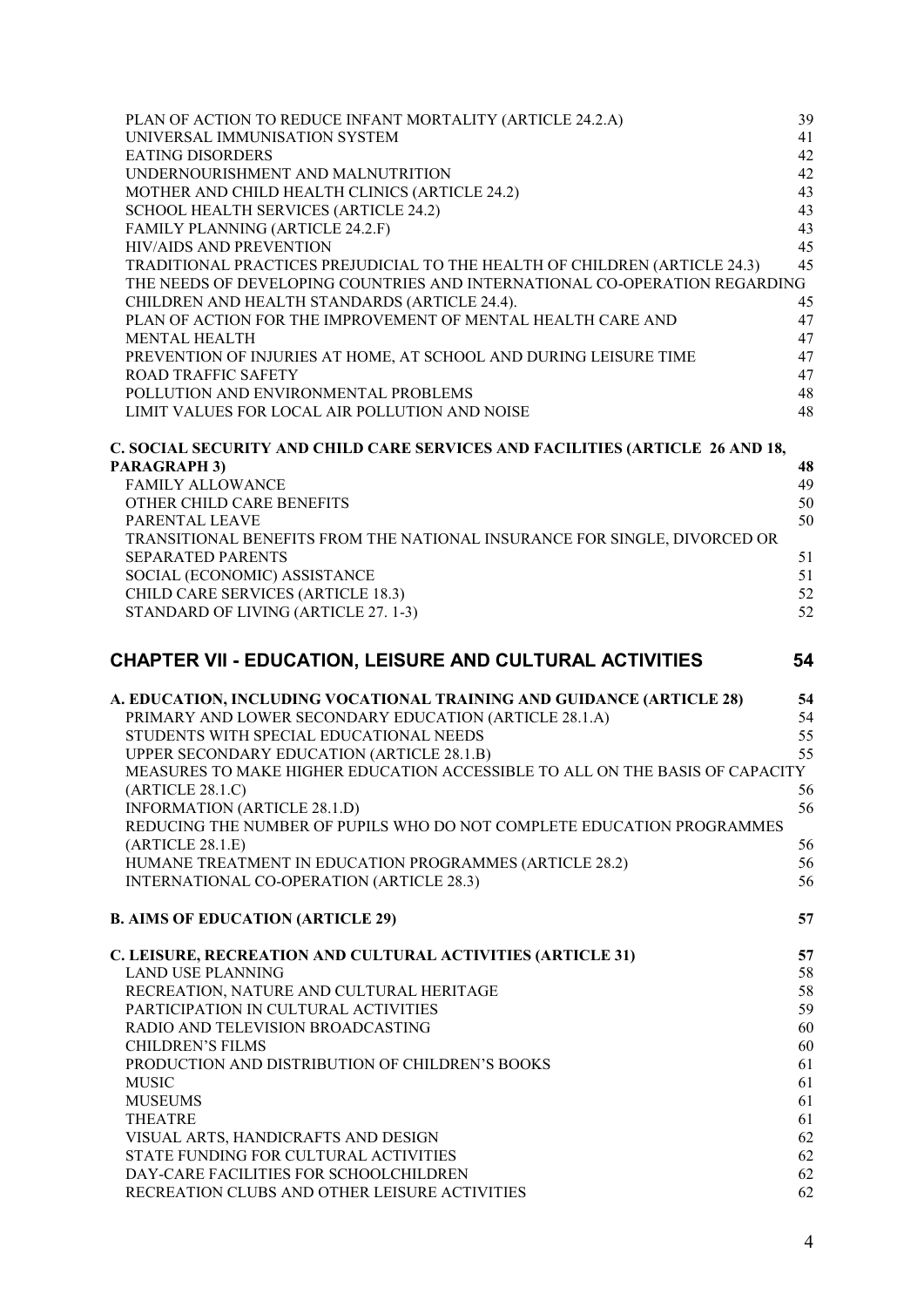PLAN OF ACTION TO REDUCE INFANT MORTALITY (ARTICLE 24.2.A) 39
UNIVERSAL IMMUNISATION SYSTEM 41
EATING DISORDERS 42
UNDERNOURISHMENT AND MALNUTRITION 42
MOTHER AND CHILD HEALTH CLINICS (ARTICLE 24.2) 43
SCHOOL HEALTH SERVICES (ARTICLE 24.2) 43
FAMILY PLANNING (ARTICLE 24.2.F) 43
HIV/AIDS AND PREVENTION 45
TRADITIONAL PRACTICES PREJUDICIAL TO THE HEALTH OF CHILDREN (ARTICLE 24.3) 45
THE NEEDS OF DEVELOPING COUNTRIES AND INTERNATIONAL CO-OPERATION REGARDING CHILDREN AND HEALTH STANDARDS (ARTICLE 24.4). 45
PLAN OF ACTION FOR THE IMPROVEMENT OF MENTAL HEALTH CARE AND 47
MENTAL HEALTH 47
PREVENTION OF INJURIES AT HOME, AT SCHOOL AND DURING LEISURE TIME 47
ROAD TRAFFIC SAFETY 47
POLLUTION AND ENVIRONMENTAL PROBLEMS 48
LIMIT VALUES FOR LOCAL AIR POLLUTION AND NOISE 48

**C. SOCIAL SECURITY AND CHILD CARE SERVICES AND FACILITIES (ARTICLE 26 AND 18, PARAGRAPH 3) 48**

FAMILY ALLOWANCE 49
OTHER CHILD CARE BENEFITS 50
PARENTAL LEAVE 50
TRANSITIONAL BENEFITS FROM THE NATIONAL INSURANCE FOR SINGLE, DIVORCED OR SEPARATED PARENTS 51
SOCIAL (ECONOMIC) ASSISTANCE 51
CHILD CARE SERVICES (ARTICLE 18.3) 52
STANDARD OF LIVING (ARTICLE 27. 1-3) 52

## CHAPTER VII - EDUCATION, LEISURE AND CULTURAL ACTIVITIES 54

**A. EDUCATION, INCLUDING VOCATIONAL TRAINING AND GUIDANCE (ARTICLE 28) 54**

PRIMARY AND LOWER SECONDARY EDUCATION (ARTICLE 28.1.A) 54
STUDENTS WITH SPECIAL EDUCATIONAL NEEDS 55
UPPER SECONDARY EDUCATION (ARTICLE 28.1.B) 55
MEASURES TO MAKE HIGHER EDUCATION ACCESSIBLE TO ALL ON THE BASIS OF CAPACITY (ARTICLE 28.1.C) 56
INFORMATION (ARTICLE 28.1.D) 56
REDUCING THE NUMBER OF PUPILS WHO DO NOT COMPLETE EDUCATION PROGRAMMES (ARTICLE 28.1.E) 56
HUMANE TREATMENT IN EDUCATION PROGRAMMES (ARTICLE 28.2) 56
INTERNATIONAL CO-OPERATION (ARTICLE 28.3) 56

**B. AIMS OF EDUCATION (ARTICLE 29) 57**

**C. LEISURE, RECREATION AND CULTURAL ACTIVITIES (ARTICLE 31) 57**

LAND USE PLANNING 58
RECREATION, NATURE AND CULTURAL HERITAGE 58
PARTICIPATION IN CULTURAL ACTIVITIES 59
RADIO AND TELEVISION BROADCASTING 60
CHILDREN'S FILMS 60
PRODUCTION AND DISTRIBUTION OF CHILDREN'S BOOKS 61
MUSIC 61
MUSEUMS 61
THEATRE 61
VISUAL ARTS, HANDICRAFTS AND DESIGN 62
STATE FUNDING FOR CULTURAL ACTIVITIES 62
DAY-CARE FACILITIES FOR SCHOOLCHILDREN 62
RECREATION CLUBS AND OTHER LEISURE ACTIVITIES 62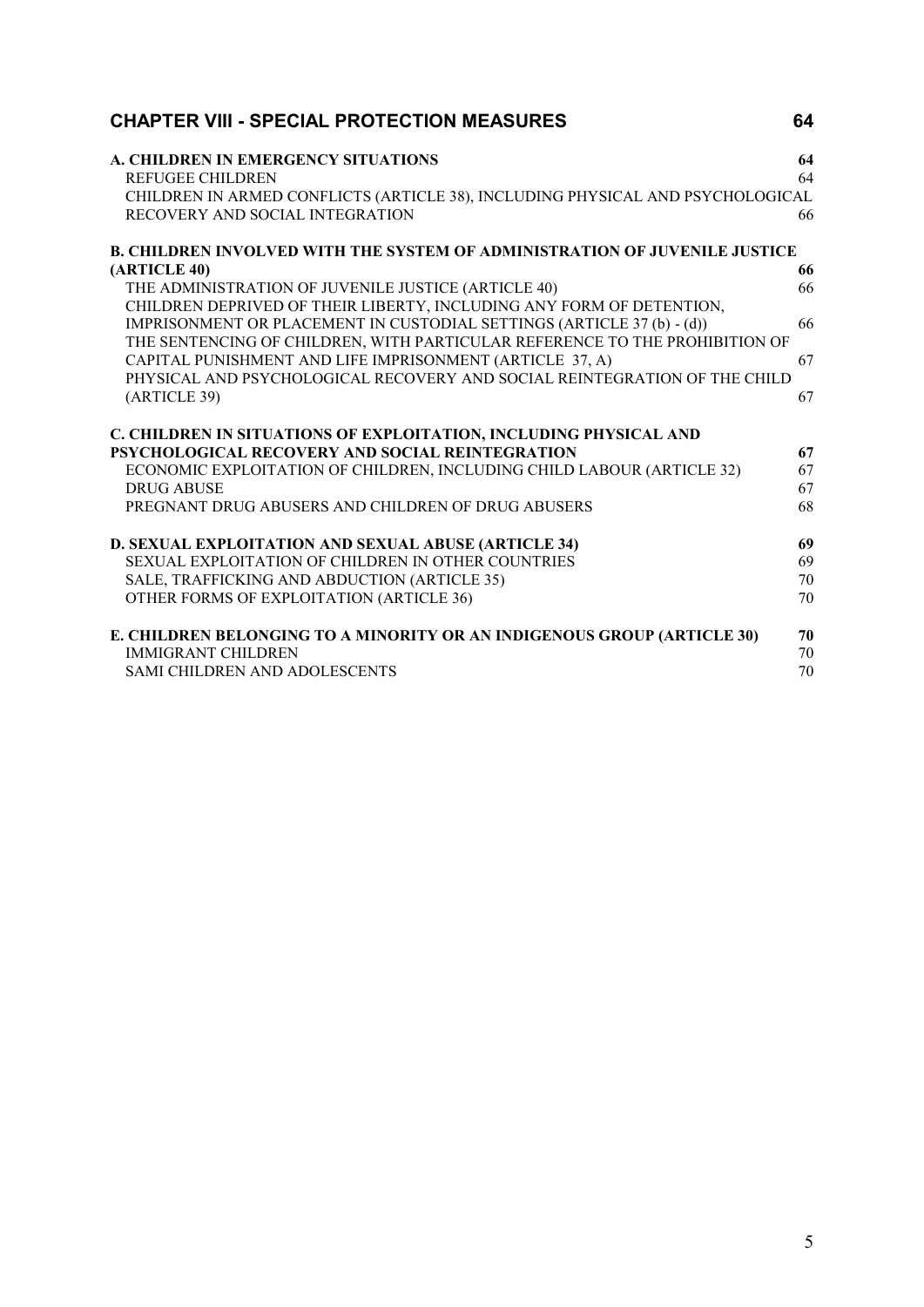**CHAPTER VIII - SPECIAL PROTECTION MEASURES** 64

**A. CHILDREN IN EMERGENCY SITUATIONS** 64
REFUGEE CHILDREN 64
CHILDREN IN ARMED CONFLICTS (ARTICLE 38), INCLUDING PHYSICAL AND PSYCHOLOGICAL RECOVERY AND SOCIAL INTEGRATION 66

**B. CHILDREN INVOLVED WITH THE SYSTEM OF ADMINISTRATION OF JUVENILE JUSTICE (ARTICLE 40)** 66
THE ADMINISTRATION OF JUVENILE JUSTICE (ARTICLE 40) 66
CHILDREN DEPRIVED OF THEIR LIBERTY, INCLUDING ANY FORM OF DETENTION, IMPRISONMENT OR PLACEMENT IN CUSTODIAL SETTINGS (ARTICLE 37 (b) - (d)) 66
THE SENTENCING OF CHILDREN, WITH PARTICULAR REFERENCE TO THE PROHIBITION OF CAPITAL PUNISHMENT AND LIFE IMPRISONMENT (ARTICLE 37, A) 67
PHYSICAL AND PSYCHOLOGICAL RECOVERY AND SOCIAL REINTEGRATION OF THE CHILD (ARTICLE 39) 67

**C. CHILDREN IN SITUATIONS OF EXPLOITATION, INCLUDING PHYSICAL AND PSYCHOLOGICAL RECOVERY AND SOCIAL REINTEGRATION** 67
ECONOMIC EXPLOITATION OF CHILDREN, INCLUDING CHILD LABOUR (ARTICLE 32) 67
DRUG ABUSE 67
PREGNANT DRUG ABUSERS AND CHILDREN OF DRUG ABUSERS 68

**D. SEXUAL EXPLOITATION AND SEXUAL ABUSE (ARTICLE 34)** 69
SEXUAL EXPLOITATION OF CHILDREN IN OTHER COUNTRIES 69
SALE, TRAFFICKING AND ABDUCTION (ARTICLE 35) 70
OTHER FORMS OF EXPLOITATION (ARTICLE 36) 70

**E. CHILDREN BELONGING TO A MINORITY OR AN INDIGENOUS GROUP (ARTICLE 30)** 70
IMMIGRANT CHILDREN 70
SAMI CHILDREN AND ADOLESCENTS 70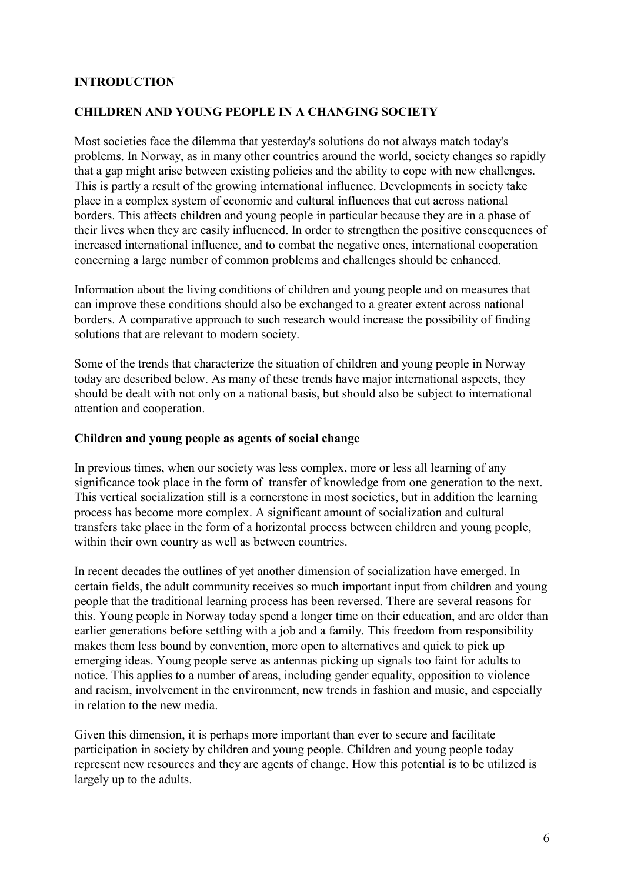## INTRODUCTION

## CHILDREN AND YOUNG PEOPLE IN A CHANGING SOCIETY

Most societies face the dilemma that yesterday's solutions do not always match today's problems. In Norway, as in many other countries around the world, society changes so rapidly that a gap might arise between existing policies and the ability to cope with new challenges. This is partly a result of the growing international influence. Developments in society take place in a complex system of economic and cultural influences that cut across national borders. This affects children and young people in particular because they are in a phase of their lives when they are easily influenced. In order to strengthen the positive consequences of increased international influence, and to combat the negative ones, international cooperation concerning a large number of common problems and challenges should be enhanced.

Information about the living conditions of children and young people and on measures that can improve these conditions should also be exchanged to a greater extent across national borders. A comparative approach to such research would increase the possibility of finding solutions that are relevant to modern society.

Some of the trends that characterize the situation of children and young people in Norway today are described below. As many of these trends have major international aspects, they should be dealt with not only on a national basis, but should also be subject to international attention and cooperation.

### Children and young people as agents of social change

In previous times, when our society was less complex, more or less all learning of any significance took place in the form of transfer of knowledge from one generation to the next. This vertical socialization still is a cornerstone in most societies, but in addition the learning process has become more complex. A significant amount of socialization and cultural transfers take place in the form of a horizontal process between children and young people, within their own country as well as between countries.

In recent decades the outlines of yet another dimension of socialization have emerged. In certain fields, the adult community receives so much important input from children and young people that the traditional learning process has been reversed. There are several reasons for this. Young people in Norway today spend a longer time on their education, and are older than earlier generations before settling with a job and a family. This freedom from responsibility makes them less bound by convention, more open to alternatives and quick to pick up emerging ideas. Young people serve as antennas picking up signals too faint for adults to notice. This applies to a number of areas, including gender equality, opposition to violence and racism, involvement in the environment, new trends in fashion and music, and especially in relation to the new media.

Given this dimension, it is perhaps more important than ever to secure and facilitate participation in society by children and young people. Children and young people today represent new resources and they are agents of change. How this potential is to be utilized is largely up to the adults.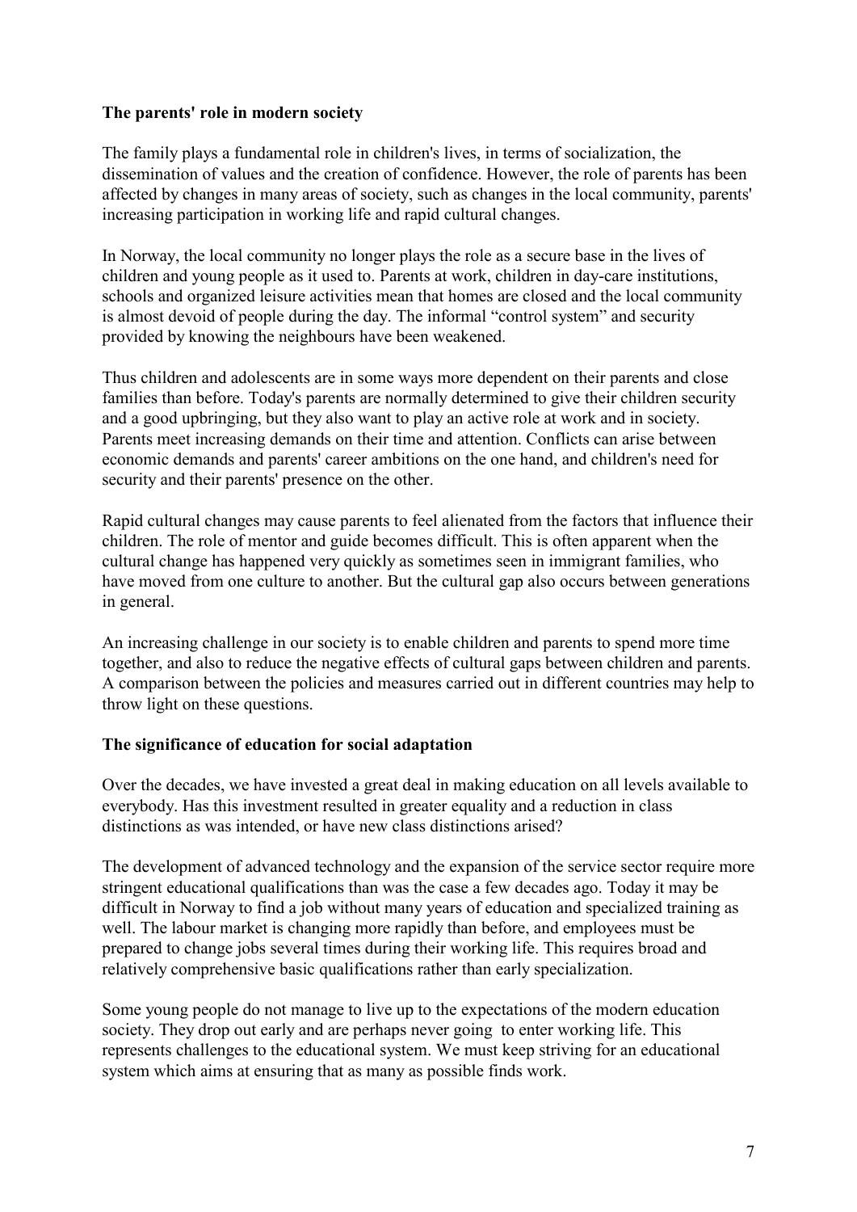**The parents' role in modern society**

The family plays a fundamental role in children's lives, in terms of socialization, the dissemination of values and the creation of confidence. However, the role of parents has been affected by changes in many areas of society, such as changes in the local community, parents' increasing participation in working life and rapid cultural changes.

In Norway, the local community no longer plays the role as a secure base in the lives of children and young people as it used to. Parents at work, children in day-care institutions, schools and organized leisure activities mean that homes are closed and the local community is almost devoid of people during the day. The informal "control system" and security provided by knowing the neighbours have been weakened.

Thus children and adolescents are in some ways more dependent on their parents and close families than before. Today's parents are normally determined to give their children security and a good upbringing, but they also want to play an active role at work and in society. Parents meet increasing demands on their time and attention. Conflicts can arise between economic demands and parents' career ambitions on the one hand, and children's need for security and their parents' presence on the other.

Rapid cultural changes may cause parents to feel alienated from the factors that influence their children. The role of mentor and guide becomes difficult. This is often apparent when the cultural change has happened very quickly as sometimes seen in immigrant families, who have moved from one culture to another. But the cultural gap also occurs between generations in general.

An increasing challenge in our society is to enable children and parents to spend more time together, and also to reduce the negative effects of cultural gaps between children and parents. A comparison between the policies and measures carried out in different countries may help to throw light on these questions.

**The significance of education for social adaptation**

Over the decades, we have invested a great deal in making education on all levels available to everybody. Has this investment resulted in greater equality and a reduction in class distinctions as was intended, or have new class distinctions arised?

The development of advanced technology and the expansion of the service sector require more stringent educational qualifications than was the case a few decades ago. Today it may be difficult in Norway to find a job without many years of education and specialized training as well. The labour market is changing more rapidly than before, and employees must be prepared to change jobs several times during their working life. This requires broad and relatively comprehensive basic qualifications rather than early specialization.

Some young people do not manage to live up to the expectations of the modern education society. They drop out early and are perhaps never going to enter working life. This represents challenges to the educational system. We must keep striving for an educational system which aims at ensuring that as many as possible finds work.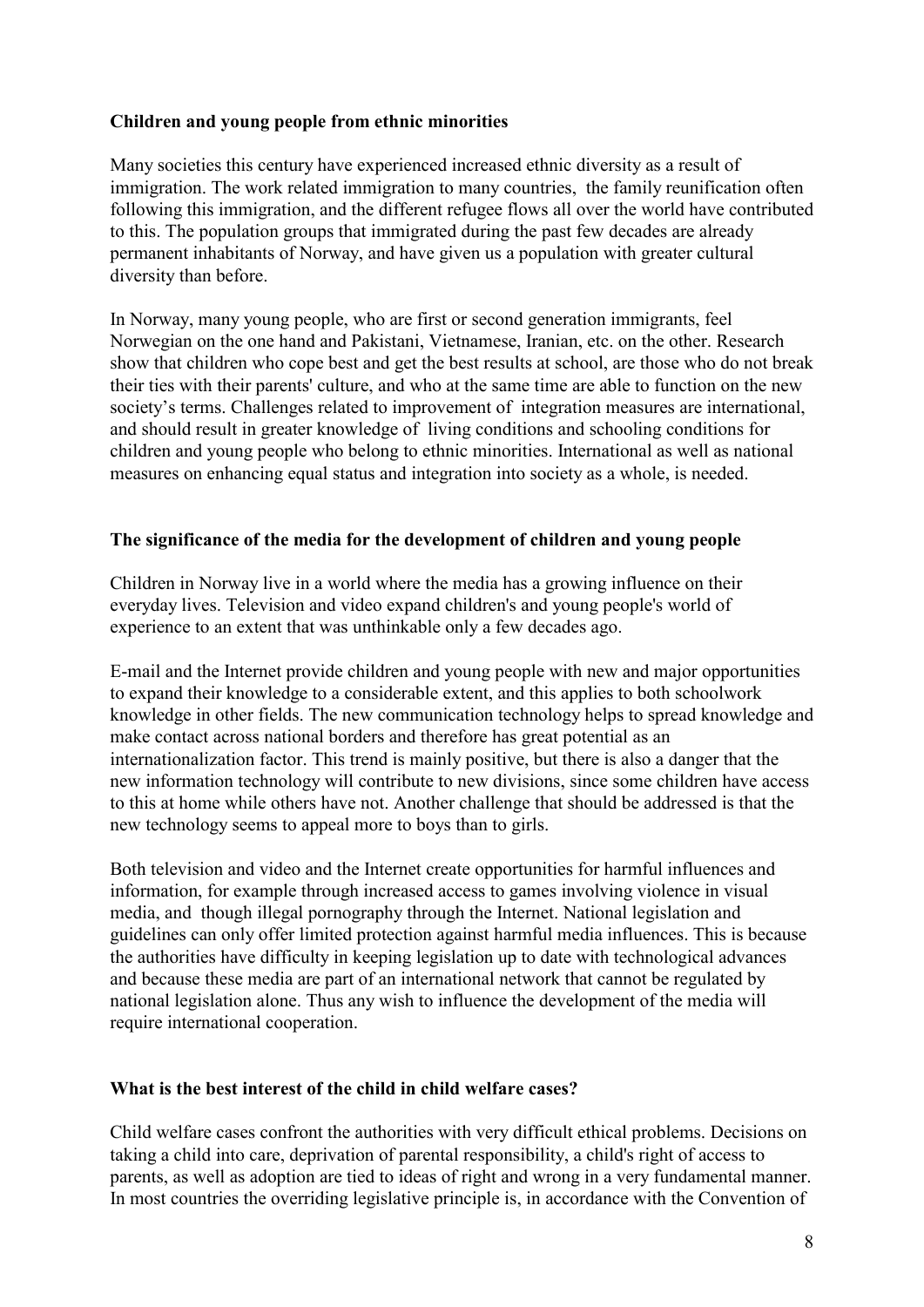**Children and young people from ethnic minorities**

Many societies this century have experienced increased ethnic diversity as a result of immigration. The work related immigration to many countries, the family reunification often following this immigration, and the different refugee flows all over the world have contributed to this. The population groups that immigrated during the past few decades are already permanent inhabitants of Norway, and have given us a population with greater cultural diversity than before.

In Norway, many young people, who are first or second generation immigrants, feel Norwegian on the one hand and Pakistani, Vietnamese, Iranian, etc. on the other. Research show that children who cope best and get the best results at school, are those who do not break their ties with their parents' culture, and who at the same time are able to function on the new society's terms. Challenges related to improvement of integration measures are international, and should result in greater knowledge of living conditions and schooling conditions for children and young people who belong to ethnic minorities. International as well as national measures on enhancing equal status and integration into society as a whole, is needed.

**The significance of the media for the development of children and young people**

Children in Norway live in a world where the media has a growing influence on their everyday lives. Television and video expand children's and young people's world of experience to an extent that was unthinkable only a few decades ago.

E-mail and the Internet provide children and young people with new and major opportunities to expand their knowledge to a considerable extent, and this applies to both schoolwork knowledge in other fields. The new communication technology helps to spread knowledge and make contact across national borders and therefore has great potential as an internationalization factor. This trend is mainly positive, but there is also a danger that the new information technology will contribute to new divisions, since some children have access to this at home while others have not. Another challenge that should be addressed is that the new technology seems to appeal more to boys than to girls.

Both television and video and the Internet create opportunities for harmful influences and information, for example through increased access to games involving violence in visual media, and though illegal pornography through the Internet. National legislation and guidelines can only offer limited protection against harmful media influences. This is because the authorities have difficulty in keeping legislation up to date with technological advances and because these media are part of an international network that cannot be regulated by national legislation alone. Thus any wish to influence the development of the media will require international cooperation.

**What is the best interest of the child in child welfare cases?**

Child welfare cases confront the authorities with very difficult ethical problems. Decisions on taking a child into care, deprivation of parental responsibility, a child's right of access to parents, as well as adoption are tied to ideas of right and wrong in a very fundamental manner. In most countries the overriding legislative principle is, in accordance with the Convention of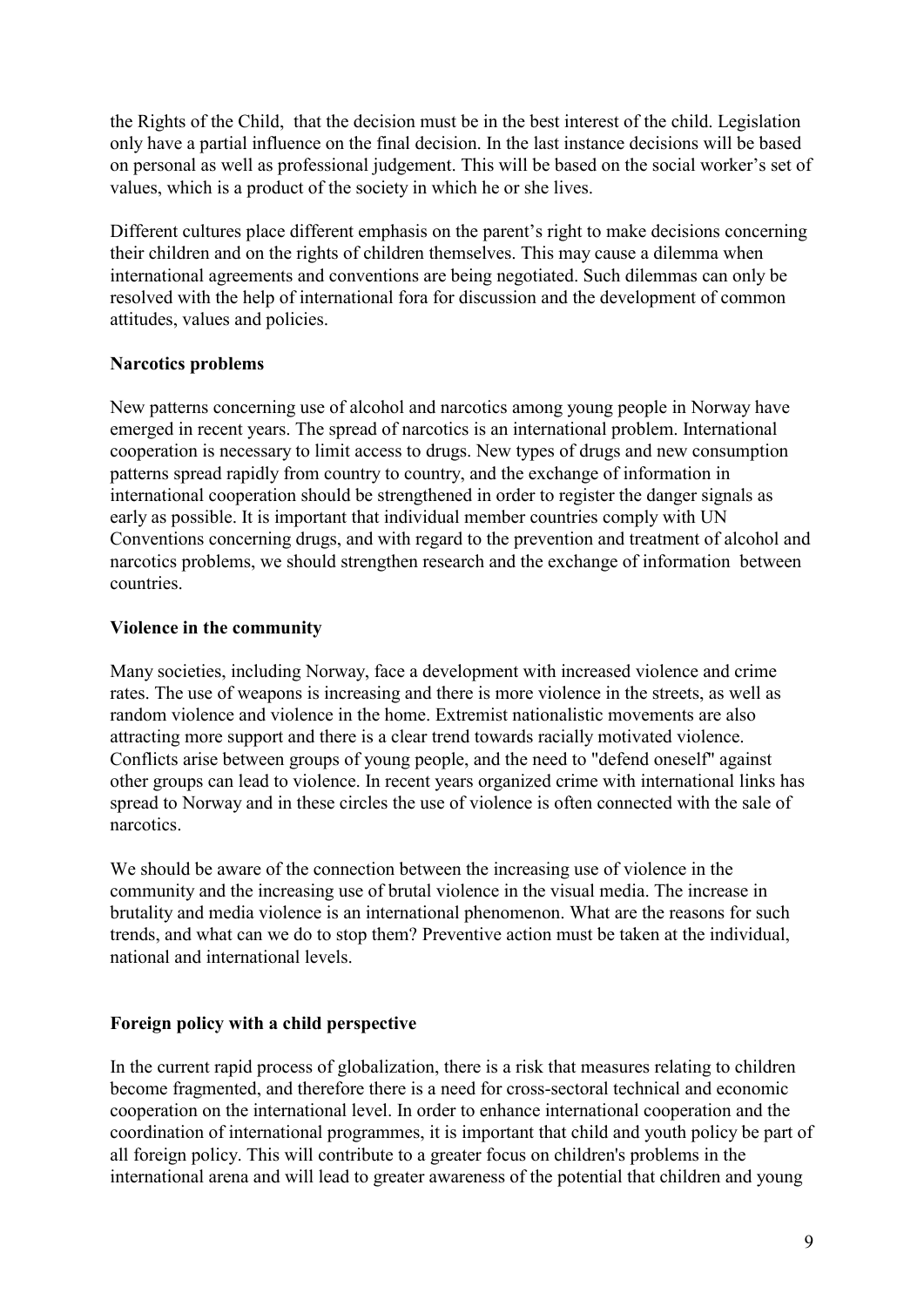the Rights of the Child, that the decision must be in the best interest of the child. Legislation only have a partial influence on the final decision. In the last instance decisions will be based on personal as well as professional judgement. This will be based on the social worker's set of values, which is a product of the society in which he or she lives.

Different cultures place different emphasis on the parent's right to make decisions concerning their children and on the rights of children themselves. This may cause a dilemma when international agreements and conventions are being negotiated. Such dilemmas can only be resolved with the help of international fora for discussion and the development of common attitudes, values and policies.

**Narcotics problems**

New patterns concerning use of alcohol and narcotics among young people in Norway have emerged in recent years. The spread of narcotics is an international problem. International cooperation is necessary to limit access to drugs. New types of drugs and new consumption patterns spread rapidly from country to country, and the exchange of information in international cooperation should be strengthened in order to register the danger signals as early as possible. It is important that individual member countries comply with UN Conventions concerning drugs, and with regard to the prevention and treatment of alcohol and narcotics problems, we should strengthen research and the exchange of information between countries.

**Violence in the community**

Many societies, including Norway, face a development with increased violence and crime rates. The use of weapons is increasing and there is more violence in the streets, as well as random violence and violence in the home. Extremist nationalistic movements are also attracting more support and there is a clear trend towards racially motivated violence. Conflicts arise between groups of young people, and the need to "defend oneself" against other groups can lead to violence. In recent years organized crime with international links has spread to Norway and in these circles the use of violence is often connected with the sale of narcotics.

We should be aware of the connection between the increasing use of violence in the community and the increasing use of brutal violence in the visual media. The increase in brutality and media violence is an international phenomenon. What are the reasons for such trends, and what can we do to stop them? Preventive action must be taken at the individual, national and international levels.

**Foreign policy with a child perspective**

In the current rapid process of globalization, there is a risk that measures relating to children become fragmented, and therefore there is a need for cross-sectoral technical and economic cooperation on the international level. In order to enhance international cooperation and the coordination of international programmes, it is important that child and youth policy be part of all foreign policy. This will contribute to a greater focus on children's problems in the international arena and will lead to greater awareness of the potential that children and young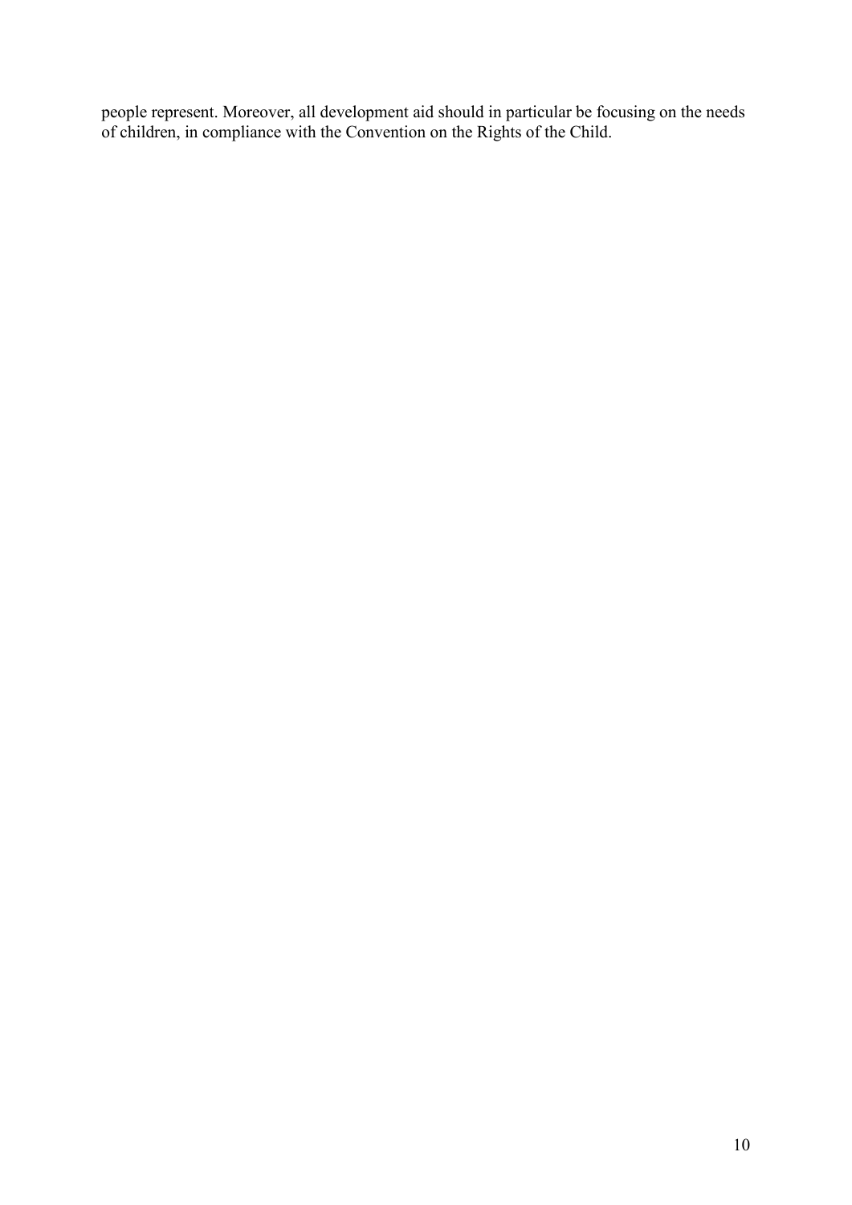people represent. Moreover, all development aid should in particular be focusing on the needs of children, in compliance with the Convention on the Rights of the Child.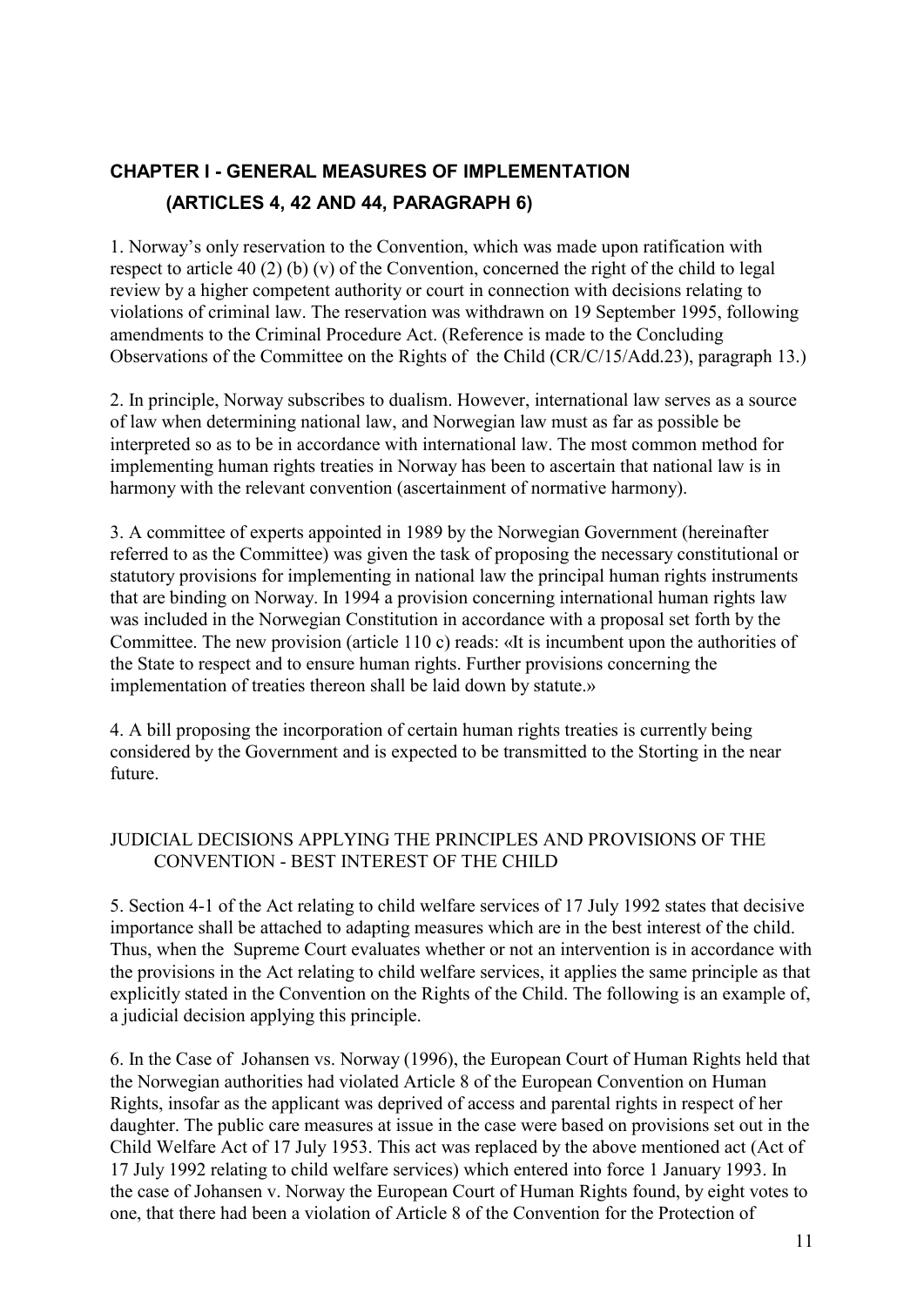## CHAPTER I - GENERAL MEASURES OF IMPLEMENTATION (ARTICLES 4, 42 AND 44, PARAGRAPH 6)

1. Norway's only reservation to the Convention, which was made upon ratification with respect to article 40 (2) (b) (v) of the Convention, concerned the right of the child to legal review by a higher competent authority or court in connection with decisions relating to violations of criminal law. The reservation was withdrawn on 19 September 1995, following amendments to the Criminal Procedure Act. (Reference is made to the Concluding Observations of the Committee on the Rights of the Child (CR/C/15/Add.23), paragraph 13.)

2. In principle, Norway subscribes to dualism. However, international law serves as a source of law when determining national law, and Norwegian law must as far as possible be interpreted so as to be in accordance with international law. The most common method for implementing human rights treaties in Norway has been to ascertain that national law is in harmony with the relevant convention (ascertainment of normative harmony).

3. A committee of experts appointed in 1989 by the Norwegian Government (hereinafter referred to as the Committee) was given the task of proposing the necessary constitutional or statutory provisions for implementing in national law the principal human rights instruments that are binding on Norway. In 1994 a provision concerning international human rights law was included in the Norwegian Constitution in accordance with a proposal set forth by the Committee. The new provision (article 110 c) reads: «It is incumbent upon the authorities of the State to respect and to ensure human rights. Further provisions concerning the implementation of treaties thereon shall be laid down by statute.»

4. A bill proposing the incorporation of certain human rights treaties is currently being considered by the Government and is expected to be transmitted to the Storting in the near future.

### JUDICIAL DECISIONS APPLYING THE PRINCIPLES AND PROVISIONS OF THE CONVENTION - BEST INTEREST OF THE CHILD

5. Section 4-1 of the Act relating to child welfare services of 17 July 1992 states that decisive importance shall be attached to adapting measures which are in the best interest of the child. Thus, when the Supreme Court evaluates whether or not an intervention is in accordance with the provisions in the Act relating to child welfare services, it applies the same principle as that explicitly stated in the Convention on the Rights of the Child. The following is an example of, a judicial decision applying this principle.

6. In the Case of Johansen vs. Norway (1996), the European Court of Human Rights held that the Norwegian authorities had violated Article 8 of the European Convention on Human Rights, insofar as the applicant was deprived of access and parental rights in respect of her daughter. The public care measures at issue in the case were based on provisions set out in the Child Welfare Act of 17 July 1953. This act was replaced by the above mentioned act (Act of 17 July 1992 relating to child welfare services) which entered into force 1 January 1993. In the case of Johansen v. Norway the European Court of Human Rights found, by eight votes to one, that there had been a violation of Article 8 of the Convention for the Protection of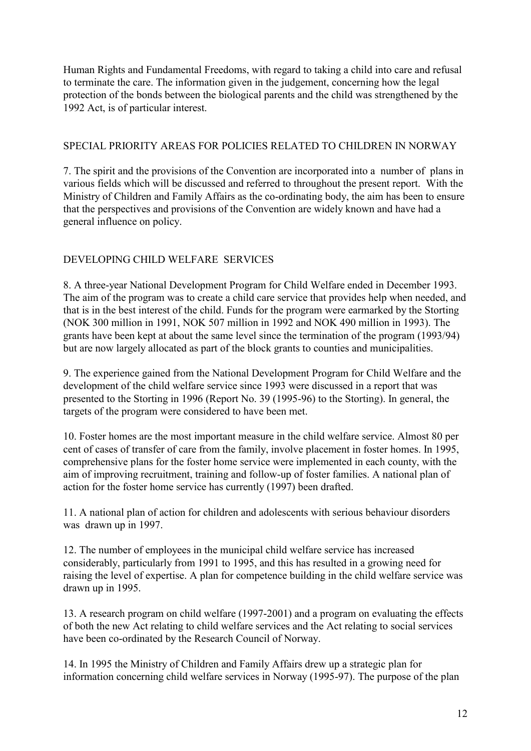Human Rights and Fundamental Freedoms, with regard to taking a child into care and refusal to terminate the care. The information given in the judgement, concerning how the legal protection of the bonds between the biological parents and the child was strengthened by the 1992 Act, is of particular interest.

## SPECIAL PRIORITY AREAS FOR POLICIES RELATED TO CHILDREN IN NORWAY

7. The spirit and the provisions of the Convention are incorporated into a number of plans in various fields which will be discussed and referred to throughout the present report. With the Ministry of Children and Family Affairs as the co-ordinating body, the aim has been to ensure that the perspectives and provisions of the Convention are widely known and have had a general influence on policy.

## DEVELOPING CHILD WELFARE SERVICES

8. A three-year National Development Program for Child Welfare ended in December 1993. The aim of the program was to create a child care service that provides help when needed, and that is in the best interest of the child. Funds for the program were earmarked by the Storting (NOK 300 million in 1991, NOK 507 million in 1992 and NOK 490 million in 1993). The grants have been kept at about the same level since the termination of the program (1993/94) but are now largely allocated as part of the block grants to counties and municipalities.

9. The experience gained from the National Development Program for Child Welfare and the development of the child welfare service since 1993 were discussed in a report that was presented to the Storting in 1996 (Report No. 39 (1995-96) to the Storting). In general, the targets of the program were considered to have been met.

10. Foster homes are the most important measure in the child welfare service. Almost 80 per cent of cases of transfer of care from the family, involve placement in foster homes. In 1995, comprehensive plans for the foster home service were implemented in each county, with the aim of improving recruitment, training and follow-up of foster families. A national plan of action for the foster home service has currently (1997) been drafted.

11. A national plan of action for children and adolescents with serious behaviour disorders was drawn up in 1997.

12. The number of employees in the municipal child welfare service has increased considerably, particularly from 1991 to 1995, and this has resulted in a growing need for raising the level of expertise. A plan for competence building in the child welfare service was drawn up in 1995.

13. A research program on child welfare (1997-2001) and a program on evaluating the effects of both the new Act relating to child welfare services and the Act relating to social services have been co-ordinated by the Research Council of Norway.

14. In 1995 the Ministry of Children and Family Affairs drew up a strategic plan for information concerning child welfare services in Norway (1995-97). The purpose of the plan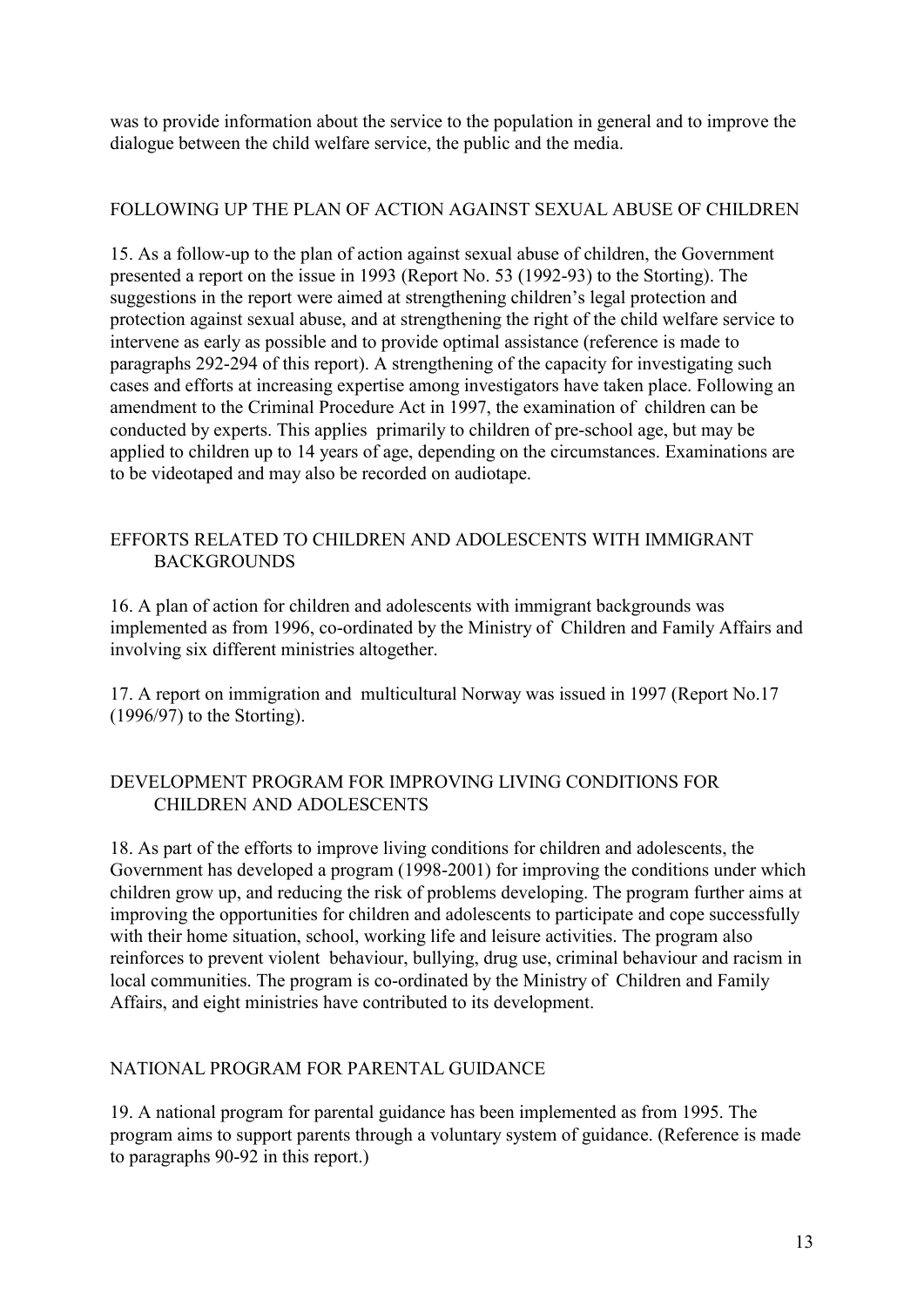was to provide information about the service to the population in general and to improve the dialogue between the child welfare service, the public and the media.

## FOLLOWING UP THE PLAN OF ACTION AGAINST SEXUAL ABUSE OF CHILDREN

15. As a follow-up to the plan of action against sexual abuse of children, the Government presented a report on the issue in 1993 (Report No. 53 (1992-93) to the Storting). The suggestions in the report were aimed at strengthening children's legal protection and protection against sexual abuse, and at strengthening the right of the child welfare service to intervene as early as possible and to provide optimal assistance (reference is made to paragraphs 292-294 of this report). A strengthening of the capacity for investigating such cases and efforts at increasing expertise among investigators have taken place. Following an amendment to the Criminal Procedure Act in 1997, the examination of children can be conducted by experts. This applies primarily to children of pre-school age, but may be applied to children up to 14 years of age, depending on the circumstances. Examinations are to be videotaped and may also be recorded on audiotape.

## EFFORTS RELATED TO CHILDREN AND ADOLESCENTS WITH IMMIGRANT BACKGROUNDS

16. A plan of action for children and adolescents with immigrant backgrounds was implemented as from 1996, co-ordinated by the Ministry of Children and Family Affairs and involving six different ministries altogether.

17. A report on immigration and multicultural Norway was issued in 1997 (Report No.17 (1996/97) to the Storting).

## DEVELOPMENT PROGRAM FOR IMPROVING LIVING CONDITIONS FOR CHILDREN AND ADOLESCENTS

18. As part of the efforts to improve living conditions for children and adolescents, the Government has developed a program (1998-2001) for improving the conditions under which children grow up, and reducing the risk of problems developing. The program further aims at improving the opportunities for children and adolescents to participate and cope successfully with their home situation, school, working life and leisure activities. The program also reinforces to prevent violent behaviour, bullying, drug use, criminal behaviour and racism in local communities. The program is co-ordinated by the Ministry of Children and Family Affairs, and eight ministries have contributed to its development.

## NATIONAL PROGRAM FOR PARENTAL GUIDANCE

19. A national program for parental guidance has been implemented as from 1995. The program aims to support parents through a voluntary system of guidance. (Reference is made to paragraphs 90-92 in this report.)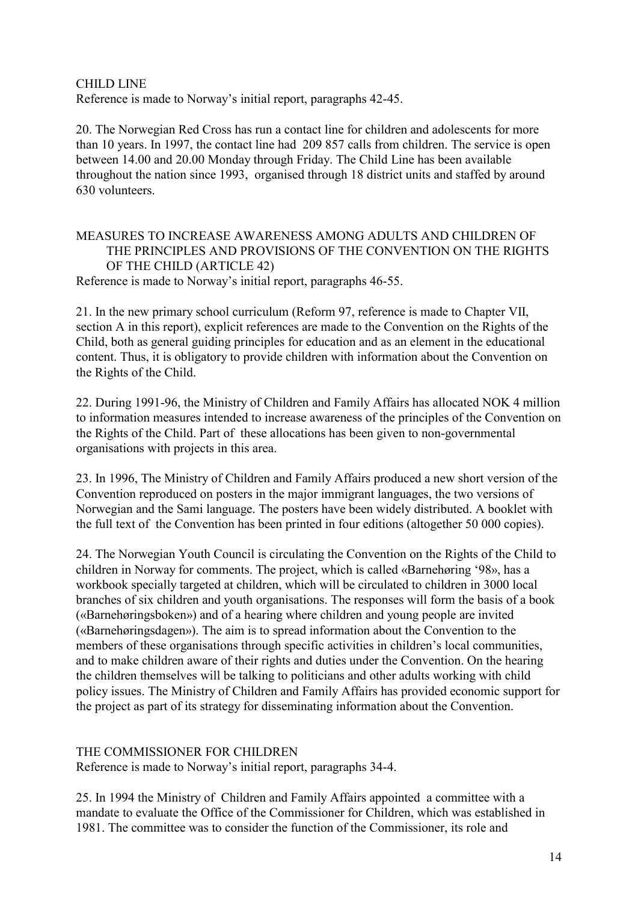## CHILD LINE

Reference is made to Norway's initial report, paragraphs 42-45.

20. The Norwegian Red Cross has run a contact line for children and adolescents for more than 10 years. In 1997, the contact line had 209 857 calls from children. The service is open between 14.00 and 20.00 Monday through Friday. The Child Line has been available throughout the nation since 1993, organised through 18 district units and staffed by around 630 volunteers.

## MEASURES TO INCREASE AWARENESS AMONG ADULTS AND CHILDREN OF THE PRINCIPLES AND PROVISIONS OF THE CONVENTION ON THE RIGHTS OF THE CHILD (ARTICLE 42)

Reference is made to Norway's initial report, paragraphs 46-55.

21. In the new primary school curriculum (Reform 97, reference is made to Chapter VII, section A in this report), explicit references are made to the Convention on the Rights of the Child, both as general guiding principles for education and as an element in the educational content. Thus, it is obligatory to provide children with information about the Convention on the Rights of the Child.

22. During 1991-96, the Ministry of Children and Family Affairs has allocated NOK 4 million to information measures intended to increase awareness of the principles of the Convention on the Rights of the Child. Part of these allocations has been given to non-governmental organisations with projects in this area.

23. In 1996, The Ministry of Children and Family Affairs produced a new short version of the Convention reproduced on posters in the major immigrant languages, the two versions of Norwegian and the Sami language. The posters have been widely distributed. A booklet with the full text of the Convention has been printed in four editions (altogether 50 000 copies).

24. The Norwegian Youth Council is circulating the Convention on the Rights of the Child to children in Norway for comments. The project, which is called «Barnehøring '98», has a workbook specially targeted at children, which will be circulated to children in 3000 local branches of six children and youth organisations. The responses will form the basis of a book («Barnehøringsboken») and of a hearing where children and young people are invited («Barnehøringsdagen»). The aim is to spread information about the Convention to the members of these organisations through specific activities in children's local communities, and to make children aware of their rights and duties under the Convention. On the hearing the children themselves will be talking to politicians and other adults working with child policy issues. The Ministry of Children and Family Affairs has provided economic support for the project as part of its strategy for disseminating information about the Convention.

## THE COMMISSIONER FOR CHILDREN

Reference is made to Norway's initial report, paragraphs 34-4.

25. In 1994 the Ministry of Children and Family Affairs appointed a committee with a mandate to evaluate the Office of the Commissioner for Children, which was established in 1981. The committee was to consider the function of the Commissioner, its role and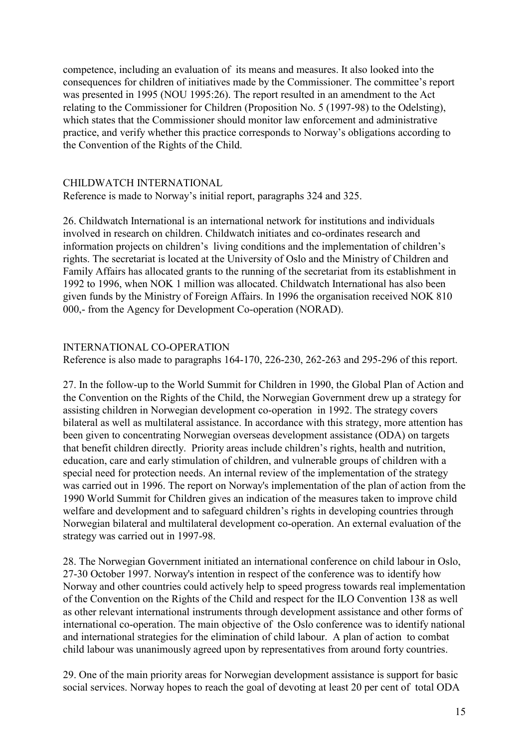competence, including an evaluation of its means and measures. It also looked into the consequences for children of initiatives made by the Commissioner. The committee's report was presented in 1995 (NOU 1995:26). The report resulted in an amendment to the Act relating to the Commissioner for Children (Proposition No. 5 (1997-98) to the Odelsting), which states that the Commissioner should monitor law enforcement and administrative practice, and verify whether this practice corresponds to Norway's obligations according to the Convention of the Rights of the Child.

## CHILDWATCH INTERNATIONAL

Reference is made to Norway's initial report, paragraphs 324 and 325.

26. Childwatch International is an international network for institutions and individuals involved in research on children. Childwatch initiates and co-ordinates research and information projects on children's living conditions and the implementation of children's rights. The secretariat is located at the University of Oslo and the Ministry of Children and Family Affairs has allocated grants to the running of the secretariat from its establishment in 1992 to 1996, when NOK 1 million was allocated. Childwatch International has also been given funds by the Ministry of Foreign Affairs. In 1996 the organisation received NOK 810 000,- from the Agency for Development Co-operation (NORAD).

## INTERNATIONAL CO-OPERATION

Reference is also made to paragraphs 164-170, 226-230, 262-263 and 295-296 of this report.

27. In the follow-up to the World Summit for Children in 1990, the Global Plan of Action and the Convention on the Rights of the Child, the Norwegian Government drew up a strategy for assisting children in Norwegian development co-operation in 1992. The strategy covers bilateral as well as multilateral assistance. In accordance with this strategy, more attention has been given to concentrating Norwegian overseas development assistance (ODA) on targets that benefit children directly. Priority areas include children's rights, health and nutrition, education, care and early stimulation of children, and vulnerable groups of children with a special need for protection needs. An internal review of the implementation of the strategy was carried out in 1996. The report on Norway's implementation of the plan of action from the 1990 World Summit for Children gives an indication of the measures taken to improve child welfare and development and to safeguard children's rights in developing countries through Norwegian bilateral and multilateral development co-operation. An external evaluation of the strategy was carried out in 1997-98.

28. The Norwegian Government initiated an international conference on child labour in Oslo, 27-30 October 1997. Norway's intention in respect of the conference was to identify how Norway and other countries could actively help to speed progress towards real implementation of the Convention on the Rights of the Child and respect for the ILO Convention 138 as well as other relevant international instruments through development assistance and other forms of international co-operation. The main objective of the Oslo conference was to identify national and international strategies for the elimination of child labour. A plan of action to combat child labour was unanimously agreed upon by representatives from around forty countries.

29. One of the main priority areas for Norwegian development assistance is support for basic social services. Norway hopes to reach the goal of devoting at least 20 per cent of total ODA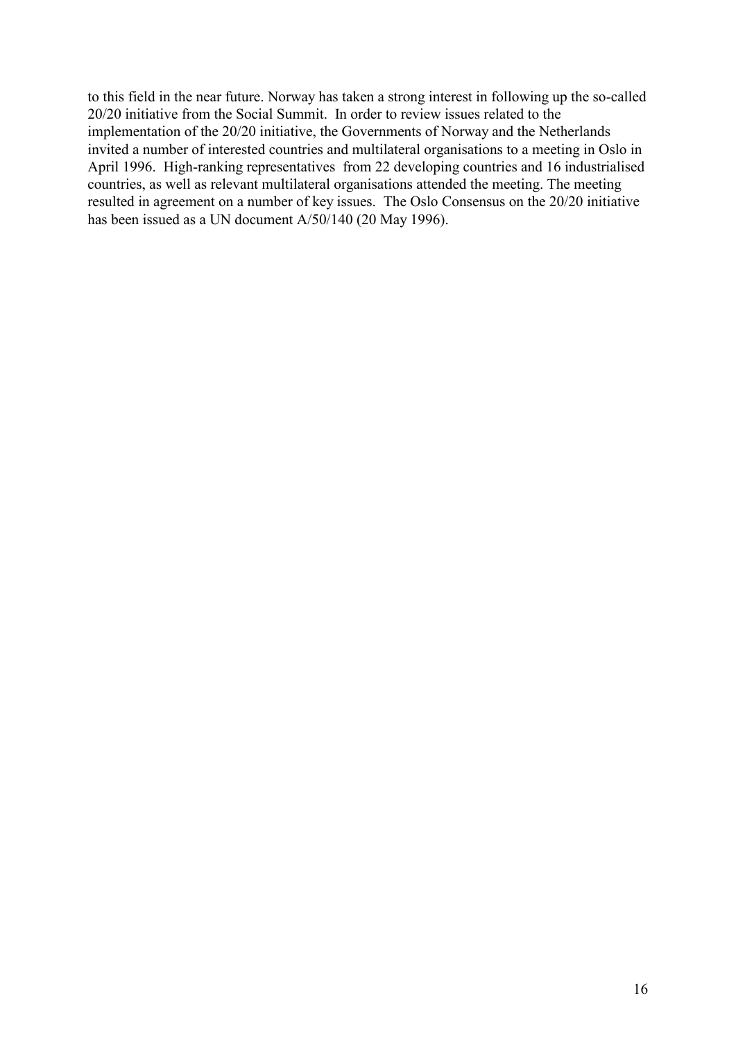to this field in the near future. Norway has taken a strong interest in following up the so-called 20/20 initiative from the Social Summit. In order to review issues related to the implementation of the 20/20 initiative, the Governments of Norway and the Netherlands invited a number of interested countries and multilateral organisations to a meeting in Oslo in April 1996. High-ranking representatives from 22 developing countries and 16 industrialised countries, as well as relevant multilateral organisations attended the meeting. The meeting resulted in agreement on a number of key issues. The Oslo Consensus on the 20/20 initiative has been issued as a UN document A/50/140 (20 May 1996).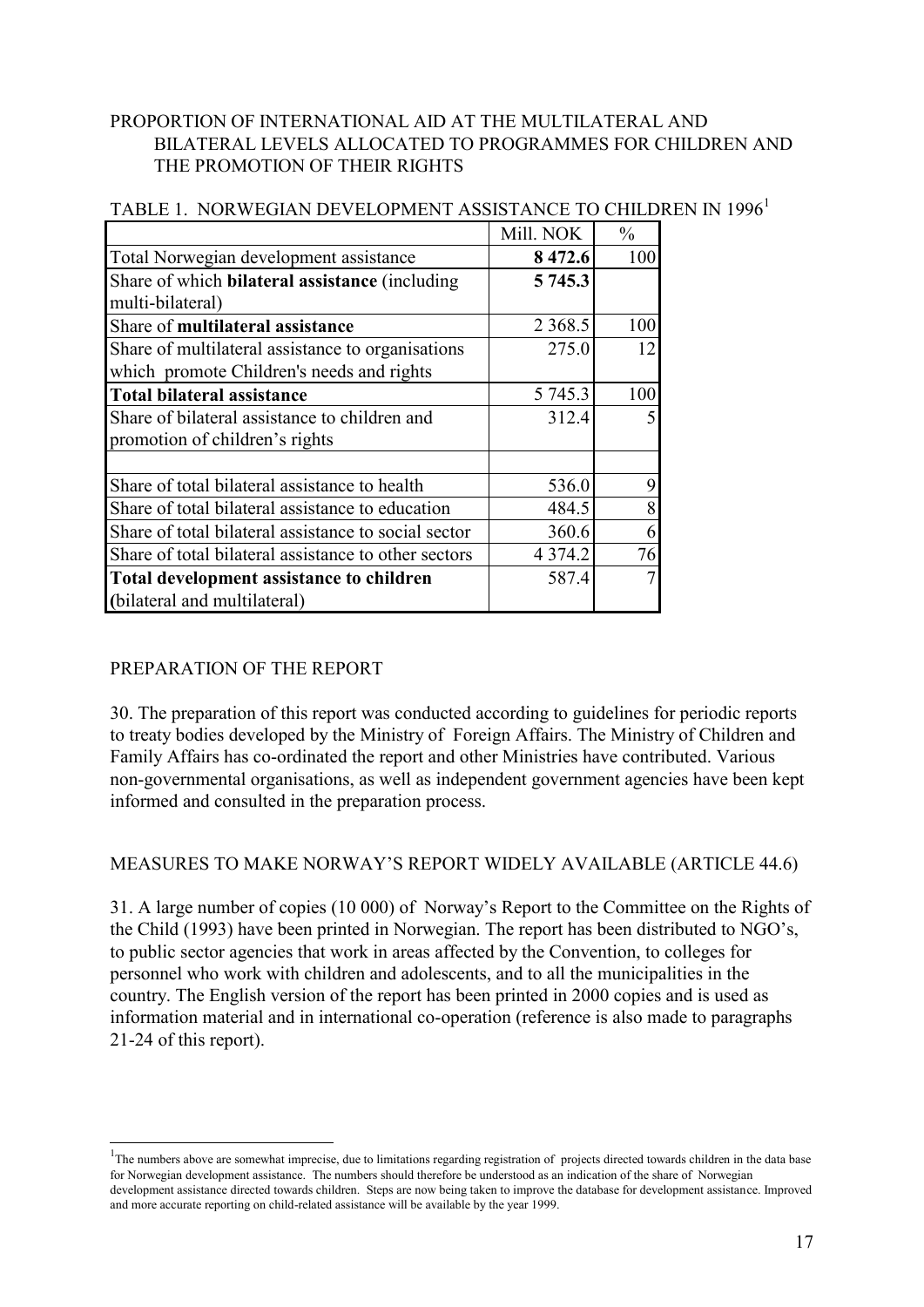PROPORTION OF INTERNATIONAL AID AT THE MULTILATERAL AND BILATERAL LEVELS ALLOCATED TO PROGRAMMES FOR CHILDREN AND THE PROMOTION OF THEIR RIGHTS

TABLE 1. NORWEGIAN DEVELOPMENT ASSISTANCE TO CHILDREN IN 1996[1]

| | Mill. NOK | % |
|---|---|---|
| Total Norwegian development assistance | **8 472.6** | 100 |
| Share of which **bilateral assistance** (including multi-bilateral) | **5 745.3** | |
| Share of **multilateral assistance** | 2 368.5 | 100 |
| Share of multilateral assistance to organisations which promote Children's needs and rights | 275.0 | 12 |
| **Total bilateral assistance** | 5 745.3 | 100 |
| Share of bilateral assistance to children and promotion of children's rights | 312.4 | 5 |
| | | |
| Share of total bilateral assistance to health | 536.0 | 9 |
| Share of total bilateral assistance to education | 484.5 | 8 |
| Share of total bilateral assistance to social sector | 360.6 | 6 |
| Share of total bilateral assistance to other sectors | 4 374.2 | 76 |
| **Total development assistance to children** (bilateral and multilateral) | 587.4 | 7 |

PREPARATION OF THE REPORT

30. The preparation of this report was conducted according to guidelines for periodic reports to treaty bodies developed by the Ministry of Foreign Affairs. The Ministry of Children and Family Affairs has co-ordinated the report and other Ministries have contributed. Various non-governmental organisations, as well as independent government agencies have been kept informed and consulted in the preparation process.

MEASURES TO MAKE NORWAY'S REPORT WIDELY AVAILABLE (ARTICLE 44.6)

31. A large number of copies (10 000) of Norway's Report to the Committee on the Rights of the Child (1993) have been printed in Norwegian. The report has been distributed to NGO's, to public sector agencies that work in areas affected by the Convention, to colleges for personnel who work with children and adolescents, and to all the municipalities in the country. The English version of the report has been printed in 2000 copies and is used as information material and in international co-operation (reference is also made to paragraphs 21-24 of this report).

[1] The numbers above are somewhat imprecise, due to limitations regarding registration of projects directed towards children in the data base for Norwegian development assistance. The numbers should therefore be understood as an indication of the share of Norwegian development assistance directed towards children. Steps are now being taken to improve the database for development assistance. Improved and more accurate reporting on child-related assistance will be available by the year 1999.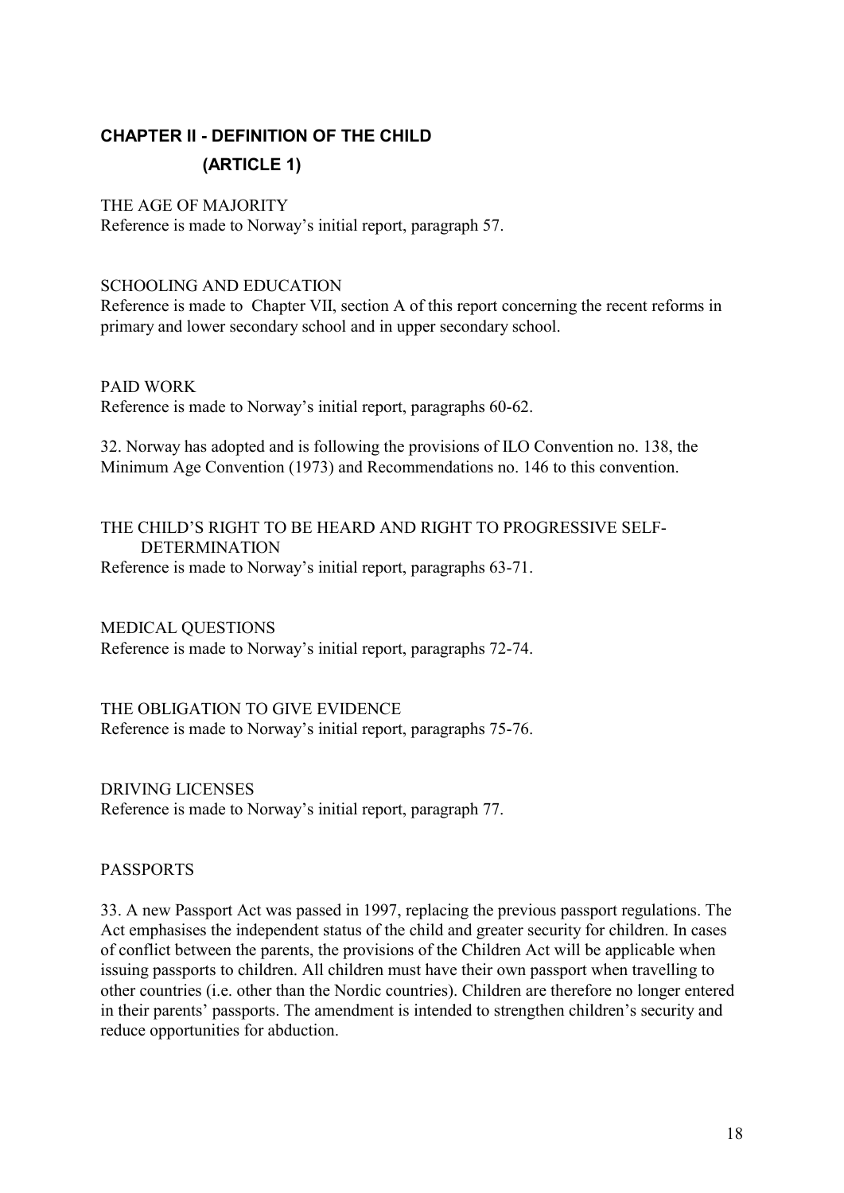## CHAPTER II - DEFINITION OF THE CHILD
## (ARTICLE 1)

THE AGE OF MAJORITY

Reference is made to Norway's initial report, paragraph 57.

SCHOOLING AND EDUCATION

Reference is made to Chapter VII, section A of this report concerning the recent reforms in primary and lower secondary school and in upper secondary school.

PAID WORK

Reference is made to Norway's initial report, paragraphs 60-62.

32. Norway has adopted and is following the provisions of ILO Convention no. 138, the Minimum Age Convention (1973) and Recommendations no. 146 to this convention.

THE CHILD'S RIGHT TO BE HEARD AND RIGHT TO PROGRESSIVE SELF-DETERMINATION

Reference is made to Norway's initial report, paragraphs 63-71.

MEDICAL QUESTIONS

Reference is made to Norway's initial report, paragraphs 72-74.

THE OBLIGATION TO GIVE EVIDENCE

Reference is made to Norway's initial report, paragraphs 75-76.

DRIVING LICENSES

Reference is made to Norway's initial report, paragraph 77.

PASSPORTS

33. A new Passport Act was passed in 1997, replacing the previous passport regulations. The Act emphasises the independent status of the child and greater security for children. In cases of conflict between the parents, the provisions of the Children Act will be applicable when issuing passports to children. All children must have their own passport when travelling to other countries (i.e. other than the Nordic countries). Children are therefore no longer entered in their parents' passports. The amendment is intended to strengthen children's security and reduce opportunities for abduction.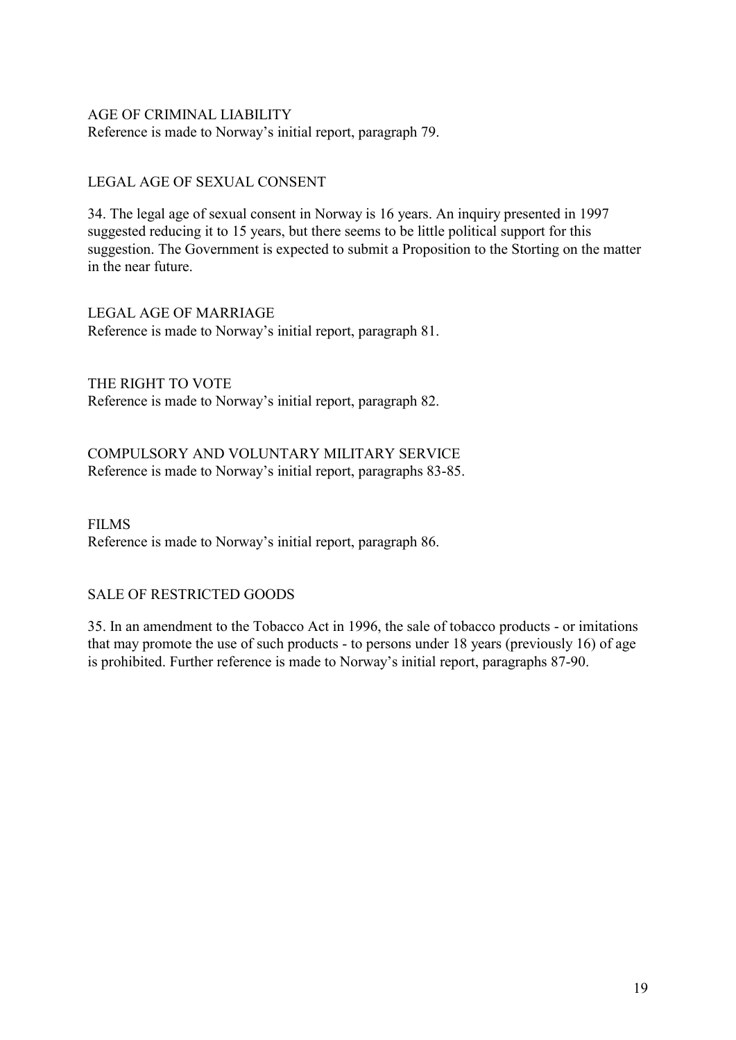## AGE OF CRIMINAL LIABILITY

Reference is made to Norway's initial report, paragraph 79.

## LEGAL AGE OF SEXUAL CONSENT

34. The legal age of sexual consent in Norway is 16 years. An inquiry presented in 1997 suggested reducing it to 15 years, but there seems to be little political support for this suggestion. The Government is expected to submit a Proposition to the Storting on the matter in the near future.

## LEGAL AGE OF MARRIAGE

Reference is made to Norway's initial report, paragraph 81.

## THE RIGHT TO VOTE

Reference is made to Norway's initial report, paragraph 82.

## COMPULSORY AND VOLUNTARY MILITARY SERVICE

Reference is made to Norway's initial report, paragraphs 83-85.

## FILMS

Reference is made to Norway's initial report, paragraph 86.

## SALE OF RESTRICTED GOODS

35. In an amendment to the Tobacco Act in 1996, the sale of tobacco products - or imitations that may promote the use of such products - to persons under 18 years (previously 16) of age is prohibited. Further reference is made to Norway's initial report, paragraphs 87-90.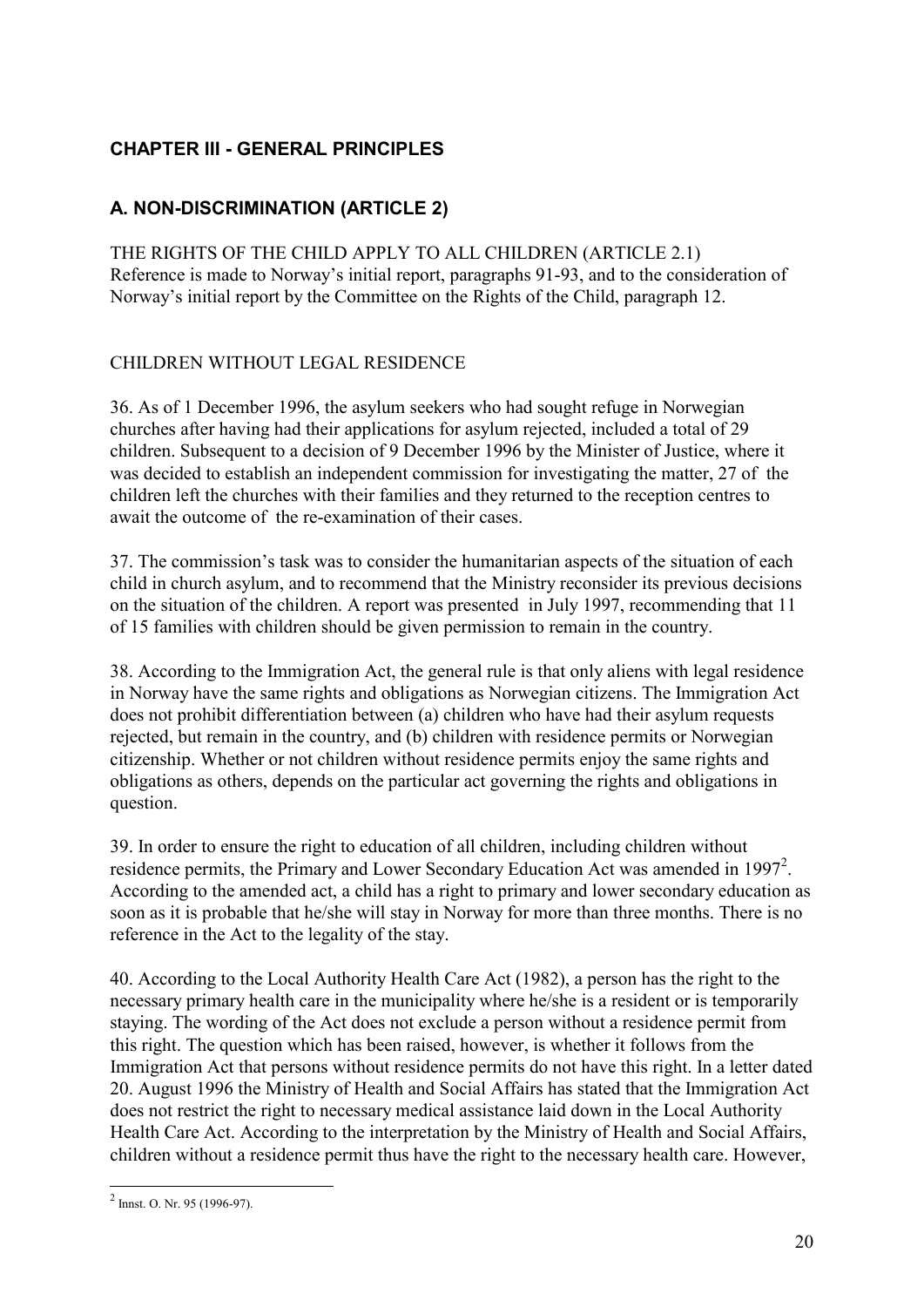## CHAPTER III - GENERAL PRINCIPLES

### A. NON-DISCRIMINATION (ARTICLE 2)

THE RIGHTS OF THE CHILD APPLY TO ALL CHILDREN (ARTICLE 2.1)
Reference is made to Norway's initial report, paragraphs 91-93, and to the consideration of Norway's initial report by the Committee on the Rights of the Child, paragraph 12.

CHILDREN WITHOUT LEGAL RESIDENCE

36. As of 1 December 1996, the asylum seekers who had sought refuge in Norwegian churches after having had their applications for asylum rejected, included a total of 29 children. Subsequent to a decision of 9 December 1996 by the Minister of Justice, where it was decided to establish an independent commission for investigating the matter, 27 of the children left the churches with their families and they returned to the reception centres to await the outcome of the re-examination of their cases.

37. The commission's task was to consider the humanitarian aspects of the situation of each child in church asylum, and to recommend that the Ministry reconsider its previous decisions on the situation of the children. A report was presented in July 1997, recommending that 11 of 15 families with children should be given permission to remain in the country.

38. According to the Immigration Act, the general rule is that only aliens with legal residence in Norway have the same rights and obligations as Norwegian citizens. The Immigration Act does not prohibit differentiation between (a) children who have had their asylum requests rejected, but remain in the country, and (b) children with residence permits or Norwegian citizenship. Whether or not children without residence permits enjoy the same rights and obligations as others, depends on the particular act governing the rights and obligations in question.

39. In order to ensure the right to education of all children, including children without residence permits, the Primary and Lower Secondary Education Act was amended in 1997[2]. According to the amended act, a child has a right to primary and lower secondary education as soon as it is probable that he/she will stay in Norway for more than three months. There is no reference in the Act to the legality of the stay.

40. According to the Local Authority Health Care Act (1982), a person has the right to the necessary primary health care in the municipality where he/she is a resident or is temporarily staying. The wording of the Act does not exclude a person without a residence permit from this right. The question which has been raised, however, is whether it follows from the Immigration Act that persons without residence permits do not have this right. In a letter dated 20. August 1996 the Ministry of Health and Social Affairs has stated that the Immigration Act does not restrict the right to necessary medical assistance laid down in the Local Authority Health Care Act. According to the interpretation by the Ministry of Health and Social Affairs, children without a residence permit thus have the right to the necessary health care. However,

[2] Innst. O. Nr. 95 (1996-97).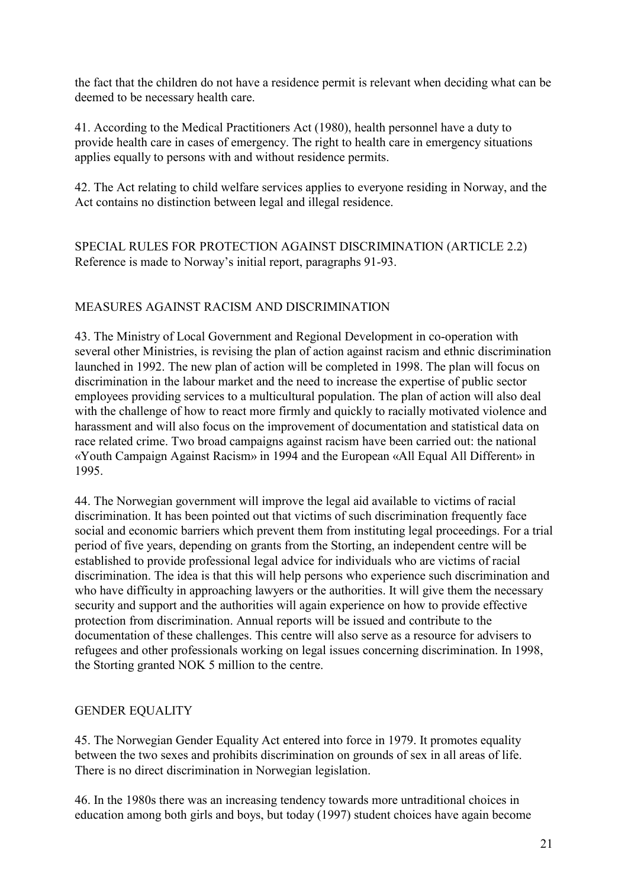the fact that the children do not have a residence permit is relevant when deciding what can be deemed to be necessary health care.

41. According to the Medical Practitioners Act (1980), health personnel have a duty to provide health care in cases of emergency. The right to health care in emergency situations applies equally to persons with and without residence permits.

42. The Act relating to child welfare services applies to everyone residing in Norway, and the Act contains no distinction between legal and illegal residence.

## SPECIAL RULES FOR PROTECTION AGAINST DISCRIMINATION (ARTICLE 2.2)

Reference is made to Norway's initial report, paragraphs 91-93.

## MEASURES AGAINST RACISM AND DISCRIMINATION

43. The Ministry of Local Government and Regional Development in co-operation with several other Ministries, is revising the plan of action against racism and ethnic discrimination launched in 1992. The new plan of action will be completed in 1998. The plan will focus on discrimination in the labour market and the need to increase the expertise of public sector employees providing services to a multicultural population. The plan of action will also deal with the challenge of how to react more firmly and quickly to racially motivated violence and harassment and will also focus on the improvement of documentation and statistical data on race related crime. Two broad campaigns against racism have been carried out: the national «Youth Campaign Against Racism» in 1994 and the European «All Equal All Different» in 1995.

44. The Norwegian government will improve the legal aid available to victims of racial discrimination. It has been pointed out that victims of such discrimination frequently face social and economic barriers which prevent them from instituting legal proceedings. For a trial period of five years, depending on grants from the Storting, an independent centre will be established to provide professional legal advice for individuals who are victims of racial discrimination. The idea is that this will help persons who experience such discrimination and who have difficulty in approaching lawyers or the authorities. It will give them the necessary security and support and the authorities will again experience on how to provide effective protection from discrimination. Annual reports will be issued and contribute to the documentation of these challenges. This centre will also serve as a resource for advisers to refugees and other professionals working on legal issues concerning discrimination. In 1998, the Storting granted NOK 5 million to the centre.

## GENDER EQUALITY

45. The Norwegian Gender Equality Act entered into force in 1979. It promotes equality between the two sexes and prohibits discrimination on grounds of sex in all areas of life. There is no direct discrimination in Norwegian legislation.

46. In the 1980s there was an increasing tendency towards more untraditional choices in education among both girls and boys, but today (1997) student choices have again become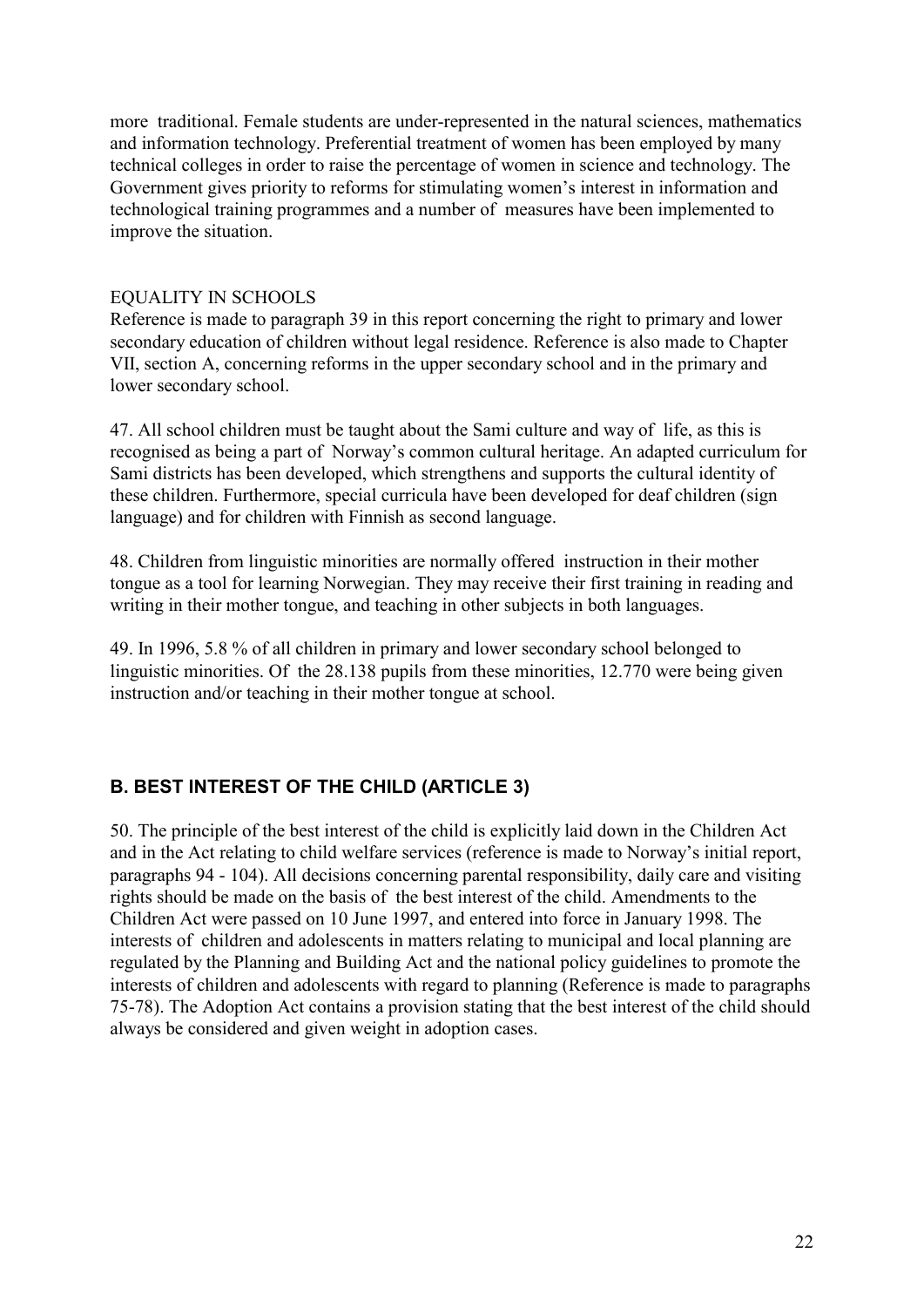more traditional. Female students are under-represented in the natural sciences, mathematics and information technology. Preferential treatment of women has been employed by many technical colleges in order to raise the percentage of women in science and technology. The Government gives priority to reforms for stimulating women's interest in information and technological training programmes and a number of measures have been implemented to improve the situation.

EQUALITY IN SCHOOLS

Reference is made to paragraph 39 in this report concerning the right to primary and lower secondary education of children without legal residence. Reference is also made to Chapter VII, section A, concerning reforms in the upper secondary school and in the primary and lower secondary school.

47. All school children must be taught about the Sami culture and way of life, as this is recognised as being a part of Norway's common cultural heritage. An adapted curriculum for Sami districts has been developed, which strengthens and supports the cultural identity of these children. Furthermore, special curricula have been developed for deaf children (sign language) and for children with Finnish as second language.

48. Children from linguistic minorities are normally offered instruction in their mother tongue as a tool for learning Norwegian. They may receive their first training in reading and writing in their mother tongue, and teaching in other subjects in both languages.

49. In 1996, 5.8 % of all children in primary and lower secondary school belonged to linguistic minorities. Of the 28.138 pupils from these minorities, 12.770 were being given instruction and/or teaching in their mother tongue at school.

## B. BEST INTEREST OF THE CHILD (ARTICLE 3)

50. The principle of the best interest of the child is explicitly laid down in the Children Act and in the Act relating to child welfare services (reference is made to Norway's initial report, paragraphs 94 - 104). All decisions concerning parental responsibility, daily care and visiting rights should be made on the basis of the best interest of the child. Amendments to the Children Act were passed on 10 June 1997, and entered into force in January 1998. The interests of children and adolescents in matters relating to municipal and local planning are regulated by the Planning and Building Act and the national policy guidelines to promote the interests of children and adolescents with regard to planning (Reference is made to paragraphs 75-78). The Adoption Act contains a provision stating that the best interest of the child should always be considered and given weight in adoption cases.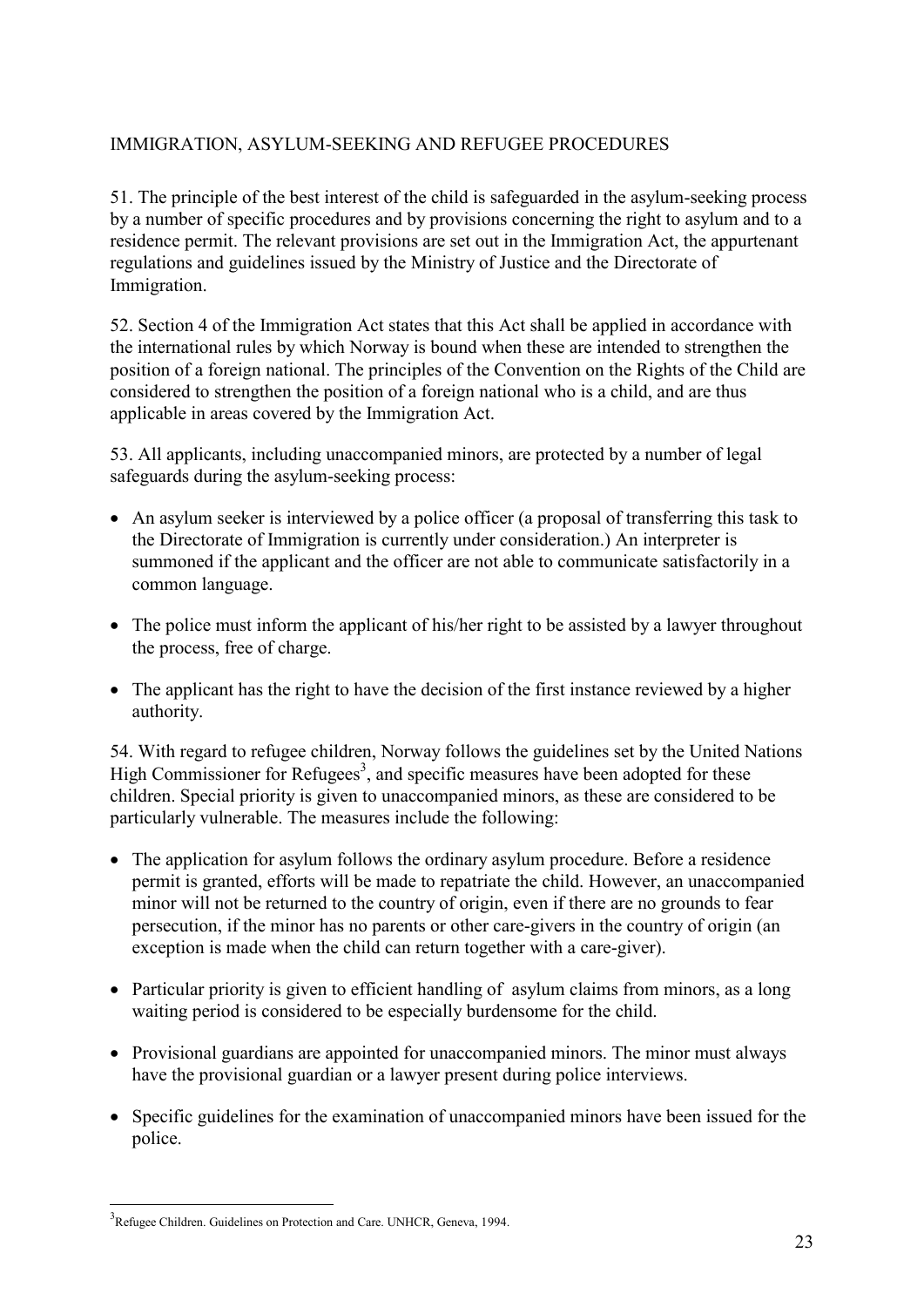## IMMIGRATION, ASYLUM-SEEKING AND REFUGEE PROCEDURES

51. The principle of the best interest of the child is safeguarded in the asylum-seeking process by a number of specific procedures and by provisions concerning the right to asylum and to a residence permit. The relevant provisions are set out in the Immigration Act, the appurtenant regulations and guidelines issued by the Ministry of Justice and the Directorate of Immigration.

52. Section 4 of the Immigration Act states that this Act shall be applied in accordance with the international rules by which Norway is bound when these are intended to strengthen the position of a foreign national. The principles of the Convention on the Rights of the Child are considered to strengthen the position of a foreign national who is a child, and are thus applicable in areas covered by the Immigration Act.

53. All applicants, including unaccompanied minors, are protected by a number of legal safeguards during the asylum-seeking process:

- An asylum seeker is interviewed by a police officer (a proposal of transferring this task to the Directorate of Immigration is currently under consideration.) An interpreter is summoned if the applicant and the officer are not able to communicate satisfactorily in a common language.
- The police must inform the applicant of his/her right to be assisted by a lawyer throughout the process, free of charge.
- The applicant has the right to have the decision of the first instance reviewed by a higher authority.

54. With regard to refugee children, Norway follows the guidelines set by the United Nations High Commissioner for Refugees[3], and specific measures have been adopted for these children. Special priority is given to unaccompanied minors, as these are considered to be particularly vulnerable. The measures include the following:

- The application for asylum follows the ordinary asylum procedure. Before a residence permit is granted, efforts will be made to repatriate the child. However, an unaccompanied minor will not be returned to the country of origin, even if there are no grounds to fear persecution, if the minor has no parents or other care-givers in the country of origin (an exception is made when the child can return together with a care-giver).
- Particular priority is given to efficient handling of asylum claims from minors, as a long waiting period is considered to be especially burdensome for the child.
- Provisional guardians are appointed for unaccompanied minors. The minor must always have the provisional guardian or a lawyer present during police interviews.
- Specific guidelines for the examination of unaccompanied minors have been issued for the police.

[3] Refugee Children. Guidelines on Protection and Care. UNHCR, Geneva, 1994.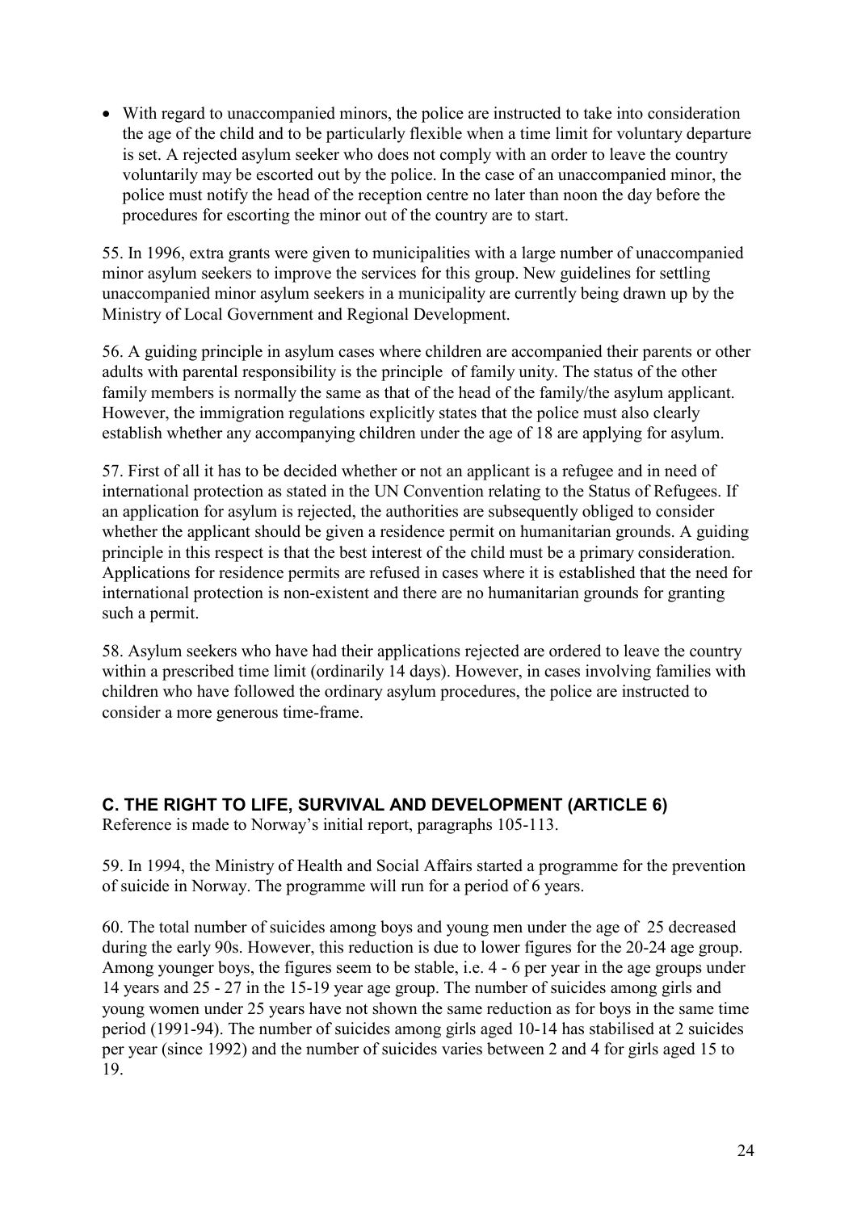- With regard to unaccompanied minors, the police are instructed to take into consideration the age of the child and to be particularly flexible when a time limit for voluntary departure is set. A rejected asylum seeker who does not comply with an order to leave the country voluntarily may be escorted out by the police. In the case of an unaccompanied minor, the police must notify the head of the reception centre no later than noon the day before the procedures for escorting the minor out of the country are to start.

55. In 1996, extra grants were given to municipalities with a large number of unaccompanied minor asylum seekers to improve the services for this group. New guidelines for settling unaccompanied minor asylum seekers in a municipality are currently being drawn up by the Ministry of Local Government and Regional Development.

56. A guiding principle in asylum cases where children are accompanied their parents or other adults with parental responsibility is the principle of family unity. The status of the other family members is normally the same as that of the head of the family/the asylum applicant. However, the immigration regulations explicitly states that the police must also clearly establish whether any accompanying children under the age of 18 are applying for asylum.

57. First of all it has to be decided whether or not an applicant is a refugee and in need of international protection as stated in the UN Convention relating to the Status of Refugees. If an application for asylum is rejected, the authorities are subsequently obliged to consider whether the applicant should be given a residence permit on humanitarian grounds. A guiding principle in this respect is that the best interest of the child must be a primary consideration. Applications for residence permits are refused in cases where it is established that the need for international protection is non-existent and there are no humanitarian grounds for granting such a permit.

58. Asylum seekers who have had their applications rejected are ordered to leave the country within a prescribed time limit (ordinarily 14 days). However, in cases involving families with children who have followed the ordinary asylum procedures, the police are instructed to consider a more generous time-frame.

## C. THE RIGHT TO LIFE, SURVIVAL AND DEVELOPMENT (ARTICLE 6)

Reference is made to Norway's initial report, paragraphs 105-113.

59. In 1994, the Ministry of Health and Social Affairs started a programme for the prevention of suicide in Norway. The programme will run for a period of 6 years.

60. The total number of suicides among boys and young men under the age of 25 decreased during the early 90s. However, this reduction is due to lower figures for the 20-24 age group. Among younger boys, the figures seem to be stable, i.e. 4 - 6 per year in the age groups under 14 years and 25 - 27 in the 15-19 year age group. The number of suicides among girls and young women under 25 years have not shown the same reduction as for boys in the same time period (1991-94). The number of suicides among girls aged 10-14 has stabilised at 2 suicides per year (since 1992) and the number of suicides varies between 2 and 4 for girls aged 15 to 19.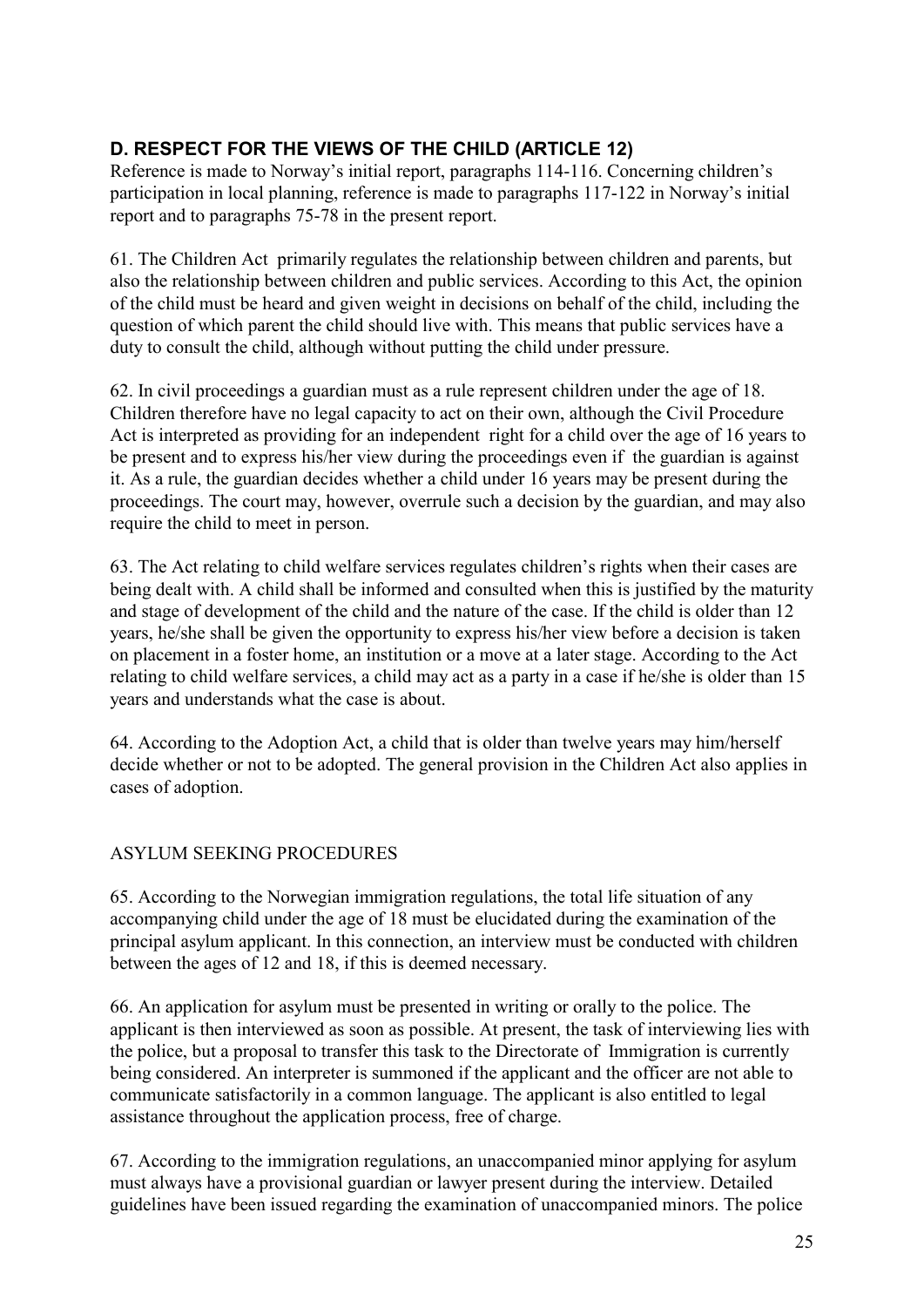## D. RESPECT FOR THE VIEWS OF THE CHILD (ARTICLE 12)

Reference is made to Norway's initial report, paragraphs 114-116. Concerning children's participation in local planning, reference is made to paragraphs 117-122 in Norway's initial report and to paragraphs 75-78 in the present report.

61. The Children Act primarily regulates the relationship between children and parents, but also the relationship between children and public services. According to this Act, the opinion of the child must be heard and given weight in decisions on behalf of the child, including the question of which parent the child should live with. This means that public services have a duty to consult the child, although without putting the child under pressure.

62. In civil proceedings a guardian must as a rule represent children under the age of 18. Children therefore have no legal capacity to act on their own, although the Civil Procedure Act is interpreted as providing for an independent right for a child over the age of 16 years to be present and to express his/her view during the proceedings even if the guardian is against it. As a rule, the guardian decides whether a child under 16 years may be present during the proceedings. The court may, however, overrule such a decision by the guardian, and may also require the child to meet in person.

63. The Act relating to child welfare services regulates children's rights when their cases are being dealt with. A child shall be informed and consulted when this is justified by the maturity and stage of development of the child and the nature of the case. If the child is older than 12 years, he/she shall be given the opportunity to express his/her view before a decision is taken on placement in a foster home, an institution or a move at a later stage. According to the Act relating to child welfare services, a child may act as a party in a case if he/she is older than 15 years and understands what the case is about.

64. According to the Adoption Act, a child that is older than twelve years may him/herself decide whether or not to be adopted. The general provision in the Children Act also applies in cases of adoption.

### ASYLUM SEEKING PROCEDURES

65. According to the Norwegian immigration regulations, the total life situation of any accompanying child under the age of 18 must be elucidated during the examination of the principal asylum applicant. In this connection, an interview must be conducted with children between the ages of 12 and 18, if this is deemed necessary.

66. An application for asylum must be presented in writing or orally to the police. The applicant is then interviewed as soon as possible. At present, the task of interviewing lies with the police, but a proposal to transfer this task to the Directorate of Immigration is currently being considered. An interpreter is summoned if the applicant and the officer are not able to communicate satisfactorily in a common language. The applicant is also entitled to legal assistance throughout the application process, free of charge.

67. According to the immigration regulations, an unaccompanied minor applying for asylum must always have a provisional guardian or lawyer present during the interview. Detailed guidelines have been issued regarding the examination of unaccompanied minors. The police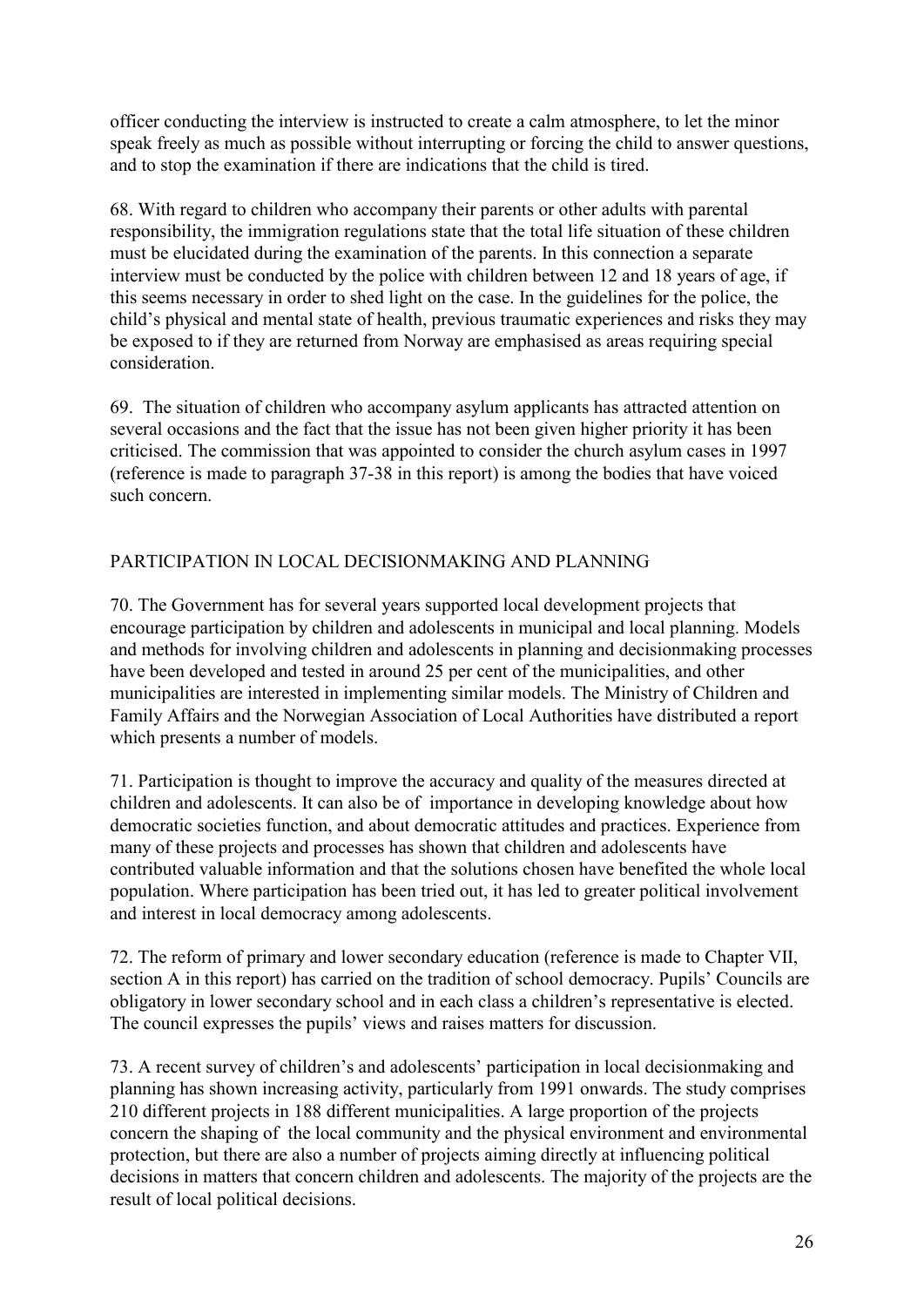officer conducting the interview is instructed to create a calm atmosphere, to let the minor speak freely as much as possible without interrupting or forcing the child to answer questions, and to stop the examination if there are indications that the child is tired.

68. With regard to children who accompany their parents or other adults with parental responsibility, the immigration regulations state that the total life situation of these children must be elucidated during the examination of the parents. In this connection a separate interview must be conducted by the police with children between 12 and 18 years of age, if this seems necessary in order to shed light on the case. In the guidelines for the police, the child's physical and mental state of health, previous traumatic experiences and risks they may be exposed to if they are returned from Norway are emphasised as areas requiring special consideration.

69. The situation of children who accompany asylum applicants has attracted attention on several occasions and the fact that the issue has not been given higher priority it has been criticised. The commission that was appointed to consider the church asylum cases in 1997 (reference is made to paragraph 37-38 in this report) is among the bodies that have voiced such concern.

## PARTICIPATION IN LOCAL DECISIONMAKING AND PLANNING

70. The Government has for several years supported local development projects that encourage participation by children and adolescents in municipal and local planning. Models and methods for involving children and adolescents in planning and decisionmaking processes have been developed and tested in around 25 per cent of the municipalities, and other municipalities are interested in implementing similar models. The Ministry of Children and Family Affairs and the Norwegian Association of Local Authorities have distributed a report which presents a number of models.

71. Participation is thought to improve the accuracy and quality of the measures directed at children and adolescents. It can also be of importance in developing knowledge about how democratic societies function, and about democratic attitudes and practices. Experience from many of these projects and processes has shown that children and adolescents have contributed valuable information and that the solutions chosen have benefited the whole local population. Where participation has been tried out, it has led to greater political involvement and interest in local democracy among adolescents.

72. The reform of primary and lower secondary education (reference is made to Chapter VII, section A in this report) has carried on the tradition of school democracy. Pupils' Councils are obligatory in lower secondary school and in each class a children's representative is elected. The council expresses the pupils' views and raises matters for discussion.

73. A recent survey of children's and adolescents' participation in local decisionmaking and planning has shown increasing activity, particularly from 1991 onwards. The study comprises 210 different projects in 188 different municipalities. A large proportion of the projects concern the shaping of the local community and the physical environment and environmental protection, but there are also a number of projects aiming directly at influencing political decisions in matters that concern children and adolescents. The majority of the projects are the result of local political decisions.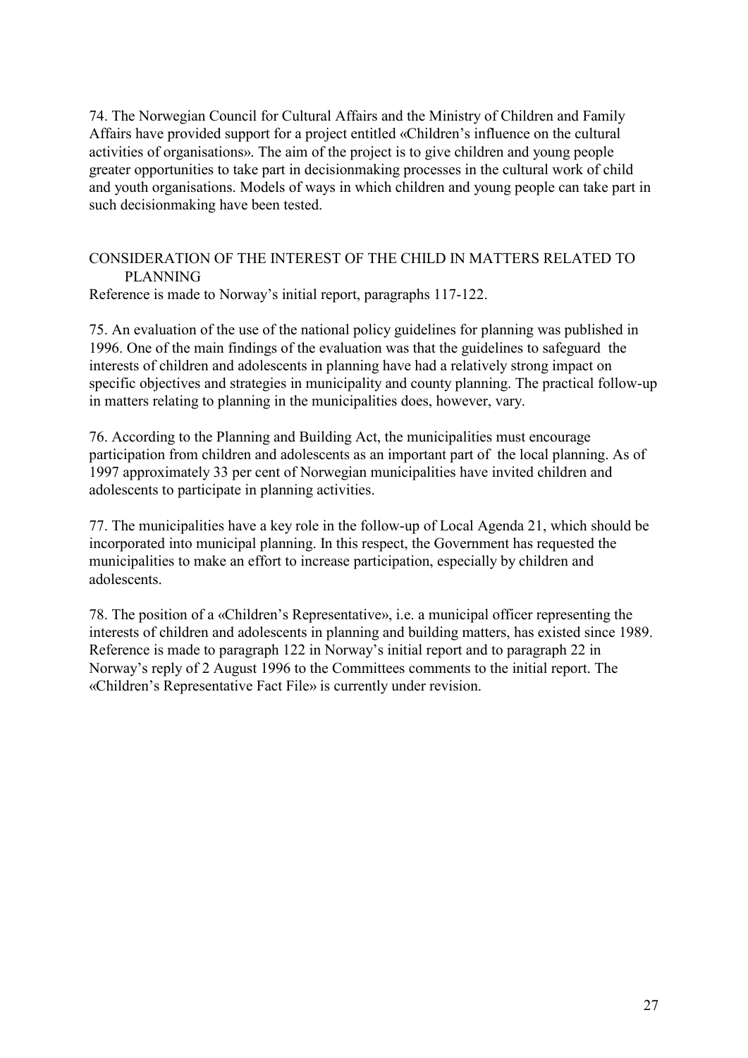74. The Norwegian Council for Cultural Affairs and the Ministry of Children and Family Affairs have provided support for a project entitled «Children's influence on the cultural activities of organisations». The aim of the project is to give children and young people greater opportunities to take part in decisionmaking processes in the cultural work of child and youth organisations. Models of ways in which children and young people can take part in such decisionmaking have been tested.

## CONSIDERATION OF THE INTEREST OF THE CHILD IN MATTERS RELATED TO PLANNING

Reference is made to Norway's initial report, paragraphs 117-122.

75. An evaluation of the use of the national policy guidelines for planning was published in 1996. One of the main findings of the evaluation was that the guidelines to safeguard the interests of children and adolescents in planning have had a relatively strong impact on specific objectives and strategies in municipality and county planning. The practical follow-up in matters relating to planning in the municipalities does, however, vary.

76. According to the Planning and Building Act, the municipalities must encourage participation from children and adolescents as an important part of the local planning. As of 1997 approximately 33 per cent of Norwegian municipalities have invited children and adolescents to participate in planning activities.

77. The municipalities have a key role in the follow-up of Local Agenda 21, which should be incorporated into municipal planning. In this respect, the Government has requested the municipalities to make an effort to increase participation, especially by children and adolescents.

78. The position of a «Children's Representative», i.e. a municipal officer representing the interests of children and adolescents in planning and building matters, has existed since 1989. Reference is made to paragraph 122 in Norway's initial report and to paragraph 22 in Norway's reply of 2 August 1996 to the Committees comments to the initial report. The «Children's Representative Fact File» is currently under revision.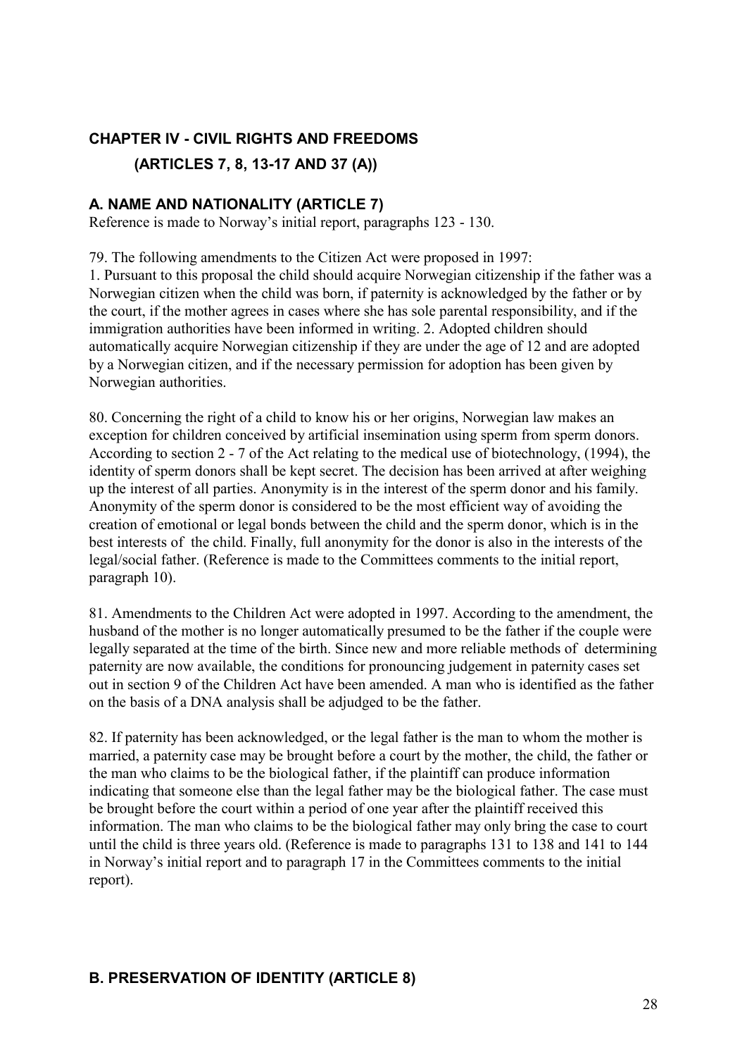## CHAPTER IV - CIVIL RIGHTS AND FREEDOMS

### (ARTICLES 7, 8, 13-17 AND 37 (A))

### A. NAME AND NATIONALITY (ARTICLE 7)

Reference is made to Norway's initial report, paragraphs 123 - 130.

79. The following amendments to the Citizen Act were proposed in 1997:
1. Pursuant to this proposal the child should acquire Norwegian citizenship if the father was a Norwegian citizen when the child was born, if paternity is acknowledged by the father or by the court, if the mother agrees in cases where she has sole parental responsibility, and if the immigration authorities have been informed in writing. 2. Adopted children should automatically acquire Norwegian citizenship if they are under the age of 12 and are adopted by a Norwegian citizen, and if the necessary permission for adoption has been given by Norwegian authorities.

80. Concerning the right of a child to know his or her origins, Norwegian law makes an exception for children conceived by artificial insemination using sperm from sperm donors. According to section 2 - 7 of the Act relating to the medical use of biotechnology, (1994), the identity of sperm donors shall be kept secret. The decision has been arrived at after weighing up the interest of all parties. Anonymity is in the interest of the sperm donor and his family. Anonymity of the sperm donor is considered to be the most efficient way of avoiding the creation of emotional or legal bonds between the child and the sperm donor, which is in the best interests of the child. Finally, full anonymity for the donor is also in the interests of the legal/social father. (Reference is made to the Committees comments to the initial report, paragraph 10).

81. Amendments to the Children Act were adopted in 1997. According to the amendment, the husband of the mother is no longer automatically presumed to be the father if the couple were legally separated at the time of the birth. Since new and more reliable methods of determining paternity are now available, the conditions for pronouncing judgement in paternity cases set out in section 9 of the Children Act have been amended. A man who is identified as the father on the basis of a DNA analysis shall be adjudged to be the father.

82. If paternity has been acknowledged, or the legal father is the man to whom the mother is married, a paternity case may be brought before a court by the mother, the child, the father or the man who claims to be the biological father, if the plaintiff can produce information indicating that someone else than the legal father may be the biological father. The case must be brought before the court within a period of one year after the plaintiff received this information. The man who claims to be the biological father may only bring the case to court until the child is three years old. (Reference is made to paragraphs 131 to 138 and 141 to 144 in Norway's initial report and to paragraph 17 in the Committees comments to the initial report).

### B. PRESERVATION OF IDENTITY (ARTICLE 8)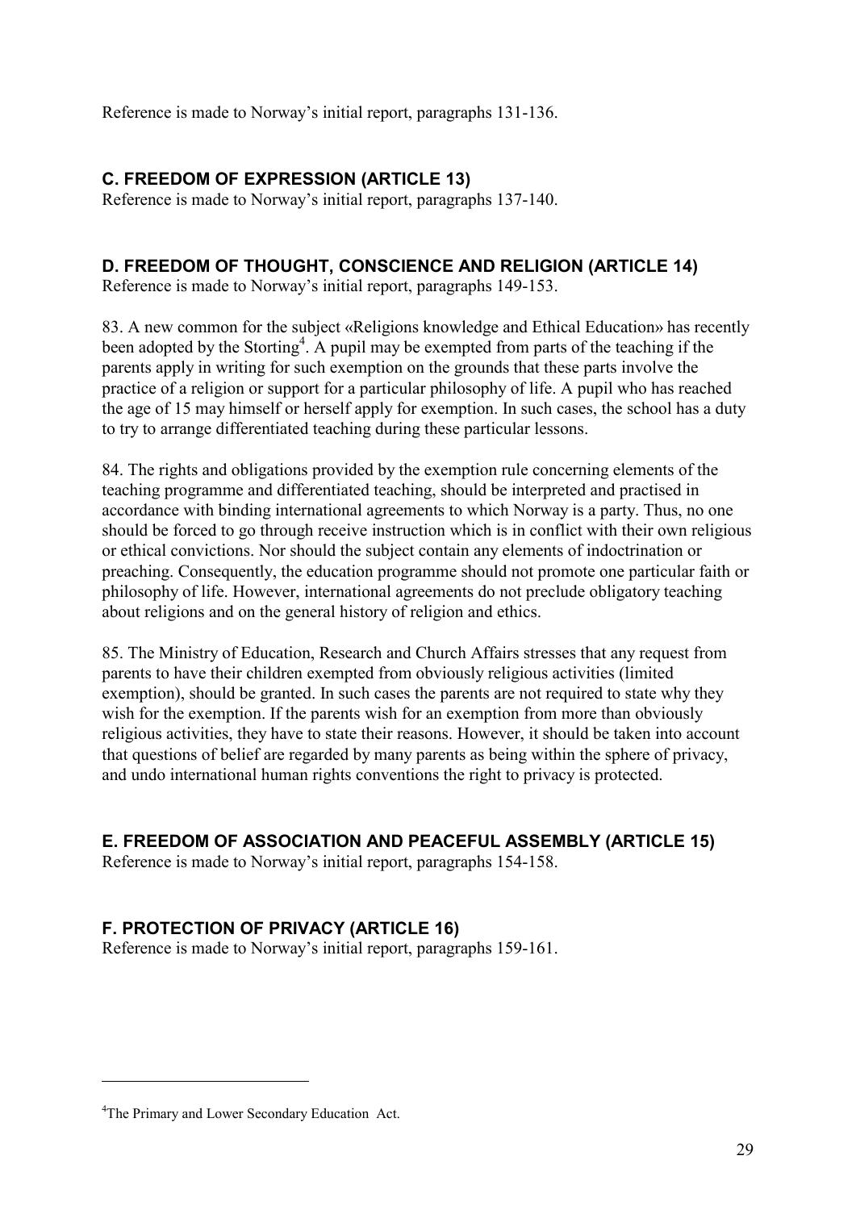Reference is made to Norway's initial report, paragraphs 131-136.

### C. FREEDOM OF EXPRESSION (ARTICLE 13)

Reference is made to Norway's initial report, paragraphs 137-140.

### D. FREEDOM OF THOUGHT, CONSCIENCE AND RELIGION (ARTICLE 14)

Reference is made to Norway's initial report, paragraphs 149-153.

83. A new common for the subject «Religions knowledge and Ethical Education» has recently been adopted by the Storting[4]. A pupil may be exempted from parts of the teaching if the parents apply in writing for such exemption on the grounds that these parts involve the practice of a religion or support for a particular philosophy of life. A pupil who has reached the age of 15 may himself or herself apply for exemption. In such cases, the school has a duty to try to arrange differentiated teaching during these particular lessons.

84. The rights and obligations provided by the exemption rule concerning elements of the teaching programme and differentiated teaching, should be interpreted and practised in accordance with binding international agreements to which Norway is a party. Thus, no one should be forced to go through receive instruction which is in conflict with their own religious or ethical convictions. Nor should the subject contain any elements of indoctrination or preaching. Consequently, the education programme should not promote one particular faith or philosophy of life. However, international agreements do not preclude obligatory teaching about religions and on the general history of religion and ethics.

85. The Ministry of Education, Research and Church Affairs stresses that any request from parents to have their children exempted from obviously religious activities (limited exemption), should be granted. In such cases the parents are not required to state why they wish for the exemption. If the parents wish for an exemption from more than obviously religious activities, they have to state their reasons. However, it should be taken into account that questions of belief are regarded by many parents as being within the sphere of privacy, and undo international human rights conventions the right to privacy is protected.

### E. FREEDOM OF ASSOCIATION AND PEACEFUL ASSEMBLY (ARTICLE 15)

Reference is made to Norway's initial report, paragraphs 154-158.

### F. PROTECTION OF PRIVACY (ARTICLE 16)

Reference is made to Norway's initial report, paragraphs 159-161.

---

[4] The Primary and Lower Secondary Education Act.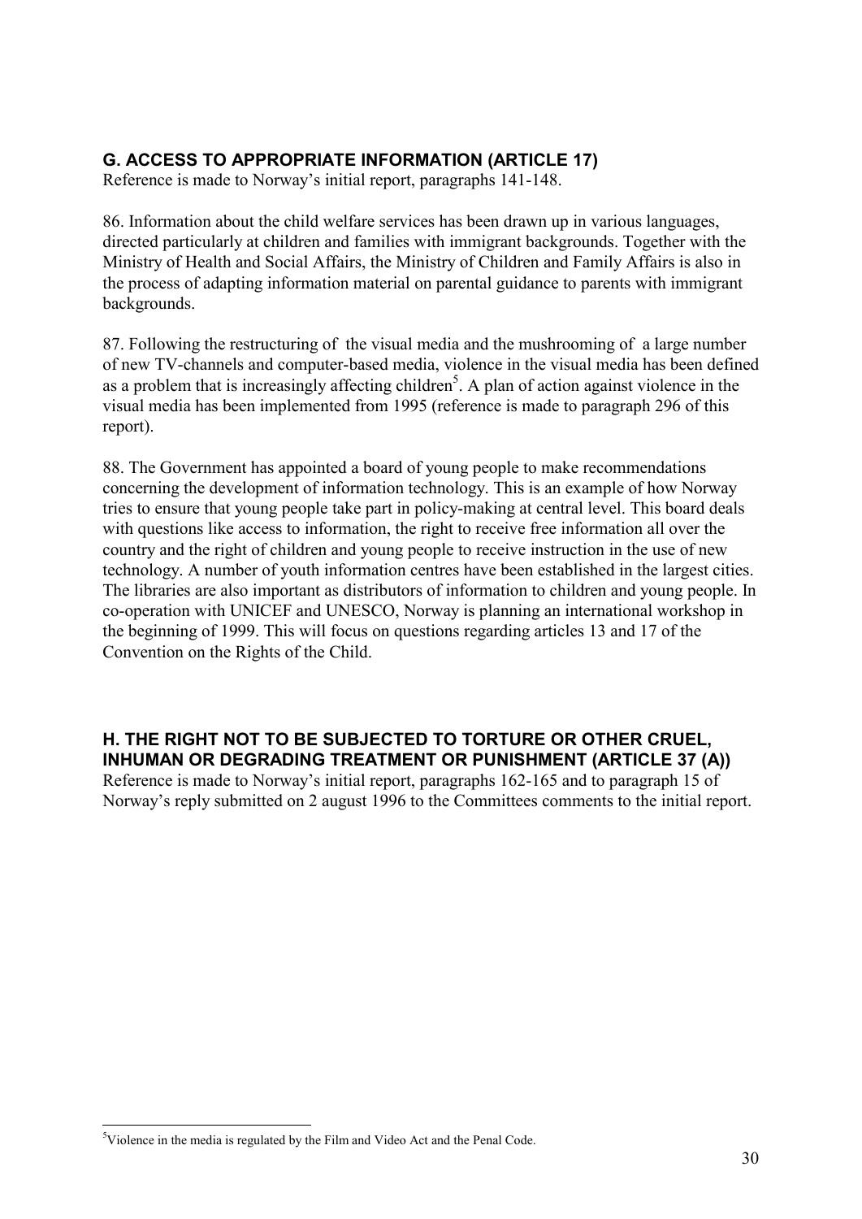## G. ACCESS TO APPROPRIATE INFORMATION (ARTICLE 17)

Reference is made to Norway's initial report, paragraphs 141-148.

86. Information about the child welfare services has been drawn up in various languages, directed particularly at children and families with immigrant backgrounds. Together with the Ministry of Health and Social Affairs, the Ministry of Children and Family Affairs is also in the process of adapting information material on parental guidance to parents with immigrant backgrounds.

87. Following the restructuring of the visual media and the mushrooming of a large number of new TV-channels and computer-based media, violence in the visual media has been defined as a problem that is increasingly affecting children[5]. A plan of action against violence in the visual media has been implemented from 1995 (reference is made to paragraph 296 of this report).

88. The Government has appointed a board of young people to make recommendations concerning the development of information technology. This is an example of how Norway tries to ensure that young people take part in policy-making at central level. This board deals with questions like access to information, the right to receive free information all over the country and the right of children and young people to receive instruction in the use of new technology. A number of youth information centres have been established in the largest cities. The libraries are also important as distributors of information to children and young people. In co-operation with UNICEF and UNESCO, Norway is planning an international workshop in the beginning of 1999. This will focus on questions regarding articles 13 and 17 of the Convention on the Rights of the Child.

## H. THE RIGHT NOT TO BE SUBJECTED TO TORTURE OR OTHER CRUEL, INHUMAN OR DEGRADING TREATMENT OR PUNISHMENT (ARTICLE 37 (A))

Reference is made to Norway's initial report, paragraphs 162-165 and to paragraph 15 of Norway's reply submitted on 2 august 1996 to the Committees comments to the initial report.

---

[5]Violence in the media is regulated by the Film and Video Act and the Penal Code.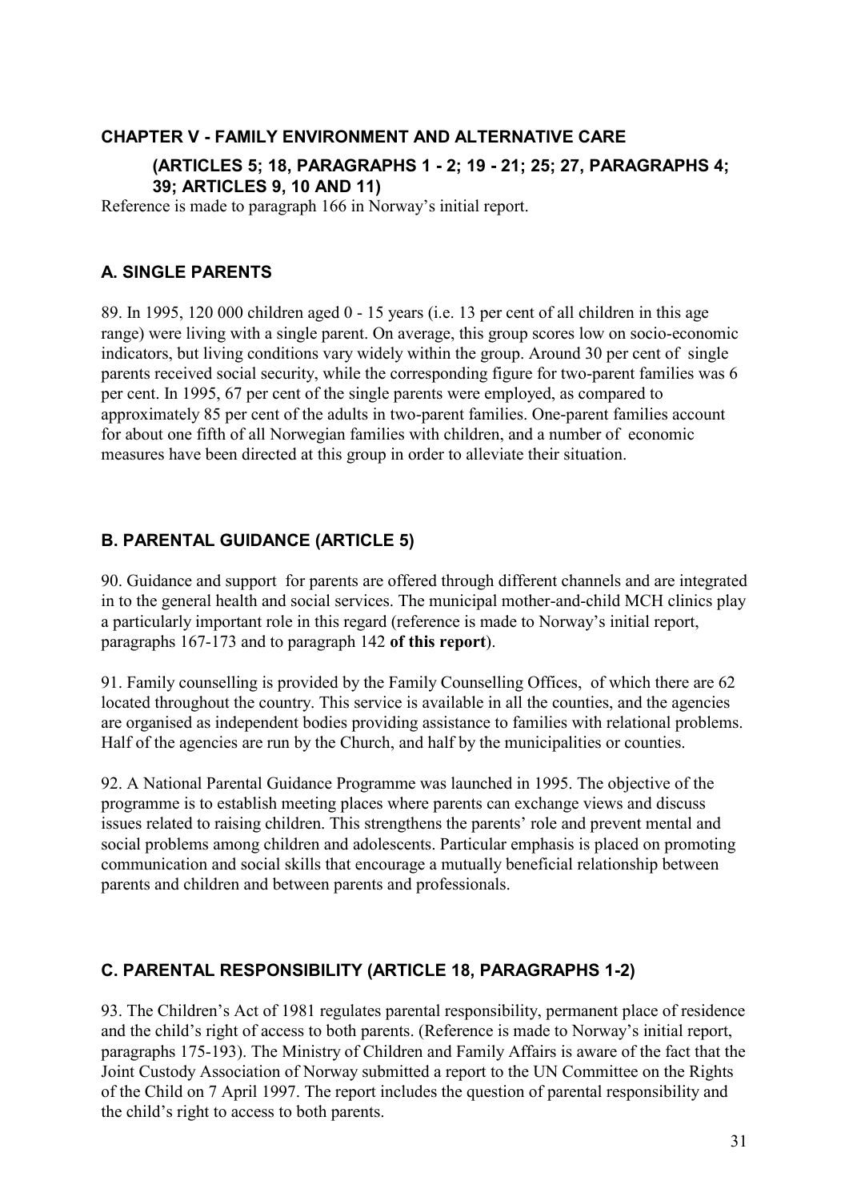## CHAPTER V - FAMILY ENVIRONMENT AND ALTERNATIVE CARE

### (ARTICLES 5; 18, PARAGRAPHS 1 - 2; 19 - 21; 25; 27, PARAGRAPHS 4; 39; ARTICLES 9, 10 AND 11)

Reference is made to paragraph 166 in Norway's initial report.

### A. SINGLE PARENTS

89. In 1995, 120 000 children aged 0 - 15 years (i.e. 13 per cent of all children in this age range) were living with a single parent. On average, this group scores low on socio-economic indicators, but living conditions vary widely within the group. Around 30 per cent of single parents received social security, while the corresponding figure for two-parent families was 6 per cent. In 1995, 67 per cent of the single parents were employed, as compared to approximately 85 per cent of the adults in two-parent families. One-parent families account for about one fifth of all Norwegian families with children, and a number of economic measures have been directed at this group in order to alleviate their situation.

### B. PARENTAL GUIDANCE (ARTICLE 5)

90. Guidance and support for parents are offered through different channels and are integrated in to the general health and social services. The municipal mother-and-child MCH clinics play a particularly important role in this regard (reference is made to Norway's initial report, paragraphs 167-173 and to paragraph 142 **of this report**).

91. Family counselling is provided by the Family Counselling Offices, of which there are 62 located throughout the country. This service is available in all the counties, and the agencies are organised as independent bodies providing assistance to families with relational problems. Half of the agencies are run by the Church, and half by the municipalities or counties.

92. A National Parental Guidance Programme was launched in 1995. The objective of the programme is to establish meeting places where parents can exchange views and discuss issues related to raising children. This strengthens the parents' role and prevent mental and social problems among children and adolescents. Particular emphasis is placed on promoting communication and social skills that encourage a mutually beneficial relationship between parents and children and between parents and professionals.

### C. PARENTAL RESPONSIBILITY (ARTICLE 18, PARAGRAPHS 1-2)

93. The Children's Act of 1981 regulates parental responsibility, permanent place of residence and the child's right of access to both parents. (Reference is made to Norway's initial report, paragraphs 175-193). The Ministry of Children and Family Affairs is aware of the fact that the Joint Custody Association of Norway submitted a report to the UN Committee on the Rights of the Child on 7 April 1997. The report includes the question of parental responsibility and the child's right to access to both parents.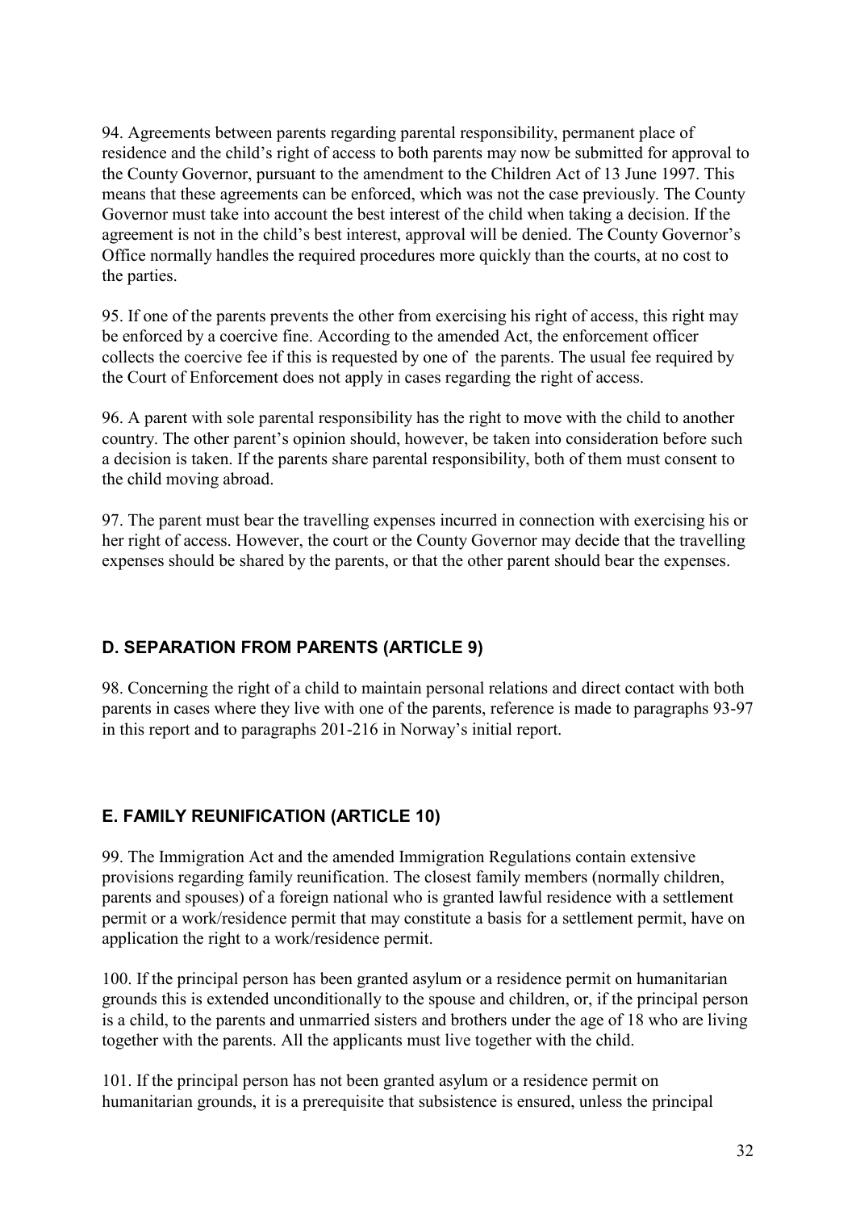94. Agreements between parents regarding parental responsibility, permanent place of residence and the child's right of access to both parents may now be submitted for approval to the County Governor, pursuant to the amendment to the Children Act of 13 June 1997. This means that these agreements can be enforced, which was not the case previously. The County Governor must take into account the best interest of the child when taking a decision. If the agreement is not in the child's best interest, approval will be denied. The County Governor's Office normally handles the required procedures more quickly than the courts, at no cost to the parties.

95. If one of the parents prevents the other from exercising his right of access, this right may be enforced by a coercive fine. According to the amended Act, the enforcement officer collects the coercive fee if this is requested by one of the parents. The usual fee required by the Court of Enforcement does not apply in cases regarding the right of access.

96. A parent with sole parental responsibility has the right to move with the child to another country. The other parent's opinion should, however, be taken into consideration before such a decision is taken. If the parents share parental responsibility, both of them must consent to the child moving abroad.

97. The parent must bear the travelling expenses incurred in connection with exercising his or her right of access. However, the court or the County Governor may decide that the travelling expenses should be shared by the parents, or that the other parent should bear the expenses.

## D. SEPARATION FROM PARENTS (ARTICLE 9)

98. Concerning the right of a child to maintain personal relations and direct contact with both parents in cases where they live with one of the parents, reference is made to paragraphs 93-97 in this report and to paragraphs 201-216 in Norway's initial report.

## E. FAMILY REUNIFICATION (ARTICLE 10)

99. The Immigration Act and the amended Immigration Regulations contain extensive provisions regarding family reunification. The closest family members (normally children, parents and spouses) of a foreign national who is granted lawful residence with a settlement permit or a work/residence permit that may constitute a basis for a settlement permit, have on application the right to a work/residence permit.

100. If the principal person has been granted asylum or a residence permit on humanitarian grounds this is extended unconditionally to the spouse and children, or, if the principal person is a child, to the parents and unmarried sisters and brothers under the age of 18 who are living together with the parents. All the applicants must live together with the child.

101. If the principal person has not been granted asylum or a residence permit on humanitarian grounds, it is a prerequisite that subsistence is ensured, unless the principal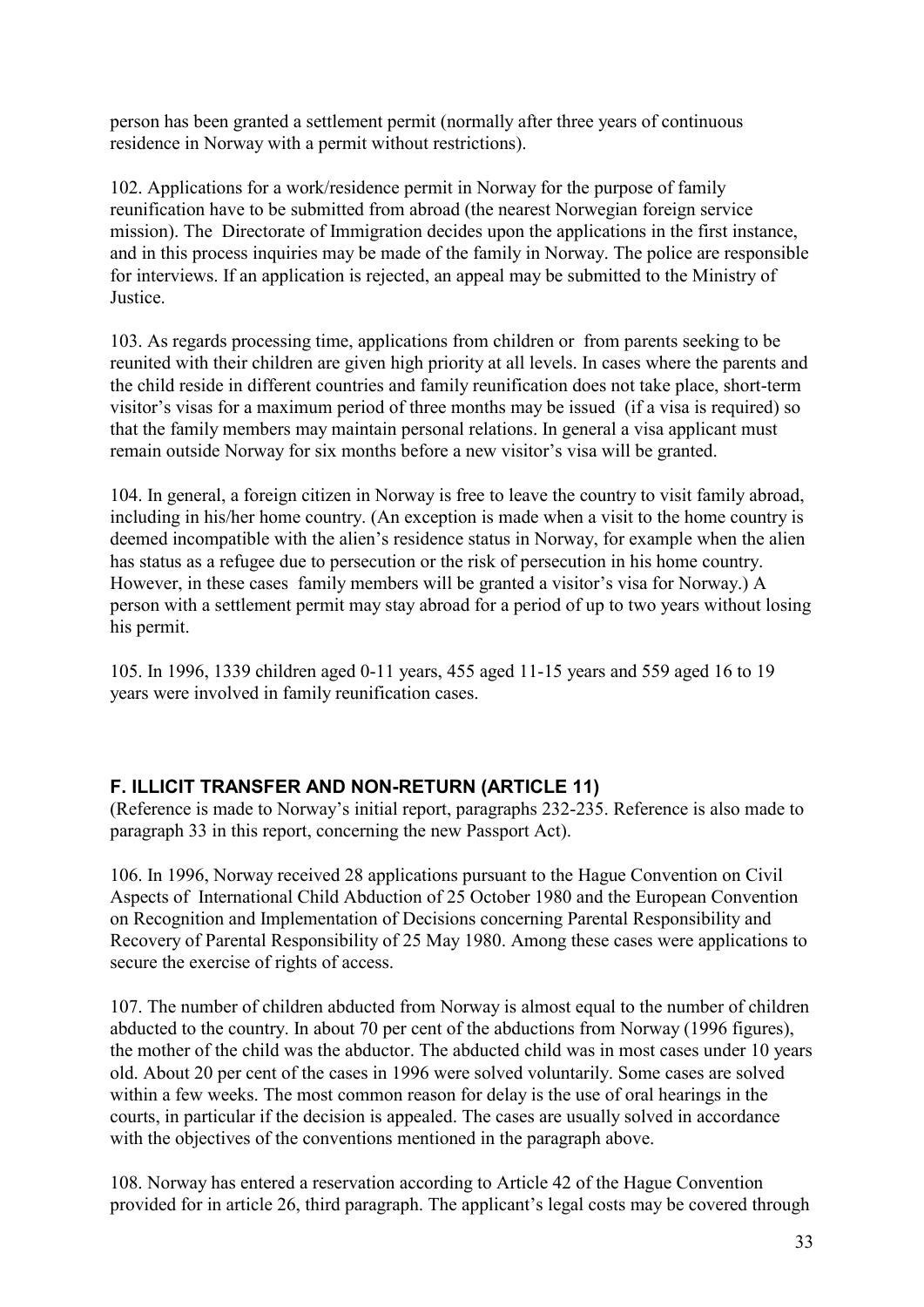person has been granted a settlement permit (normally after three years of continuous residence in Norway with a permit without restrictions).

102. Applications for a work/residence permit in Norway for the purpose of family reunification have to be submitted from abroad (the nearest Norwegian foreign service mission). The Directorate of Immigration decides upon the applications in the first instance, and in this process inquiries may be made of the family in Norway. The police are responsible for interviews. If an application is rejected, an appeal may be submitted to the Ministry of Justice.

103. As regards processing time, applications from children or from parents seeking to be reunited with their children are given high priority at all levels. In cases where the parents and the child reside in different countries and family reunification does not take place, short-term visitor's visas for a maximum period of three months may be issued (if a visa is required) so that the family members may maintain personal relations. In general a visa applicant must remain outside Norway for six months before a new visitor's visa will be granted.

104. In general, a foreign citizen in Norway is free to leave the country to visit family abroad, including in his/her home country. (An exception is made when a visit to the home country is deemed incompatible with the alien's residence status in Norway, for example when the alien has status as a refugee due to persecution or the risk of persecution in his home country. However, in these cases family members will be granted a visitor's visa for Norway.) A person with a settlement permit may stay abroad for a period of up to two years without losing his permit.

105. In 1996, 1339 children aged 0-11 years, 455 aged 11-15 years and 559 aged 16 to 19 years were involved in family reunification cases.

## F. ILLICIT TRANSFER AND NON-RETURN (ARTICLE 11)

(Reference is made to Norway's initial report, paragraphs 232-235. Reference is also made to paragraph 33 in this report, concerning the new Passport Act).

106. In 1996, Norway received 28 applications pursuant to the Hague Convention on Civil Aspects of International Child Abduction of 25 October 1980 and the European Convention on Recognition and Implementation of Decisions concerning Parental Responsibility and Recovery of Parental Responsibility of 25 May 1980. Among these cases were applications to secure the exercise of rights of access.

107. The number of children abducted from Norway is almost equal to the number of children abducted to the country. In about 70 per cent of the abductions from Norway (1996 figures), the mother of the child was the abductor. The abducted child was in most cases under 10 years old. About 20 per cent of the cases in 1996 were solved voluntarily. Some cases are solved within a few weeks. The most common reason for delay is the use of oral hearings in the courts, in particular if the decision is appealed. The cases are usually solved in accordance with the objectives of the conventions mentioned in the paragraph above.

108. Norway has entered a reservation according to Article 42 of the Hague Convention provided for in article 26, third paragraph. The applicant's legal costs may be covered through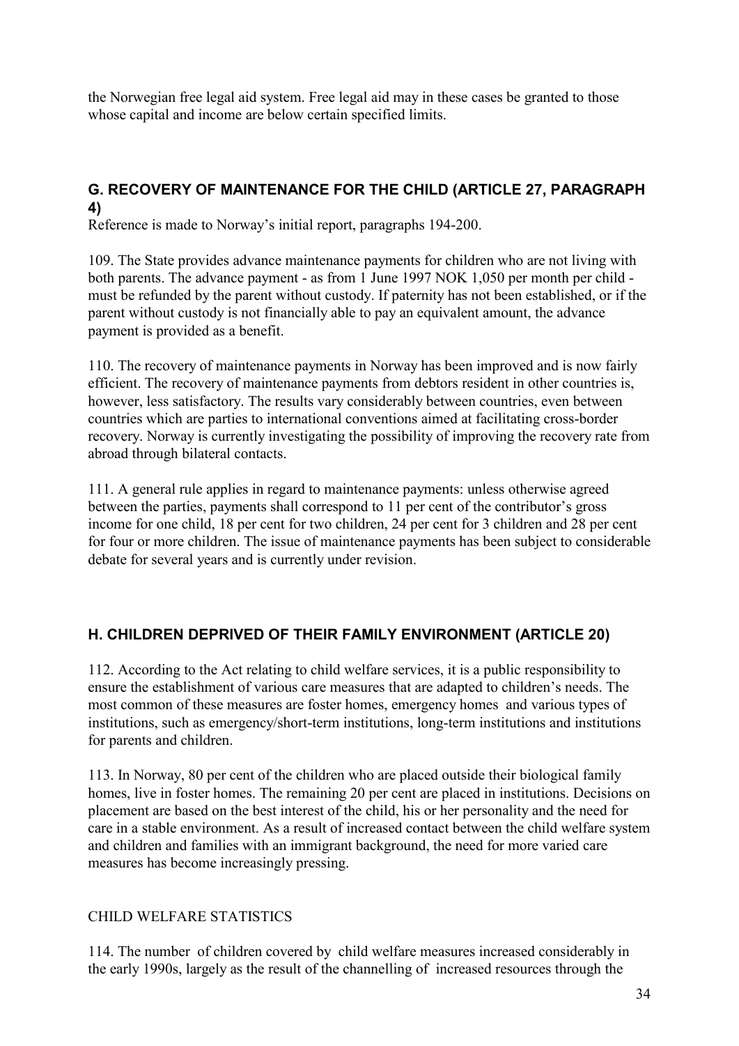the Norwegian free legal aid system. Free legal aid may in these cases be granted to those whose capital and income are below certain specified limits.

## G. RECOVERY OF MAINTENANCE FOR THE CHILD (ARTICLE 27, PARAGRAPH 4)

Reference is made to Norway's initial report, paragraphs 194-200.

109. The State provides advance maintenance payments for children who are not living with both parents. The advance payment - as from 1 June 1997 NOK 1,050 per month per child - must be refunded by the parent without custody. If paternity has not been established, or if the parent without custody is not financially able to pay an equivalent amount, the advance payment is provided as a benefit.

110. The recovery of maintenance payments in Norway has been improved and is now fairly efficient. The recovery of maintenance payments from debtors resident in other countries is, however, less satisfactory. The results vary considerably between countries, even between countries which are parties to international conventions aimed at facilitating cross-border recovery. Norway is currently investigating the possibility of improving the recovery rate from abroad through bilateral contacts.

111. A general rule applies in regard to maintenance payments: unless otherwise agreed between the parties, payments shall correspond to 11 per cent of the contributor's gross income for one child, 18 per cent for two children, 24 per cent for 3 children and 28 per cent for four or more children. The issue of maintenance payments has been subject to considerable debate for several years and is currently under revision.

## H. CHILDREN DEPRIVED OF THEIR FAMILY ENVIRONMENT (ARTICLE 20)

112. According to the Act relating to child welfare services, it is a public responsibility to ensure the establishment of various care measures that are adapted to children's needs. The most common of these measures are foster homes, emergency homes and various types of institutions, such as emergency/short-term institutions, long-term institutions and institutions for parents and children.

113. In Norway, 80 per cent of the children who are placed outside their biological family homes, live in foster homes. The remaining 20 per cent are placed in institutions. Decisions on placement are based on the best interest of the child, his or her personality and the need for care in a stable environment. As a result of increased contact between the child welfare system and children and families with an immigrant background, the need for more varied care measures has become increasingly pressing.

CHILD WELFARE STATISTICS

114. The number of children covered by child welfare measures increased considerably in the early 1990s, largely as the result of the channelling of increased resources through the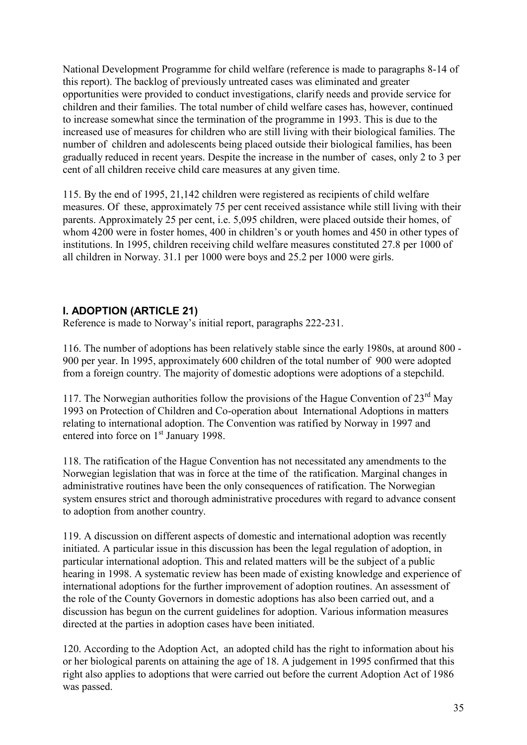National Development Programme for child welfare (reference is made to paragraphs 8-14 of this report). The backlog of previously untreated cases was eliminated and greater opportunities were provided to conduct investigations, clarify needs and provide service for children and their families. The total number of child welfare cases has, however, continued to increase somewhat since the termination of the programme in 1993. This is due to the increased use of measures for children who are still living with their biological families. The number of children and adolescents being placed outside their biological families, has been gradually reduced in recent years. Despite the increase in the number of cases, only 2 to 3 per cent of all children receive child care measures at any given time.

115. By the end of 1995, 21,142 children were registered as recipients of child welfare measures. Of these, approximately 75 per cent received assistance while still living with their parents. Approximately 25 per cent, i.e. 5,095 children, were placed outside their homes, of whom 4200 were in foster homes, 400 in children's or youth homes and 450 in other types of institutions. In 1995, children receiving child welfare measures constituted 27.8 per 1000 of all children in Norway. 31.1 per 1000 were boys and 25.2 per 1000 were girls.

### I. ADOPTION (ARTICLE 21)

Reference is made to Norway's initial report, paragraphs 222-231.

116. The number of adoptions has been relatively stable since the early 1980s, at around 800 - 900 per year. In 1995, approximately 600 children of the total number of 900 were adopted from a foreign country. The majority of domestic adoptions were adoptions of a stepchild.

117. The Norwegian authorities follow the provisions of the Hague Convention of 23rd May 1993 on Protection of Children and Co-operation about International Adoptions in matters relating to international adoption. The Convention was ratified by Norway in 1997 and entered into force on 1st January 1998.

118. The ratification of the Hague Convention has not necessitated any amendments to the Norwegian legislation that was in force at the time of the ratification. Marginal changes in administrative routines have been the only consequences of ratification. The Norwegian system ensures strict and thorough administrative procedures with regard to advance consent to adoption from another country.

119. A discussion on different aspects of domestic and international adoption was recently initiated. A particular issue in this discussion has been the legal regulation of adoption, in particular international adoption. This and related matters will be the subject of a public hearing in 1998. A systematic review has been made of existing knowledge and experience of international adoptions for the further improvement of adoption routines. An assessment of the role of the County Governors in domestic adoptions has also been carried out, and a discussion has begun on the current guidelines for adoption. Various information measures directed at the parties in adoption cases have been initiated.

120. According to the Adoption Act, an adopted child has the right to information about his or her biological parents on attaining the age of 18. A judgement in 1995 confirmed that this right also applies to adoptions that were carried out before the current Adoption Act of 1986 was passed.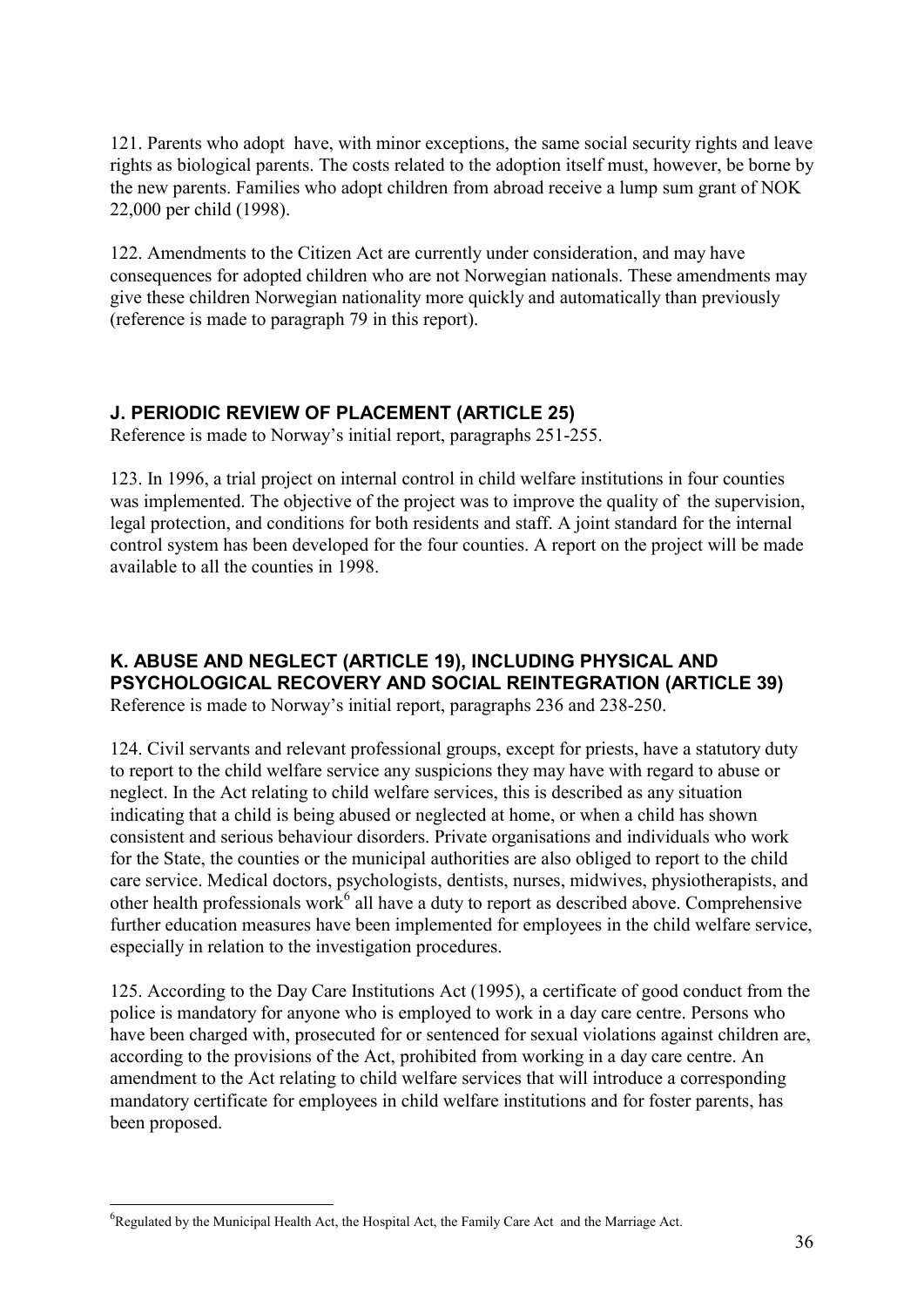121. Parents who adopt have, with minor exceptions, the same social security rights and leave rights as biological parents. The costs related to the adoption itself must, however, be borne by the new parents. Families who adopt children from abroad receive a lump sum grant of NOK 22,000 per child (1998).

122. Amendments to the Citizen Act are currently under consideration, and may have consequences for adopted children who are not Norwegian nationals. These amendments may give these children Norwegian nationality more quickly and automatically than previously (reference is made to paragraph 79 in this report).

### J. PERIODIC REVIEW OF PLACEMENT (ARTICLE 25)

Reference is made to Norway's initial report, paragraphs 251-255.

123. In 1996, a trial project on internal control in child welfare institutions in four counties was implemented. The objective of the project was to improve the quality of the supervision, legal protection, and conditions for both residents and staff. A joint standard for the internal control system has been developed for the four counties. A report on the project will be made available to all the counties in 1998.

### K. ABUSE AND NEGLECT (ARTICLE 19), INCLUDING PHYSICAL AND PSYCHOLOGICAL RECOVERY AND SOCIAL REINTEGRATION (ARTICLE 39)

Reference is made to Norway's initial report, paragraphs 236 and 238-250.

124. Civil servants and relevant professional groups, except for priests, have a statutory duty to report to the child welfare service any suspicions they may have with regard to abuse or neglect. In the Act relating to child welfare services, this is described as any situation indicating that a child is being abused or neglected at home, or when a child has shown consistent and serious behaviour disorders. Private organisations and individuals who work for the State, the counties or the municipal authorities are also obliged to report to the child care service. Medical doctors, psychologists, dentists, nurses, midwives, physiotherapists, and other health professionals work[6] all have a duty to report as described above. Comprehensive further education measures have been implemented for employees in the child welfare service, especially in relation to the investigation procedures.

125. According to the Day Care Institutions Act (1995), a certificate of good conduct from the police is mandatory for anyone who is employed to work in a day care centre. Persons who have been charged with, prosecuted for or sentenced for sexual violations against children are, according to the provisions of the Act, prohibited from working in a day care centre. An amendment to the Act relating to child welfare services that will introduce a corresponding mandatory certificate for employees in child welfare institutions and for foster parents, has been proposed.

[6] Regulated by the Municipal Health Act, the Hospital Act, the Family Care Act and the Marriage Act.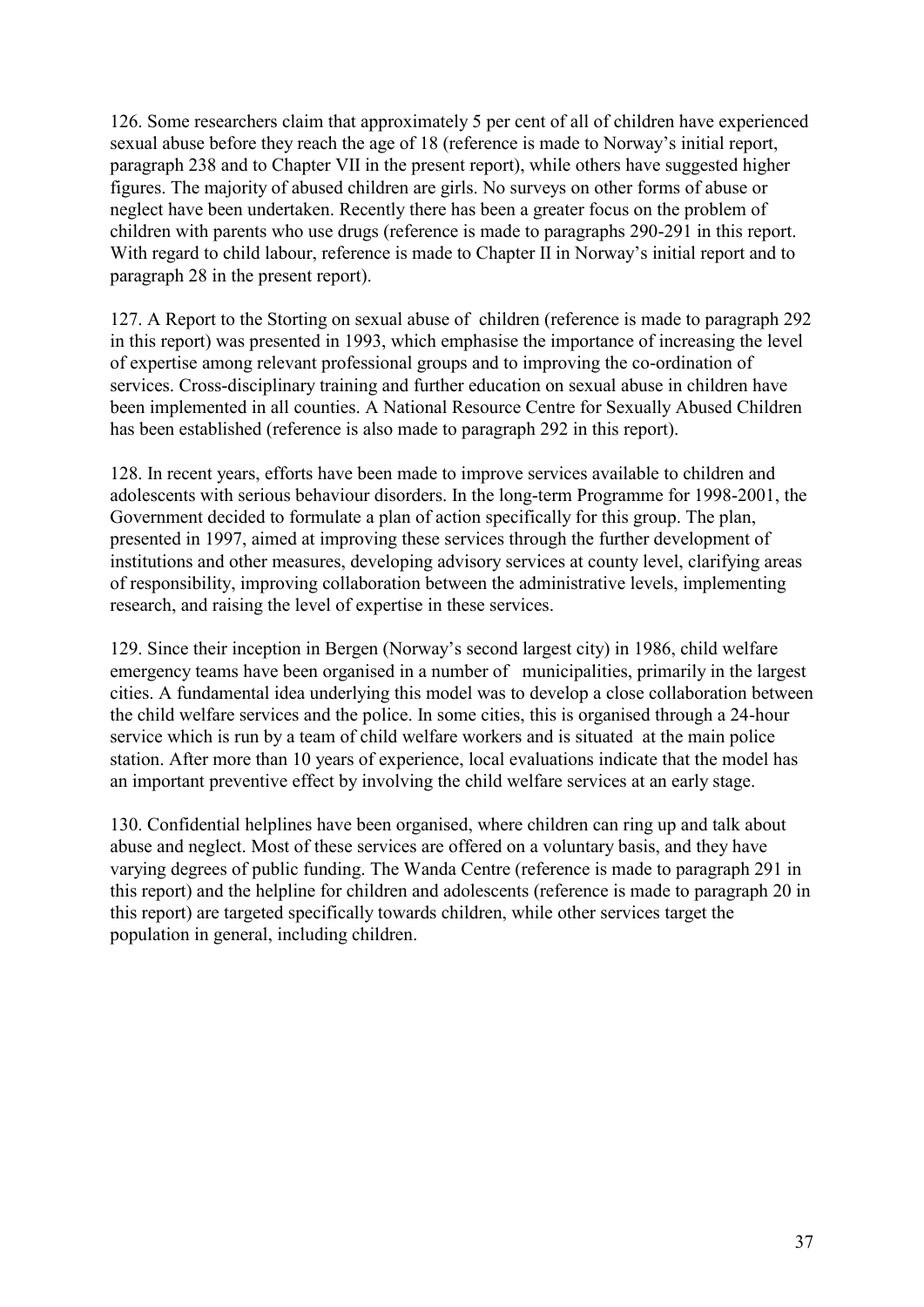126. Some researchers claim that approximately 5 per cent of all of children have experienced sexual abuse before they reach the age of 18 (reference is made to Norway's initial report, paragraph 238 and to Chapter VII in the present report), while others have suggested higher figures. The majority of abused children are girls. No surveys on other forms of abuse or neglect have been undertaken. Recently there has been a greater focus on the problem of children with parents who use drugs (reference is made to paragraphs 290-291 in this report. With regard to child labour, reference is made to Chapter II in Norway's initial report and to paragraph 28 in the present report).

127. A Report to the Storting on sexual abuse of children (reference is made to paragraph 292 in this report) was presented in 1993, which emphasise the importance of increasing the level of expertise among relevant professional groups and to improving the co-ordination of services. Cross-disciplinary training and further education on sexual abuse in children have been implemented in all counties. A National Resource Centre for Sexually Abused Children has been established (reference is also made to paragraph 292 in this report).

128. In recent years, efforts have been made to improve services available to children and adolescents with serious behaviour disorders. In the long-term Programme for 1998-2001, the Government decided to formulate a plan of action specifically for this group. The plan, presented in 1997, aimed at improving these services through the further development of institutions and other measures, developing advisory services at county level, clarifying areas of responsibility, improving collaboration between the administrative levels, implementing research, and raising the level of expertise in these services.

129. Since their inception in Bergen (Norway's second largest city) in 1986, child welfare emergency teams have been organised in a number of municipalities, primarily in the largest cities. A fundamental idea underlying this model was to develop a close collaboration between the child welfare services and the police. In some cities, this is organised through a 24-hour service which is run by a team of child welfare workers and is situated at the main police station. After more than 10 years of experience, local evaluations indicate that the model has an important preventive effect by involving the child welfare services at an early stage.

130. Confidential helplines have been organised, where children can ring up and talk about abuse and neglect. Most of these services are offered on a voluntary basis, and they have varying degrees of public funding. The Wanda Centre (reference is made to paragraph 291 in this report) and the helpline for children and adolescents (reference is made to paragraph 20 in this report) are targeted specifically towards children, while other services target the population in general, including children.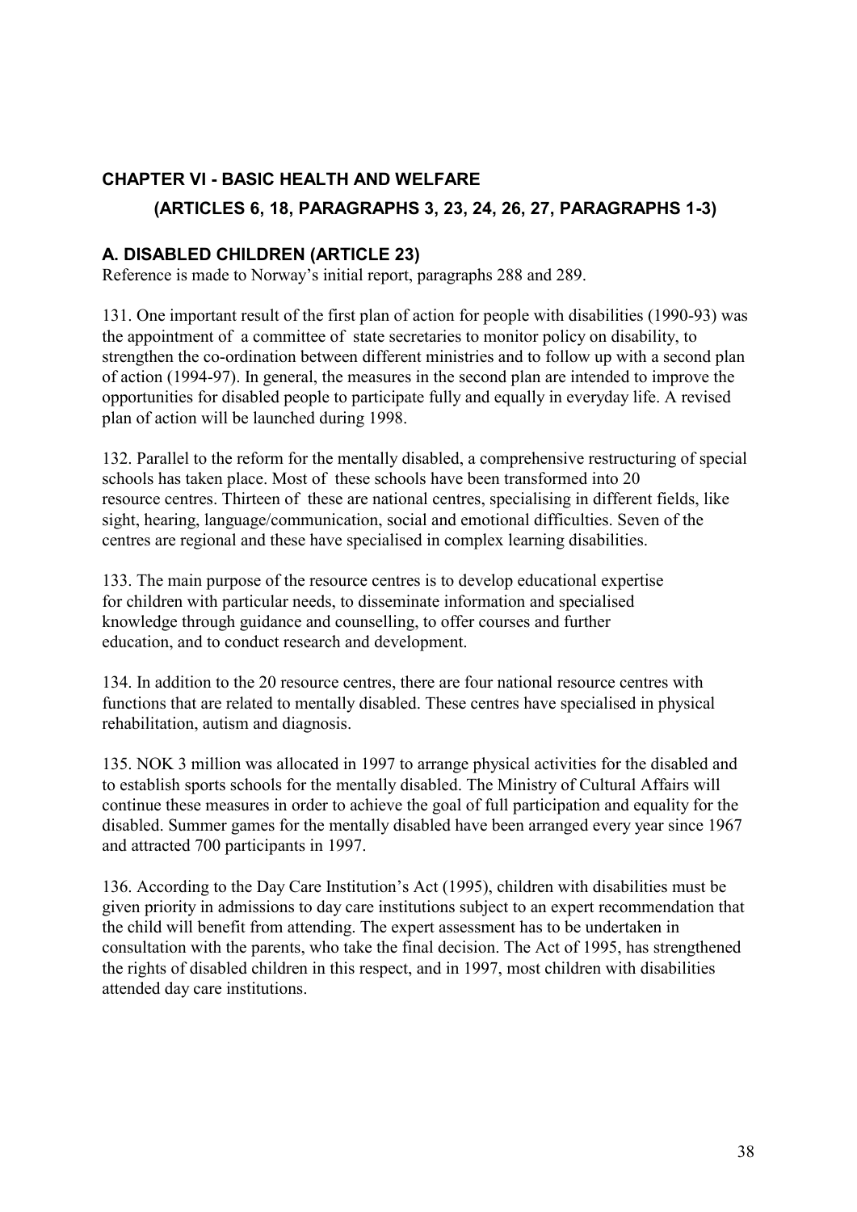## CHAPTER VI - BASIC HEALTH AND WELFARE

### (ARTICLES 6, 18, PARAGRAPHS 3, 23, 24, 26, 27, PARAGRAPHS 1-3)

### A. DISABLED CHILDREN (ARTICLE 23)

Reference is made to Norway's initial report, paragraphs 288 and 289.

131. One important result of the first plan of action for people with disabilities (1990-93) was the appointment of a committee of state secretaries to monitor policy on disability, to strengthen the co-ordination between different ministries and to follow up with a second plan of action (1994-97). In general, the measures in the second plan are intended to improve the opportunities for disabled people to participate fully and equally in everyday life. A revised plan of action will be launched during 1998.

132. Parallel to the reform for the mentally disabled, a comprehensive restructuring of special schools has taken place. Most of these schools have been transformed into 20 resource centres. Thirteen of these are national centres, specialising in different fields, like sight, hearing, language/communication, social and emotional difficulties. Seven of the centres are regional and these have specialised in complex learning disabilities.

133. The main purpose of the resource centres is to develop educational expertise for children with particular needs, to disseminate information and specialised knowledge through guidance and counselling, to offer courses and further education, and to conduct research and development.

134. In addition to the 20 resource centres, there are four national resource centres with functions that are related to mentally disabled. These centres have specialised in physical rehabilitation, autism and diagnosis.

135. NOK 3 million was allocated in 1997 to arrange physical activities for the disabled and to establish sports schools for the mentally disabled. The Ministry of Cultural Affairs will continue these measures in order to achieve the goal of full participation and equality for the disabled. Summer games for the mentally disabled have been arranged every year since 1967 and attracted 700 participants in 1997.

136. According to the Day Care Institution's Act (1995), children with disabilities must be given priority in admissions to day care institutions subject to an expert recommendation that the child will benefit from attending. The expert assessment has to be undertaken in consultation with the parents, who take the final decision. The Act of 1995, has strengthened the rights of disabled children in this respect, and in 1997, most children with disabilities attended day care institutions.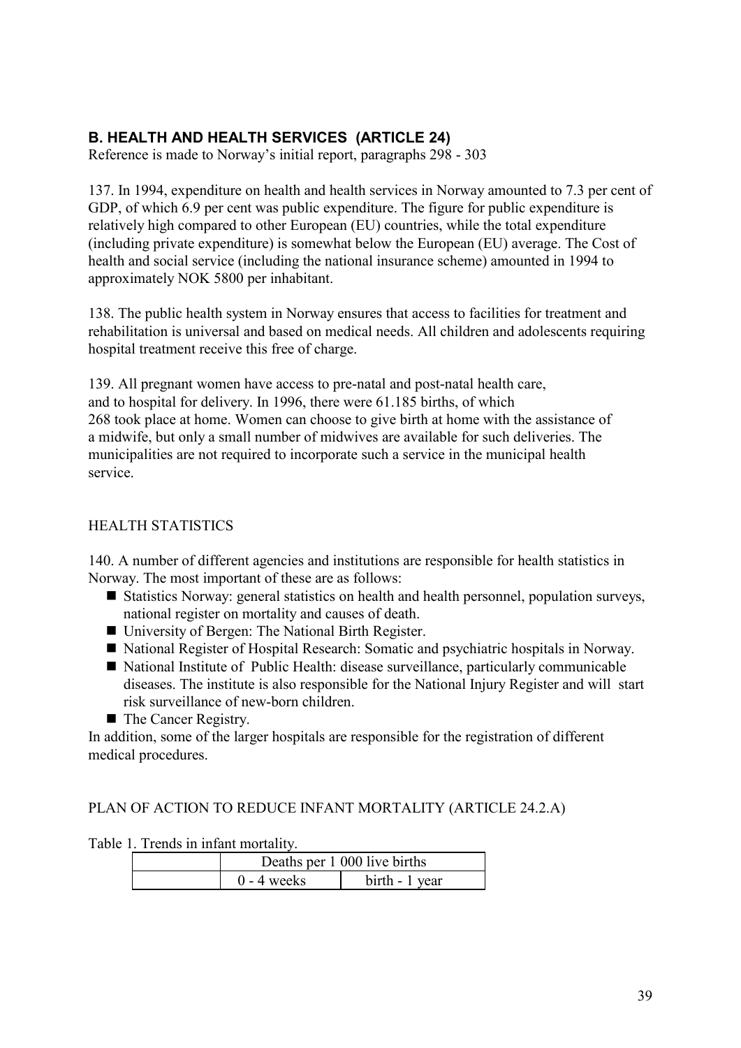## B. HEALTH AND HEALTH SERVICES (ARTICLE 24)

Reference is made to Norway's initial report, paragraphs 298 - 303

137. In 1994, expenditure on health and health services in Norway amounted to 7.3 per cent of GDP, of which 6.9 per cent was public expenditure. The figure for public expenditure is relatively high compared to other European (EU) countries, while the total expenditure (including private expenditure) is somewhat below the European (EU) average. The Cost of health and social service (including the national insurance scheme) amounted in 1994 to approximately NOK 5800 per inhabitant.

138. The public health system in Norway ensures that access to facilities for treatment and rehabilitation is universal and based on medical needs. All children and adolescents requiring hospital treatment receive this free of charge.

139. All pregnant women have access to pre-natal and post-natal health care, and to hospital for delivery. In 1996, there were 61.185 births, of which 268 took place at home. Women can choose to give birth at home with the assistance of a midwife, but only a small number of midwives are available for such deliveries. The municipalities are not required to incorporate such a service in the municipal health service.

HEALTH STATISTICS

140. A number of different agencies and institutions are responsible for health statistics in Norway. The most important of these are as follows:

- Statistics Norway: general statistics on health and health personnel, population surveys, national register on mortality and causes of death.
- University of Bergen: The National Birth Register.
- National Register of Hospital Research: Somatic and psychiatric hospitals in Norway.
- National Institute of Public Health: disease surveillance, particularly communicable diseases. The institute is also responsible for the National Injury Register and will start risk surveillance of new-born children.
- The Cancer Registry.

In addition, some of the larger hospitals are responsible for the registration of different medical procedures.

PLAN OF ACTION TO REDUCE INFANT MORTALITY (ARTICLE 24.2.A)

Table 1. Trends in infant mortality.

| | Deaths per 1 000 live births | |
|---|---|---|
| | 0 - 4 weeks | birth - 1 year |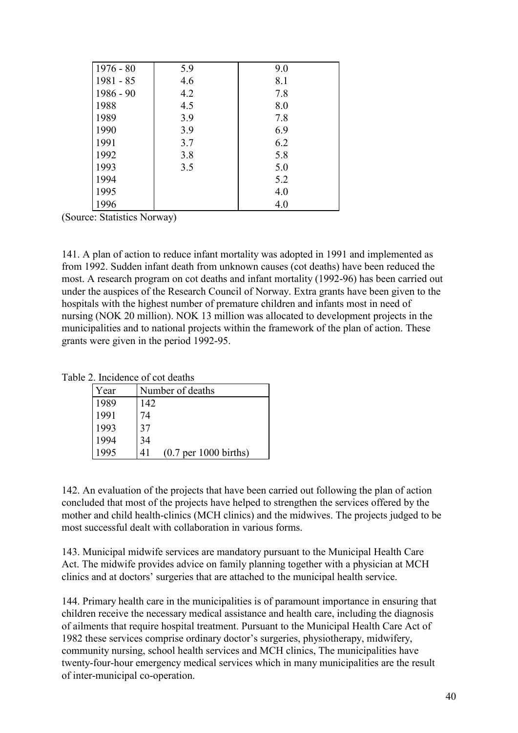| | | |
|---|---|---|
| 1976 - 80 | 5.9 | 9.0 |
| 1981 - 85 | 4.6 | 8.1 |
| 1986 - 90 | 4.2 | 7.8 |
| 1988 | 4.5 | 8.0 |
| 1989 | 3.9 | 7.8 |
| 1990 | 3.9 | 6.9 |
| 1991 | 3.7 | 6.2 |
| 1992 | 3.8 | 5.8 |
| 1993 | 3.5 | 5.0 |
| 1994 | | 5.2 |
| 1995 | | 4.0 |
| 1996 | | 4.0 |

(Source: Statistics Norway)

141. A plan of action to reduce infant mortality was adopted in 1991 and implemented as from 1992. Sudden infant death from unknown causes (cot deaths) have been reduced the most. A research program on cot deaths and infant mortality (1992-96) has been carried out under the auspices of the Research Council of Norway. Extra grants have been given to the hospitals with the highest number of premature children and infants most in need of nursing (NOK 20 million). NOK 13 million was allocated to development projects in the municipalities and to national projects within the framework of the plan of action. These grants were given in the period 1992-95.

Table 2. Incidence of cot deaths

| Year | Number of deaths |
|---|---|
| 1989 | 142 |
| 1991 | 74 |
| 1993 | 37 |
| 1994 | 34 |
| 1995 | 41 (0.7 per 1000 births) |

142. An evaluation of the projects that have been carried out following the plan of action concluded that most of the projects have helped to strengthen the services offered by the mother and child health-clinics (MCH clinics) and the midwives. The projects judged to be most successful dealt with collaboration in various forms.

143. Municipal midwife services are mandatory pursuant to the Municipal Health Care Act. The midwife provides advice on family planning together with a physician at MCH clinics and at doctors' surgeries that are attached to the municipal health service.

144. Primary health care in the municipalities is of paramount importance in ensuring that children receive the necessary medical assistance and health care, including the diagnosis of ailments that require hospital treatment. Pursuant to the Municipal Health Care Act of 1982 these services comprise ordinary doctor's surgeries, physiotherapy, midwifery, community nursing, school health services and MCH clinics, The municipalities have twenty-four-hour emergency medical services which in many municipalities are the result of inter-municipal co-operation.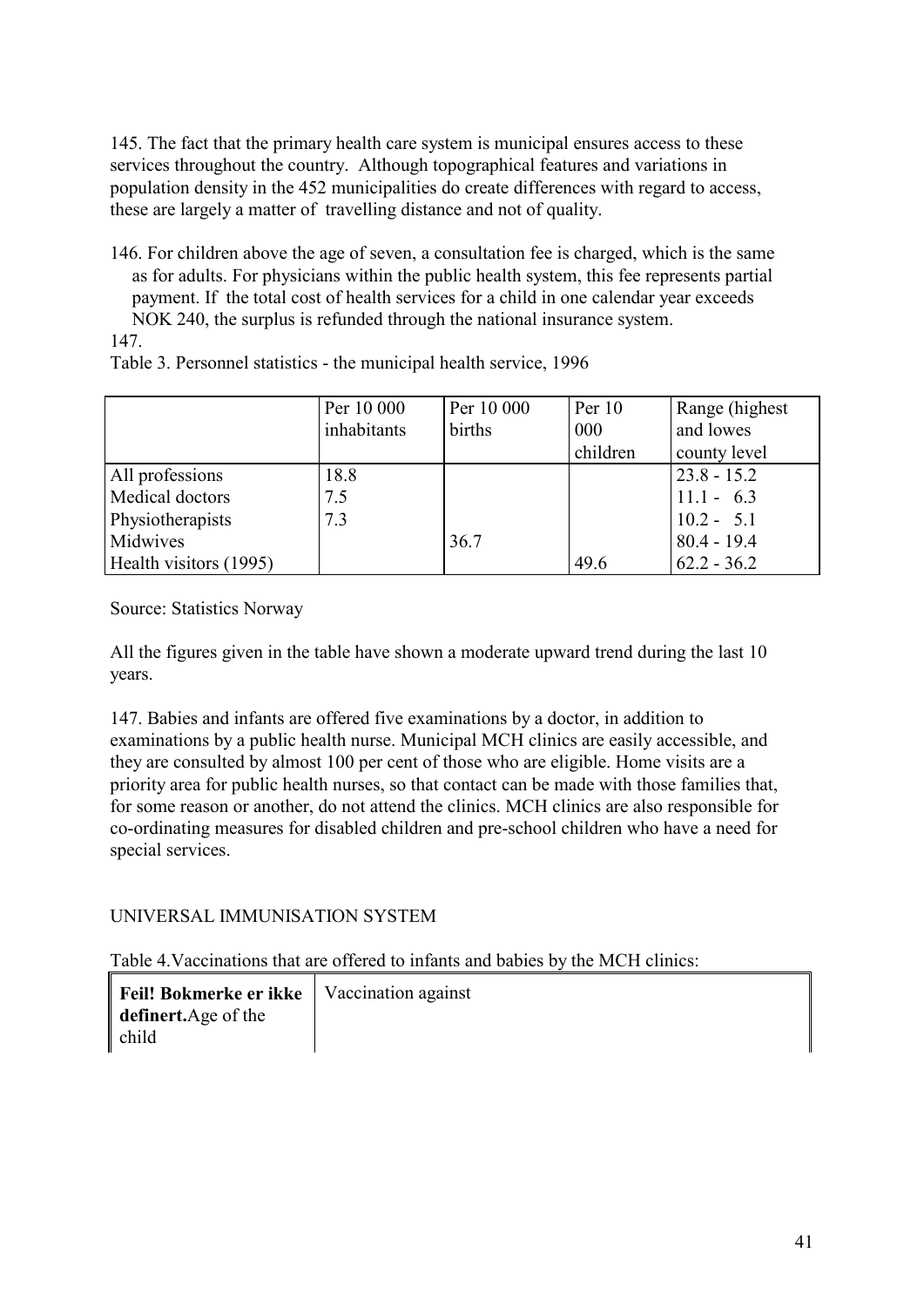145. The fact that the primary health care system is municipal ensures access to these services throughout the country. Although topographical features and variations in population density in the 452 municipalities do create differences with regard to access, these are largely a matter of travelling distance and not of quality.

146. For children above the age of seven, a consultation fee is charged, which is the same as for adults. For physicians within the public health system, this fee represents partial payment. If the total cost of health services for a child in one calendar year exceeds NOK 240, the surplus is refunded through the national insurance system.

147.

Table 3. Personnel statistics - the municipal health service, 1996

| | Per 10 000 inhabitants | Per 10 000 births | Per 10 000 children | Range (highest and lowes county level |
|---|---|---|---|---|
| All professions | 18.8 | | | 23.8 - 15.2 |
| Medical doctors | 7.5 | | | 11.1 - 6.3 |
| Physiotherapists | 7.3 | | | 10.2 - 5.1 |
| Midwives | | 36.7 | | 80.4 - 19.4 |
| Health visitors (1995) | | | 49.6 | 62.2 - 36.2 |

Source: Statistics Norway

All the figures given in the table have shown a moderate upward trend during the last 10 years.

147. Babies and infants are offered five examinations by a doctor, in addition to examinations by a public health nurse. Municipal MCH clinics are easily accessible, and they are consulted by almost 100 per cent of those who are eligible. Home visits are a priority area for public health nurses, so that contact can be made with those families that, for some reason or another, do not attend the clinics. MCH clinics are also responsible for co-ordinating measures for disabled children and pre-school children who have a need for special services.

## UNIVERSAL IMMUNISATION SYSTEM

Table 4. Vaccinations that are offered to infants and babies by the MCH clinics:

| **Feil! Bokmerke er ikke definert.**Age of the child | Vaccination against |
|---|---|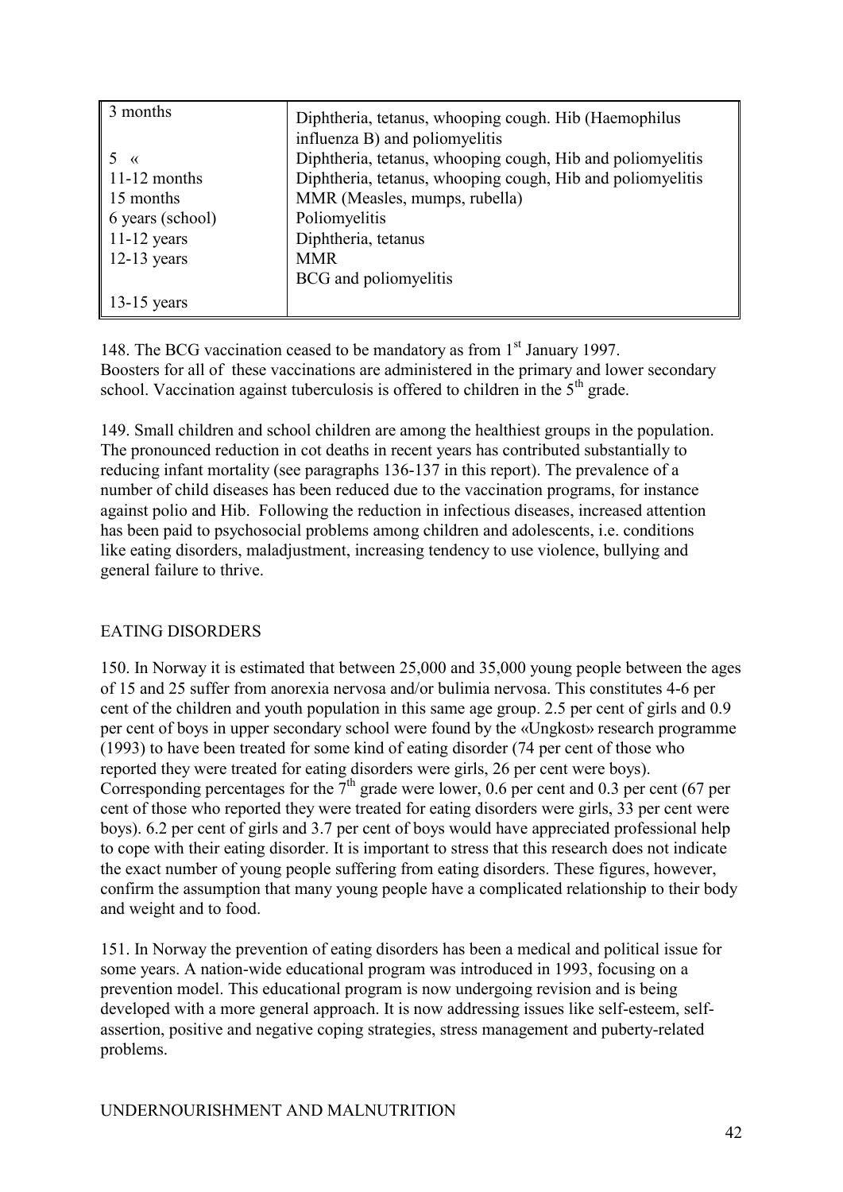| | |
|---|---|
| 3 months | Diphtheria, tetanus, whooping cough. Hib (Haemophilus influenza B) and poliomyelitis |
| 5 « | Diphtheria, tetanus, whooping cough, Hib and poliomyelitis |
| 11-12 months | Diphtheria, tetanus, whooping cough, Hib and poliomyelitis |
| 15 months | MMR (Measles, mumps, rubella) |
| 6 years (school) | Poliomyelitis |
| 11-12 years | Diphtheria, tetanus |
| 12-13 years | MMR |
| | BCG and poliomyelitis |
| 13-15 years | |

148. The BCG vaccination ceased to be mandatory as from 1st January 1997. Boosters for all of these vaccinations are administered in the primary and lower secondary school. Vaccination against tuberculosis is offered to children in the 5th grade.

149. Small children and school children are among the healthiest groups in the population. The pronounced reduction in cot deaths in recent years has contributed substantially to reducing infant mortality (see paragraphs 136-137 in this report). The prevalence of a number of child diseases has been reduced due to the vaccination programs, for instance against polio and Hib. Following the reduction in infectious diseases, increased attention has been paid to psychosocial problems among children and adolescents, i.e. conditions like eating disorders, maladjustment, increasing tendency to use violence, bullying and general failure to thrive.

## EATING DISORDERS

150. In Norway it is estimated that between 25,000 and 35,000 young people between the ages of 15 and 25 suffer from anorexia nervosa and/or bulimia nervosa. This constitutes 4-6 per cent of the children and youth population in this same age group. 2.5 per cent of girls and 0.9 per cent of boys in upper secondary school were found by the «Ungkost» research programme (1993) to have been treated for some kind of eating disorder (74 per cent of those who reported they were treated for eating disorders were girls, 26 per cent were boys). Corresponding percentages for the 7th grade were lower, 0.6 per cent and 0.3 per cent (67 per cent of those who reported they were treated for eating disorders were girls, 33 per cent were boys). 6.2 per cent of girls and 3.7 per cent of boys would have appreciated professional help to cope with their eating disorder. It is important to stress that this research does not indicate the exact number of young people suffering from eating disorders. These figures, however, confirm the assumption that many young people have a complicated relationship to their body and weight and to food.

151. In Norway the prevention of eating disorders has been a medical and political issue for some years. A nation-wide educational program was introduced in 1993, focusing on a prevention model. This educational program is now undergoing revision and is being developed with a more general approach. It is now addressing issues like self-esteem, self-assertion, positive and negative coping strategies, stress management and puberty-related problems.

## UNDERNOURISHMENT AND MALNUTRITION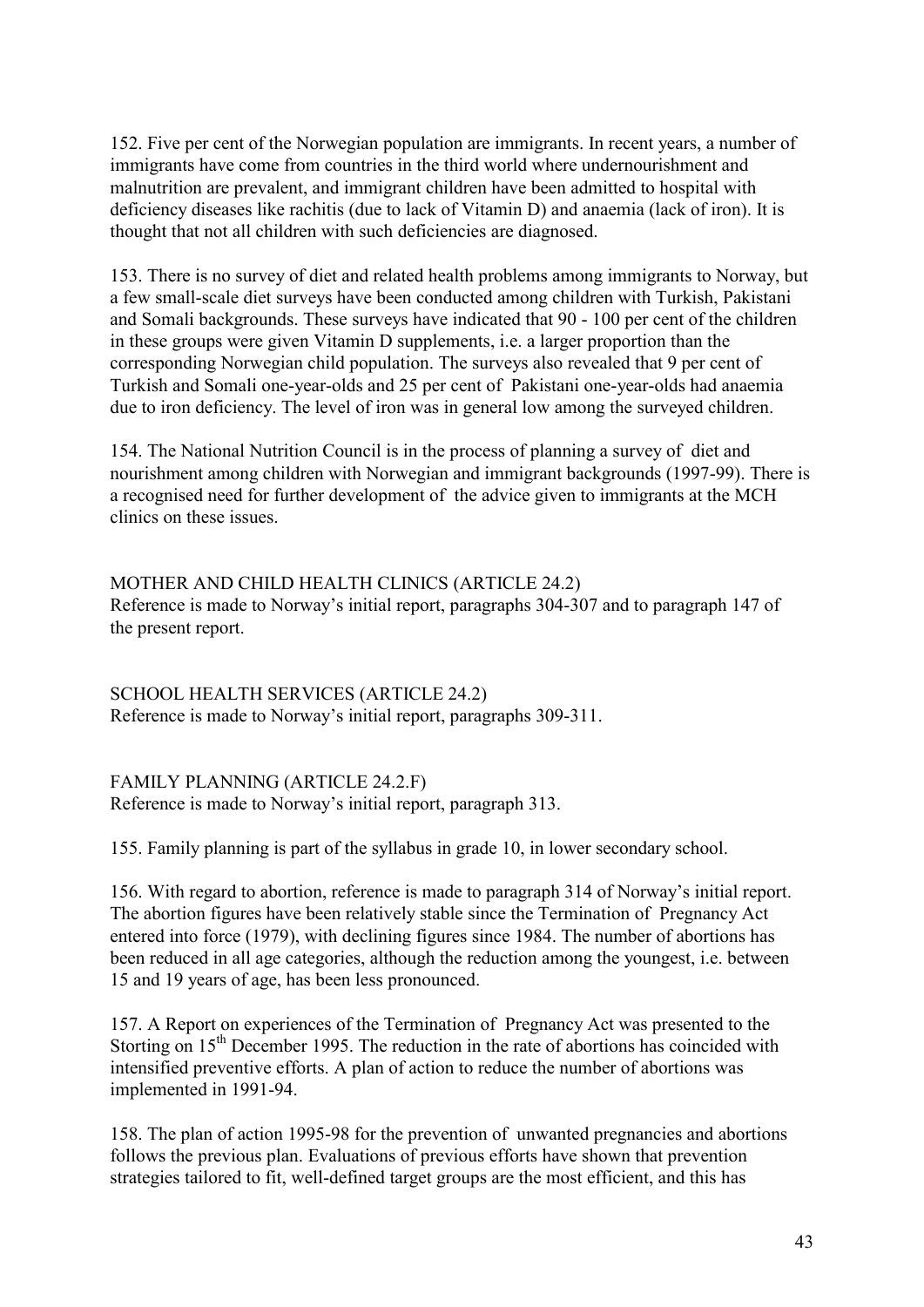152. Five per cent of the Norwegian population are immigrants. In recent years, a number of immigrants have come from countries in the third world where undernourishment and malnutrition are prevalent, and immigrant children have been admitted to hospital with deficiency diseases like rachitis (due to lack of Vitamin D) and anaemia (lack of iron). It is thought that not all children with such deficiencies are diagnosed.

153. There is no survey of diet and related health problems among immigrants to Norway, but a few small-scale diet surveys have been conducted among children with Turkish, Pakistani and Somali backgrounds. These surveys have indicated that 90 - 100 per cent of the children in these groups were given Vitamin D supplements, i.e. a larger proportion than the corresponding Norwegian child population. The surveys also revealed that 9 per cent of Turkish and Somali one-year-olds and 25 per cent of Pakistani one-year-olds had anaemia due to iron deficiency. The level of iron was in general low among the surveyed children.

154. The National Nutrition Council is in the process of planning a survey of diet and nourishment among children with Norwegian and immigrant backgrounds (1997-99). There is a recognised need for further development of the advice given to immigrants at the MCH clinics on these issues.

MOTHER AND CHILD HEALTH CLINICS (ARTICLE 24.2)
Reference is made to Norway's initial report, paragraphs 304-307 and to paragraph 147 of the present report.

SCHOOL HEALTH SERVICES (ARTICLE 24.2)
Reference is made to Norway's initial report, paragraphs 309-311.

FAMILY PLANNING (ARTICLE 24.2.F)
Reference is made to Norway's initial report, paragraph 313.

155. Family planning is part of the syllabus in grade 10, in lower secondary school.

156. With regard to abortion, reference is made to paragraph 314 of Norway's initial report. The abortion figures have been relatively stable since the Termination of Pregnancy Act entered into force (1979), with declining figures since 1984. The number of abortions has been reduced in all age categories, although the reduction among the youngest, i.e. between 15 and 19 years of age, has been less pronounced.

157. A Report on experiences of the Termination of Pregnancy Act was presented to the Storting on 15th December 1995. The reduction in the rate of abortions has coincided with intensified preventive efforts. A plan of action to reduce the number of abortions was implemented in 1991-94.

158. The plan of action 1995-98 for the prevention of unwanted pregnancies and abortions follows the previous plan. Evaluations of previous efforts have shown that prevention strategies tailored to fit, well-defined target groups are the most efficient, and this has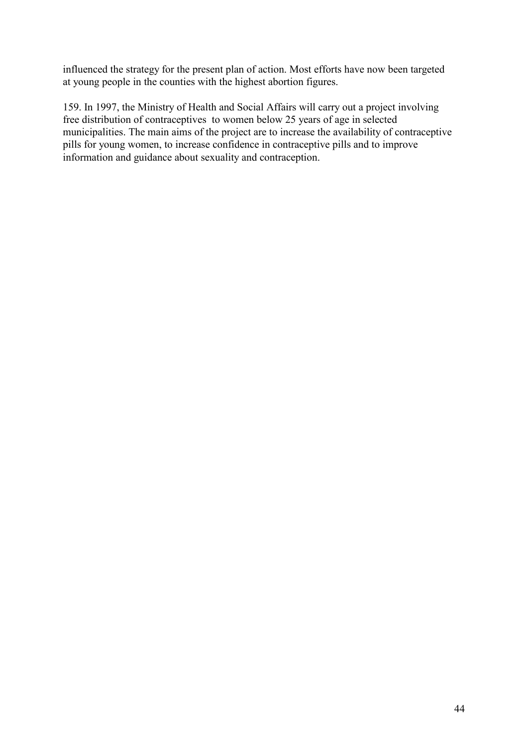influenced the strategy for the present plan of action. Most efforts have now been targeted at young people in the counties with the highest abortion figures.

159. In 1997, the Ministry of Health and Social Affairs will carry out a project involving free distribution of contraceptives to women below 25 years of age in selected municipalities. The main aims of the project are to increase the availability of contraceptive pills for young women, to increase confidence in contraceptive pills and to improve information and guidance about sexuality and contraception.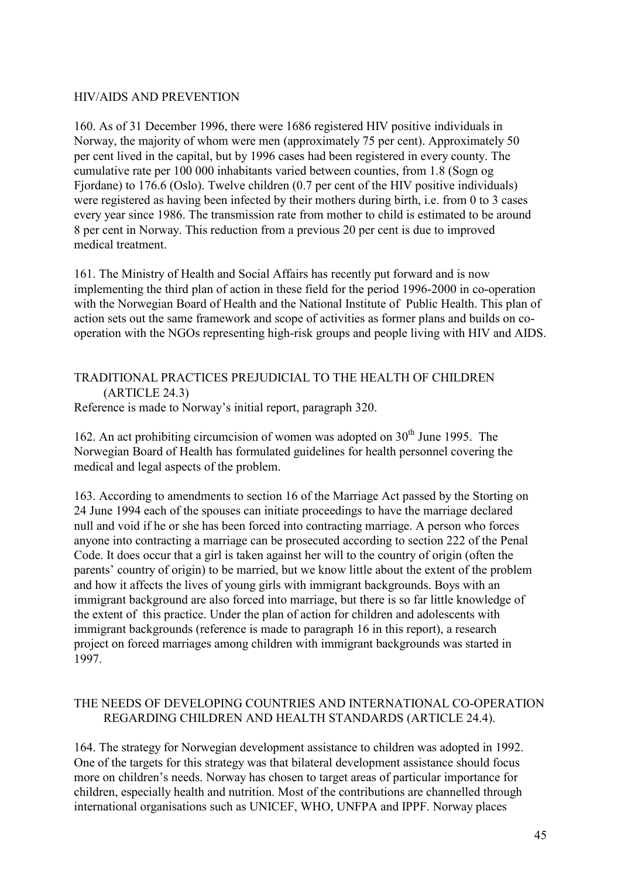## HIV/AIDS AND PREVENTION

160. As of 31 December 1996, there were 1686 registered HIV positive individuals in Norway, the majority of whom were men (approximately 75 per cent). Approximately 50 per cent lived in the capital, but by 1996 cases had been registered in every county. The cumulative rate per 100 000 inhabitants varied between counties, from 1.8 (Sogn og Fjordane) to 176.6 (Oslo). Twelve children (0.7 per cent of the HIV positive individuals) were registered as having been infected by their mothers during birth, i.e. from 0 to 3 cases every year since 1986. The transmission rate from mother to child is estimated to be around 8 per cent in Norway. This reduction from a previous 20 per cent is due to improved medical treatment.

161. The Ministry of Health and Social Affairs has recently put forward and is now implementing the third plan of action in these field for the period 1996-2000 in co-operation with the Norwegian Board of Health and the National Institute of Public Health. This plan of action sets out the same framework and scope of activities as former plans and builds on co-operation with the NGOs representing high-risk groups and people living with HIV and AIDS.

## TRADITIONAL PRACTICES PREJUDICIAL TO THE HEALTH OF CHILDREN (ARTICLE 24.3)

Reference is made to Norway's initial report, paragraph 320.

162. An act prohibiting circumcision of women was adopted on 30th June 1995. The Norwegian Board of Health has formulated guidelines for health personnel covering the medical and legal aspects of the problem.

163. According to amendments to section 16 of the Marriage Act passed by the Storting on 24 June 1994 each of the spouses can initiate proceedings to have the marriage declared null and void if he or she has been forced into contracting marriage. A person who forces anyone into contracting a marriage can be prosecuted according to section 222 of the Penal Code. It does occur that a girl is taken against her will to the country of origin (often the parents' country of origin) to be married, but we know little about the extent of the problem and how it affects the lives of young girls with immigrant backgrounds. Boys with an immigrant background are also forced into marriage, but there is so far little knowledge of the extent of this practice. Under the plan of action for children and adolescents with immigrant backgrounds (reference is made to paragraph 16 in this report), a research project on forced marriages among children with immigrant backgrounds was started in 1997.

## THE NEEDS OF DEVELOPING COUNTRIES AND INTERNATIONAL CO-OPERATION REGARDING CHILDREN AND HEALTH STANDARDS (ARTICLE 24.4).

164. The strategy for Norwegian development assistance to children was adopted in 1992. One of the targets for this strategy was that bilateral development assistance should focus more on children's needs. Norway has chosen to target areas of particular importance for children, especially health and nutrition. Most of the contributions are channelled through international organisations such as UNICEF, WHO, UNFPA and IPPF. Norway places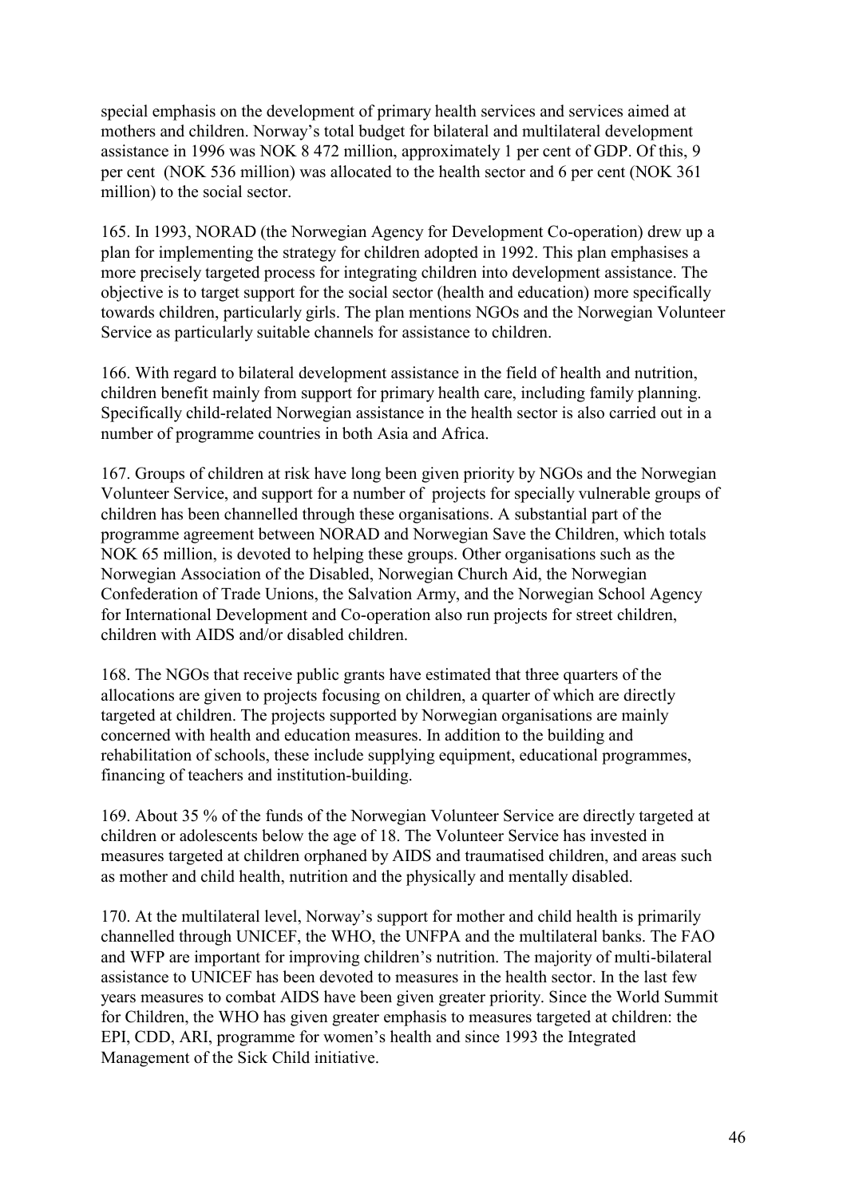special emphasis on the development of primary health services and services aimed at mothers and children. Norway's total budget for bilateral and multilateral development assistance in 1996 was NOK 8 472 million, approximately 1 per cent of GDP. Of this, 9 per cent (NOK 536 million) was allocated to the health sector and 6 per cent (NOK 361 million) to the social sector.

165. In 1993, NORAD (the Norwegian Agency for Development Co-operation) drew up a plan for implementing the strategy for children adopted in 1992. This plan emphasises a more precisely targeted process for integrating children into development assistance. The objective is to target support for the social sector (health and education) more specifically towards children, particularly girls. The plan mentions NGOs and the Norwegian Volunteer Service as particularly suitable channels for assistance to children.

166. With regard to bilateral development assistance in the field of health and nutrition, children benefit mainly from support for primary health care, including family planning. Specifically child-related Norwegian assistance in the health sector is also carried out in a number of programme countries in both Asia and Africa.

167. Groups of children at risk have long been given priority by NGOs and the Norwegian Volunteer Service, and support for a number of projects for specially vulnerable groups of children has been channelled through these organisations. A substantial part of the programme agreement between NORAD and Norwegian Save the Children, which totals NOK 65 million, is devoted to helping these groups. Other organisations such as the Norwegian Association of the Disabled, Norwegian Church Aid, the Norwegian Confederation of Trade Unions, the Salvation Army, and the Norwegian School Agency for International Development and Co-operation also run projects for street children, children with AIDS and/or disabled children.

168. The NGOs that receive public grants have estimated that three quarters of the allocations are given to projects focusing on children, a quarter of which are directly targeted at children. The projects supported by Norwegian organisations are mainly concerned with health and education measures. In addition to the building and rehabilitation of schools, these include supplying equipment, educational programmes, financing of teachers and institution-building.

169. About 35 % of the funds of the Norwegian Volunteer Service are directly targeted at children or adolescents below the age of 18. The Volunteer Service has invested in measures targeted at children orphaned by AIDS and traumatised children, and areas such as mother and child health, nutrition and the physically and mentally disabled.

170. At the multilateral level, Norway's support for mother and child health is primarily channelled through UNICEF, the WHO, the UNFPA and the multilateral banks. The FAO and WFP are important for improving children's nutrition. The majority of multi-bilateral assistance to UNICEF has been devoted to measures in the health sector. In the last few years measures to combat AIDS have been given greater priority. Since the World Summit for Children, the WHO has given greater emphasis to measures targeted at children: the EPI, CDD, ARI, programme for women's health and since 1993 the Integrated Management of the Sick Child initiative.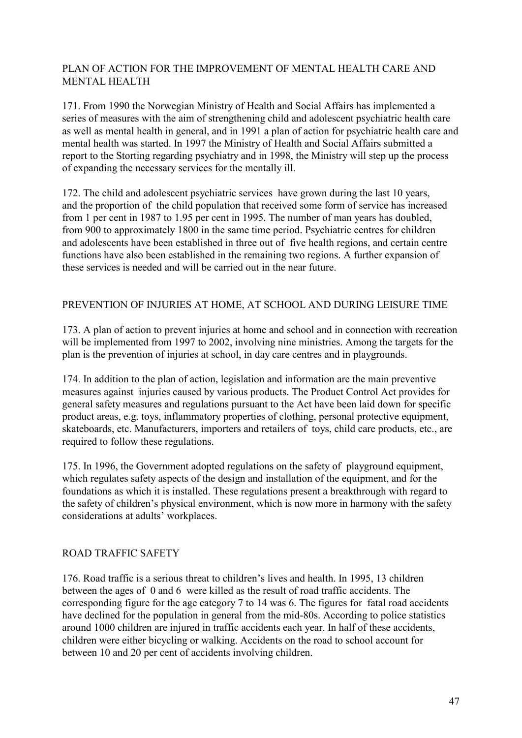## PLAN OF ACTION FOR THE IMPROVEMENT OF MENTAL HEALTH CARE AND MENTAL HEALTH

171. From 1990 the Norwegian Ministry of Health and Social Affairs has implemented a series of measures with the aim of strengthening child and adolescent psychiatric health care as well as mental health in general, and in 1991 a plan of action for psychiatric health care and mental health was started. In 1997 the Ministry of Health and Social Affairs submitted a report to the Storting regarding psychiatry and in 1998, the Ministry will step up the process of expanding the necessary services for the mentally ill.

172. The child and adolescent psychiatric services have grown during the last 10 years, and the proportion of the child population that received some form of service has increased from 1 per cent in 1987 to 1.95 per cent in 1995. The number of man years has doubled, from 900 to approximately 1800 in the same time period. Psychiatric centres for children and adolescents have been established in three out of five health regions, and certain centre functions have also been established in the remaining two regions. A further expansion of these services is needed and will be carried out in the near future.

## PREVENTION OF INJURIES AT HOME, AT SCHOOL AND DURING LEISURE TIME

173. A plan of action to prevent injuries at home and school and in connection with recreation will be implemented from 1997 to 2002, involving nine ministries. Among the targets for the plan is the prevention of injuries at school, in day care centres and in playgrounds.

174. In addition to the plan of action, legislation and information are the main preventive measures against injuries caused by various products. The Product Control Act provides for general safety measures and regulations pursuant to the Act have been laid down for specific product areas, e.g. toys, inflammatory properties of clothing, personal protective equipment, skateboards, etc. Manufacturers, importers and retailers of toys, child care products, etc., are required to follow these regulations.

175. In 1996, the Government adopted regulations on the safety of playground equipment, which regulates safety aspects of the design and installation of the equipment, and for the foundations as which it is installed. These regulations present a breakthrough with regard to the safety of children's physical environment, which is now more in harmony with the safety considerations at adults' workplaces.

## ROAD TRAFFIC SAFETY

176. Road traffic is a serious threat to children's lives and health. In 1995, 13 children between the ages of 0 and 6 were killed as the result of road traffic accidents. The corresponding figure for the age category 7 to 14 was 6. The figures for fatal road accidents have declined for the population in general from the mid-80s. According to police statistics around 1000 children are injured in traffic accidents each year. In half of these accidents, children were either bicycling or walking. Accidents on the road to school account for between 10 and 20 per cent of accidents involving children.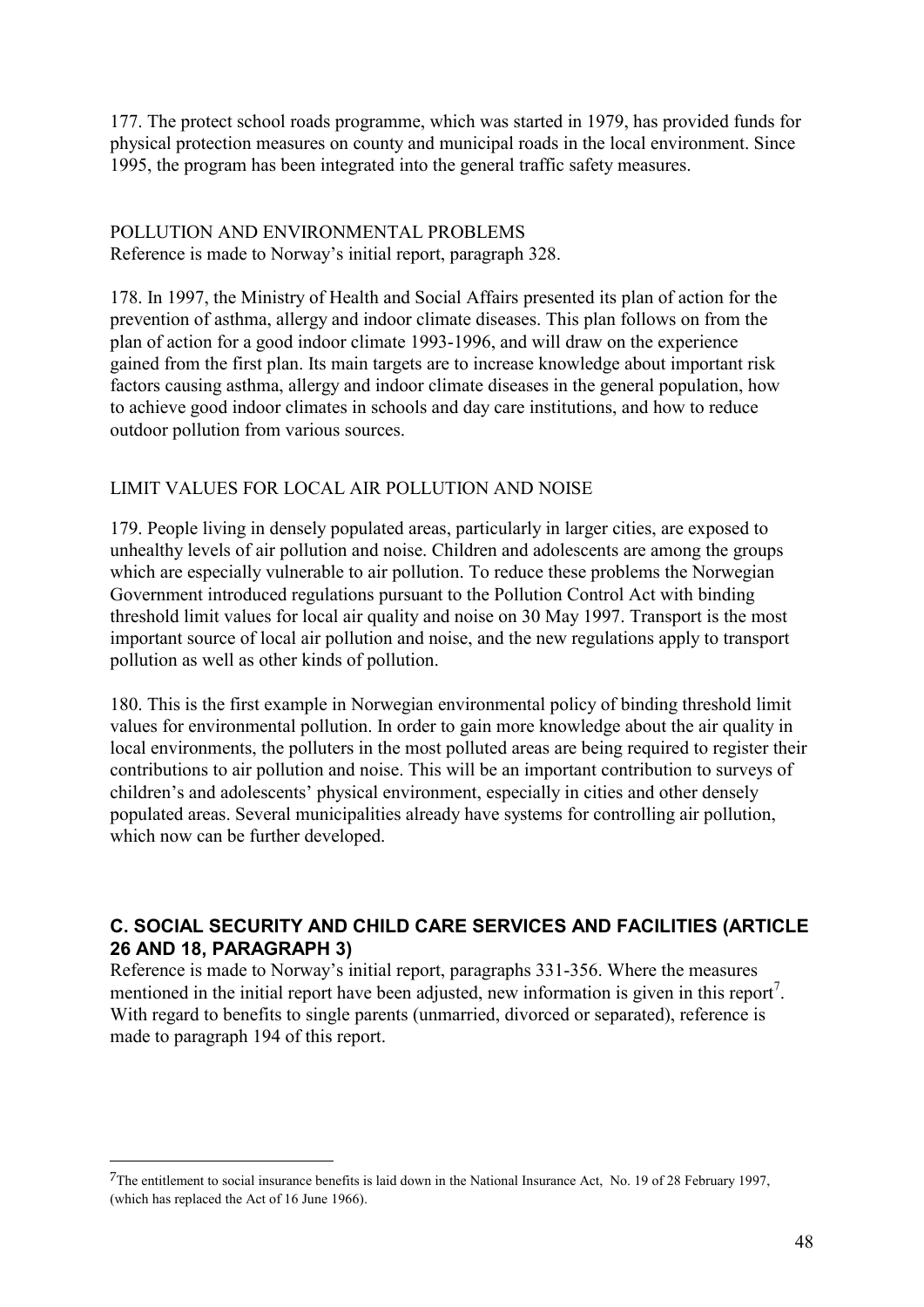177. The protect school roads programme, which was started in 1979, has provided funds for physical protection measures on county and municipal roads in the local environment. Since 1995, the program has been integrated into the general traffic safety measures.

POLLUTION AND ENVIRONMENTAL PROBLEMS

Reference is made to Norway's initial report, paragraph 328.

178. In 1997, the Ministry of Health and Social Affairs presented its plan of action for the prevention of asthma, allergy and indoor climate diseases. This plan follows on from the plan of action for a good indoor climate 1993-1996, and will draw on the experience gained from the first plan. Its main targets are to increase knowledge about important risk factors causing asthma, allergy and indoor climate diseases in the general population, how to achieve good indoor climates in schools and day care institutions, and how to reduce outdoor pollution from various sources.

LIMIT VALUES FOR LOCAL AIR POLLUTION AND NOISE

179. People living in densely populated areas, particularly in larger cities, are exposed to unhealthy levels of air pollution and noise. Children and adolescents are among the groups which are especially vulnerable to air pollution. To reduce these problems the Norwegian Government introduced regulations pursuant to the Pollution Control Act with binding threshold limit values for local air quality and noise on 30 May 1997. Transport is the most important source of local air pollution and noise, and the new regulations apply to transport pollution as well as other kinds of pollution.

180. This is the first example in Norwegian environmental policy of binding threshold limit values for environmental pollution. In order to gain more knowledge about the air quality in local environments, the polluters in the most polluted areas are being required to register their contributions to air pollution and noise. This will be an important contribution to surveys of children's and adolescents' physical environment, especially in cities and other densely populated areas. Several municipalities already have systems for controlling air pollution, which now can be further developed.

## C. SOCIAL SECURITY AND CHILD CARE SERVICES AND FACILITIES (ARTICLE 26 AND 18, PARAGRAPH 3)

Reference is made to Norway's initial report, paragraphs 331-356. Where the measures mentioned in the initial report have been adjusted, new information is given in this report[7]. With regard to benefits to single parents (unmarried, divorced or separated), reference is made to paragraph 194 of this report.

---

[7] The entitlement to social insurance benefits is laid down in the National Insurance Act, No. 19 of 28 February 1997, (which has replaced the Act of 16 June 1966).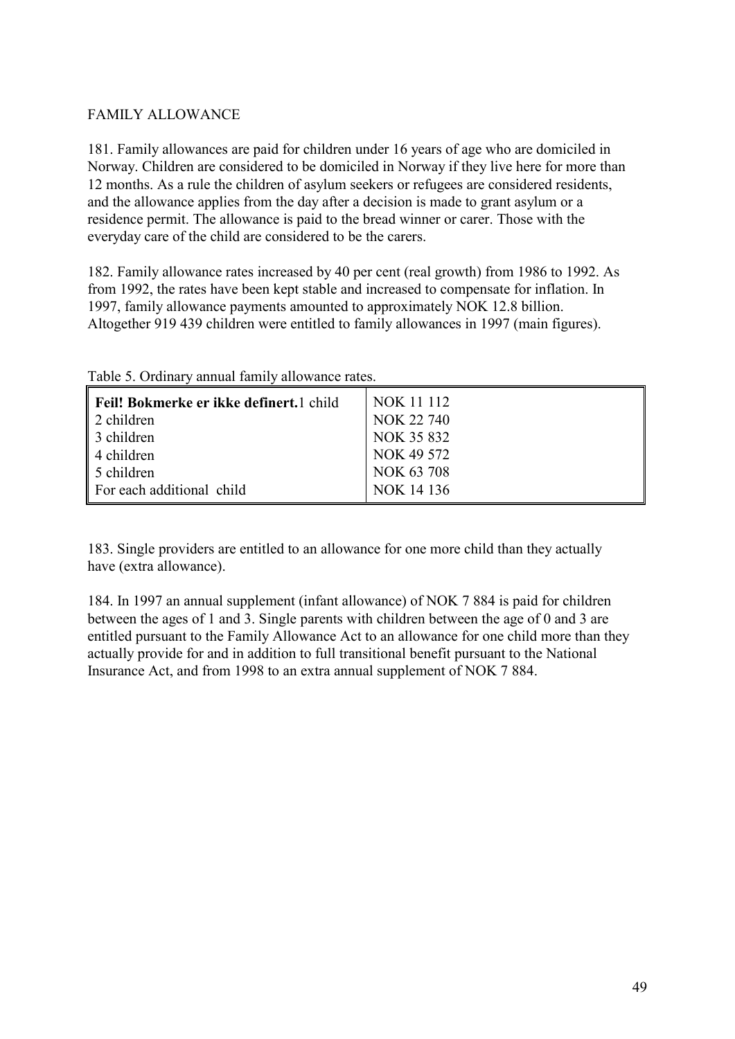FAMILY ALLOWANCE

181. Family allowances are paid for children under 16 years of age who are domiciled in Norway. Children are considered to be domiciled in Norway if they live here for more than 12 months. As a rule the children of asylum seekers or refugees are considered residents, and the allowance applies from the day after a decision is made to grant asylum or a residence permit. The allowance is paid to the bread winner or carer. Those with the everyday care of the child are considered to be the carers.

182. Family allowance rates increased by 40 per cent (real growth) from 1986 to 1992. As from 1992, the rates have been kept stable and increased to compensate for inflation. In 1997, family allowance payments amounted to approximately NOK 12.8 billion. Altogether 919 439 children were entitled to family allowances in 1997 (main figures).

Table 5. Ordinary annual family allowance rates.

| | |
|---|---|
| **Feil! Bokmerke er ikke definert.**1 child | NOK 11 112 |
| 2 children | NOK 22 740 |
| 3 children | NOK 35 832 |
| 4 children | NOK 49 572 |
| 5 children | NOK 63 708 |
| For each additional child | NOK 14 136 |

183. Single providers are entitled to an allowance for one more child than they actually have (extra allowance).

184. In 1997 an annual supplement (infant allowance) of NOK 7 884 is paid for children between the ages of 1 and 3. Single parents with children between the age of 0 and 3 are entitled pursuant to the Family Allowance Act to an allowance for one child more than they actually provide for and in addition to full transitional benefit pursuant to the National Insurance Act, and from 1998 to an extra annual supplement of NOK 7 884.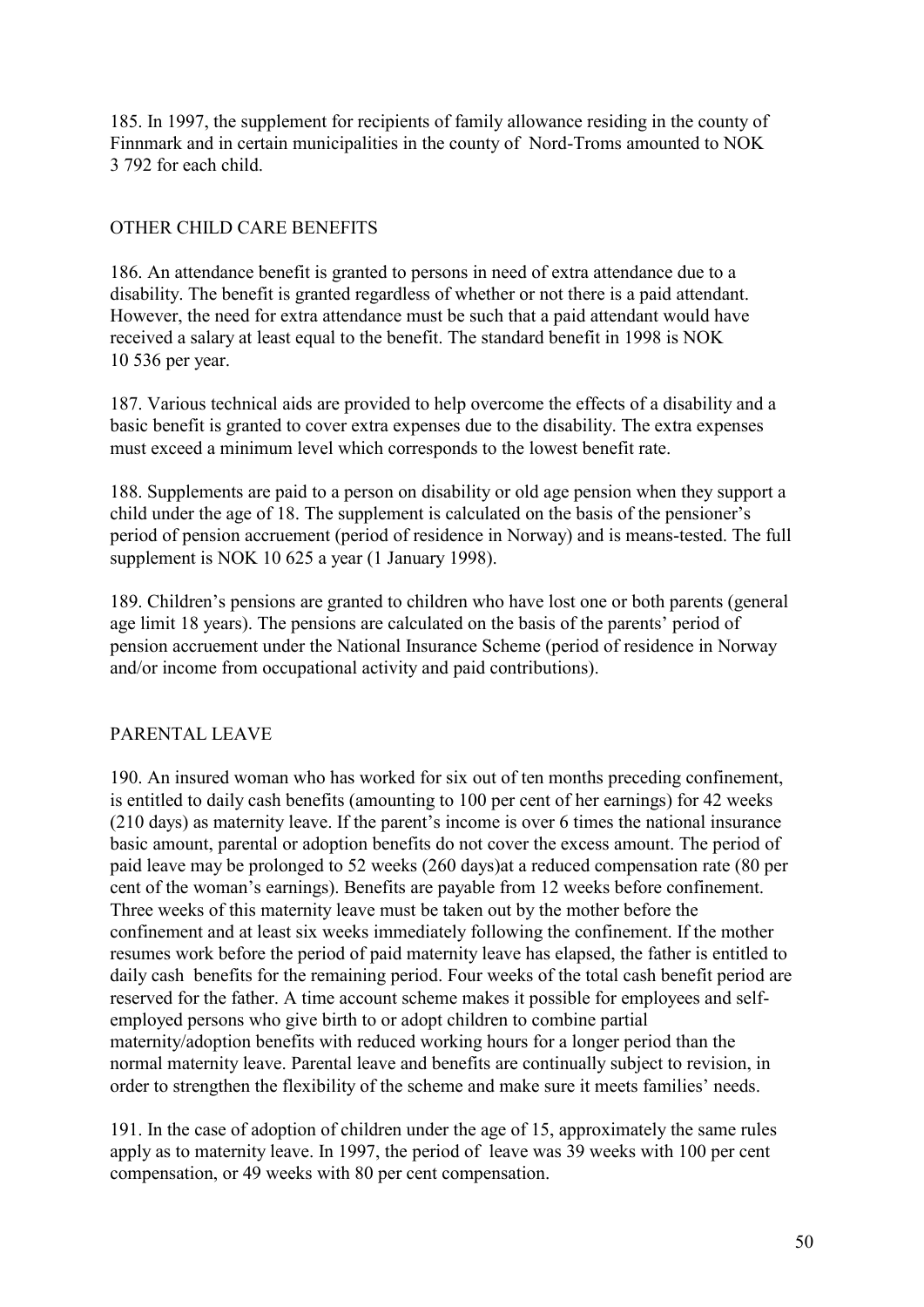185. In 1997, the supplement for recipients of family allowance residing in the county of Finnmark and in certain municipalities in the county of Nord-Troms amounted to NOK 3 792 for each child.

## OTHER CHILD CARE BENEFITS

186. An attendance benefit is granted to persons in need of extra attendance due to a disability. The benefit is granted regardless of whether or not there is a paid attendant. However, the need for extra attendance must be such that a paid attendant would have received a salary at least equal to the benefit. The standard benefit in 1998 is NOK 10 536 per year.

187. Various technical aids are provided to help overcome the effects of a disability and a basic benefit is granted to cover extra expenses due to the disability. The extra expenses must exceed a minimum level which corresponds to the lowest benefit rate.

188. Supplements are paid to a person on disability or old age pension when they support a child under the age of 18. The supplement is calculated on the basis of the pensioner's period of pension accruement (period of residence in Norway) and is means-tested. The full supplement is NOK 10 625 a year (1 January 1998).

189. Children's pensions are granted to children who have lost one or both parents (general age limit 18 years). The pensions are calculated on the basis of the parents' period of pension accruement under the National Insurance Scheme (period of residence in Norway and/or income from occupational activity and paid contributions).

## PARENTAL LEAVE

190. An insured woman who has worked for six out of ten months preceding confinement, is entitled to daily cash benefits (amounting to 100 per cent of her earnings) for 42 weeks (210 days) as maternity leave. If the parent's income is over 6 times the national insurance basic amount, parental or adoption benefits do not cover the excess amount. The period of paid leave may be prolonged to 52 weeks (260 days)at a reduced compensation rate (80 per cent of the woman's earnings). Benefits are payable from 12 weeks before confinement. Three weeks of this maternity leave must be taken out by the mother before the confinement and at least six weeks immediately following the confinement. If the mother resumes work before the period of paid maternity leave has elapsed, the father is entitled to daily cash benefits for the remaining period. Four weeks of the total cash benefit period are reserved for the father. A time account scheme makes it possible for employees and self-employed persons who give birth to or adopt children to combine partial maternity/adoption benefits with reduced working hours for a longer period than the normal maternity leave. Parental leave and benefits are continually subject to revision, in order to strengthen the flexibility of the scheme and make sure it meets families' needs.

191. In the case of adoption of children under the age of 15, approximately the same rules apply as to maternity leave. In 1997, the period of leave was 39 weeks with 100 per cent compensation, or 49 weeks with 80 per cent compensation.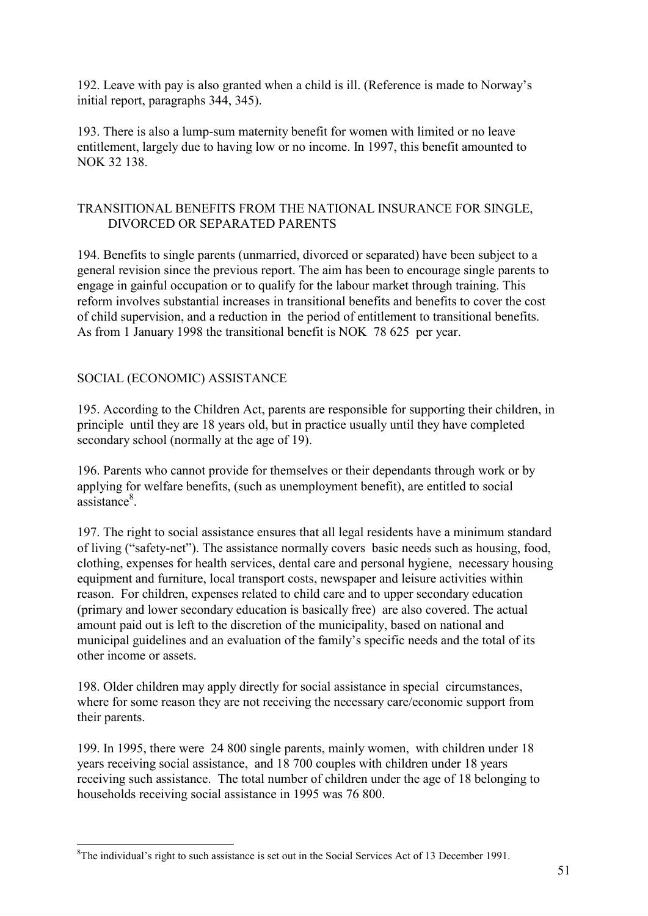192. Leave with pay is also granted when a child is ill. (Reference is made to Norway's initial report, paragraphs 344, 345).

193. There is also a lump-sum maternity benefit for women with limited or no leave entitlement, largely due to having low or no income. In 1997, this benefit amounted to NOK 32 138.

## TRANSITIONAL BENEFITS FROM THE NATIONAL INSURANCE FOR SINGLE, DIVORCED OR SEPARATED PARENTS

194. Benefits to single parents (unmarried, divorced or separated) have been subject to a general revision since the previous report. The aim has been to encourage single parents to engage in gainful occupation or to qualify for the labour market through training. This reform involves substantial increases in transitional benefits and benefits to cover the cost of child supervision, and a reduction in the period of entitlement to transitional benefits. As from 1 January 1998 the transitional benefit is NOK 78 625 per year.

## SOCIAL (ECONOMIC) ASSISTANCE

195. According to the Children Act, parents are responsible for supporting their children, in principle until they are 18 years old, but in practice usually until they have completed secondary school (normally at the age of 19).

196. Parents who cannot provide for themselves or their dependants through work or by applying for welfare benefits, (such as unemployment benefit), are entitled to social assistance[8].

197. The right to social assistance ensures that all legal residents have a minimum standard of living ("safety-net"). The assistance normally covers basic needs such as housing, food, clothing, expenses for health services, dental care and personal hygiene, necessary housing equipment and furniture, local transport costs, newspaper and leisure activities within reason. For children, expenses related to child care and to upper secondary education (primary and lower secondary education is basically free) are also covered. The actual amount paid out is left to the discretion of the municipality, based on national and municipal guidelines and an evaluation of the family's specific needs and the total of its other income or assets.

198. Older children may apply directly for social assistance in special circumstances, where for some reason they are not receiving the necessary care/economic support from their parents.

199. In 1995, there were 24 800 single parents, mainly women, with children under 18 years receiving social assistance, and 18 700 couples with children under 18 years receiving such assistance. The total number of children under the age of 18 belonging to households receiving social assistance in 1995 was 76 800.

---

[8] The individual's right to such assistance is set out in the Social Services Act of 13 December 1991.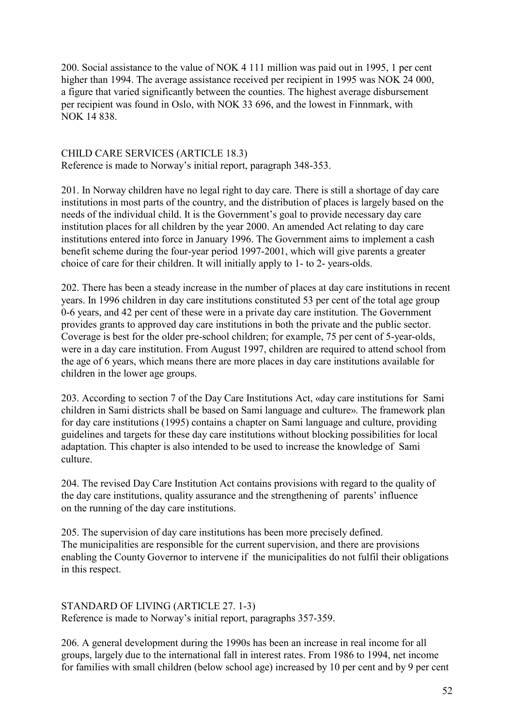200. Social assistance to the value of NOK 4 111 million was paid out in 1995, 1 per cent higher than 1994. The average assistance received per recipient in 1995 was NOK 24 000, a figure that varied significantly between the counties. The highest average disbursement per recipient was found in Oslo, with NOK 33 696, and the lowest in Finnmark, with NOK 14 838.

## CHILD CARE SERVICES (ARTICLE 18.3)

Reference is made to Norway's initial report, paragraph 348-353.

201. In Norway children have no legal right to day care. There is still a shortage of day care institutions in most parts of the country, and the distribution of places is largely based on the needs of the individual child. It is the Government's goal to provide necessary day care institution places for all children by the year 2000. An amended Act relating to day care institutions entered into force in January 1996. The Government aims to implement a cash benefit scheme during the four-year period 1997-2001, which will give parents a greater choice of care for their children. It will initially apply to 1- to 2- years-olds.

202. There has been a steady increase in the number of places at day care institutions in recent years. In 1996 children in day care institutions constituted 53 per cent of the total age group 0-6 years, and 42 per cent of these were in a private day care institution. The Government provides grants to approved day care institutions in both the private and the public sector. Coverage is best for the older pre-school children; for example, 75 per cent of 5-year-olds, were in a day care institution. From August 1997, children are required to attend school from the age of 6 years, which means there are more places in day care institutions available for children in the lower age groups.

203. According to section 7 of the Day Care Institutions Act, «day care institutions for Sami children in Sami districts shall be based on Sami language and culture». The framework plan for day care institutions (1995) contains a chapter on Sami language and culture, providing guidelines and targets for these day care institutions without blocking possibilities for local adaptation. This chapter is also intended to be used to increase the knowledge of Sami culture.

204. The revised Day Care Institution Act contains provisions with regard to the quality of the day care institutions, quality assurance and the strengthening of parents' influence on the running of the day care institutions.

205. The supervision of day care institutions has been more precisely defined. The municipalities are responsible for the current supervision, and there are provisions enabling the County Governor to intervene if the municipalities do not fulfil their obligations in this respect.

## STANDARD OF LIVING (ARTICLE 27. 1-3)

Reference is made to Norway's initial report, paragraphs 357-359.

206. A general development during the 1990s has been an increase in real income for all groups, largely due to the international fall in interest rates. From 1986 to 1994, net income for families with small children (below school age) increased by 10 per cent and by 9 per cent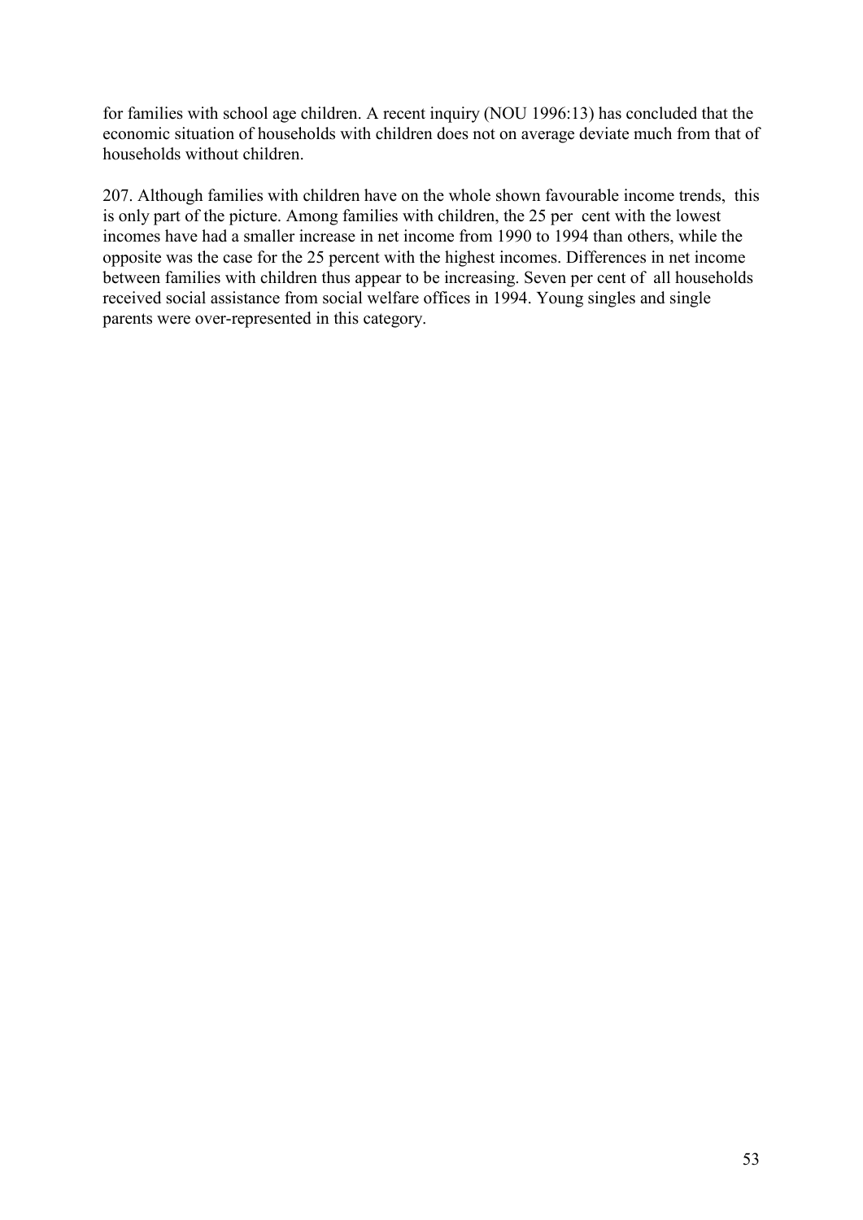for families with school age children. A recent inquiry (NOU 1996:13) has concluded that the economic situation of households with children does not on average deviate much from that of households without children.

207. Although families with children have on the whole shown favourable income trends, this is only part of the picture. Among families with children, the 25 per cent with the lowest incomes have had a smaller increase in net income from 1990 to 1994 than others, while the opposite was the case for the 25 percent with the highest incomes. Differences in net income between families with children thus appear to be increasing. Seven per cent of all households received social assistance from social welfare offices in 1994. Young singles and single parents were over-represented in this category.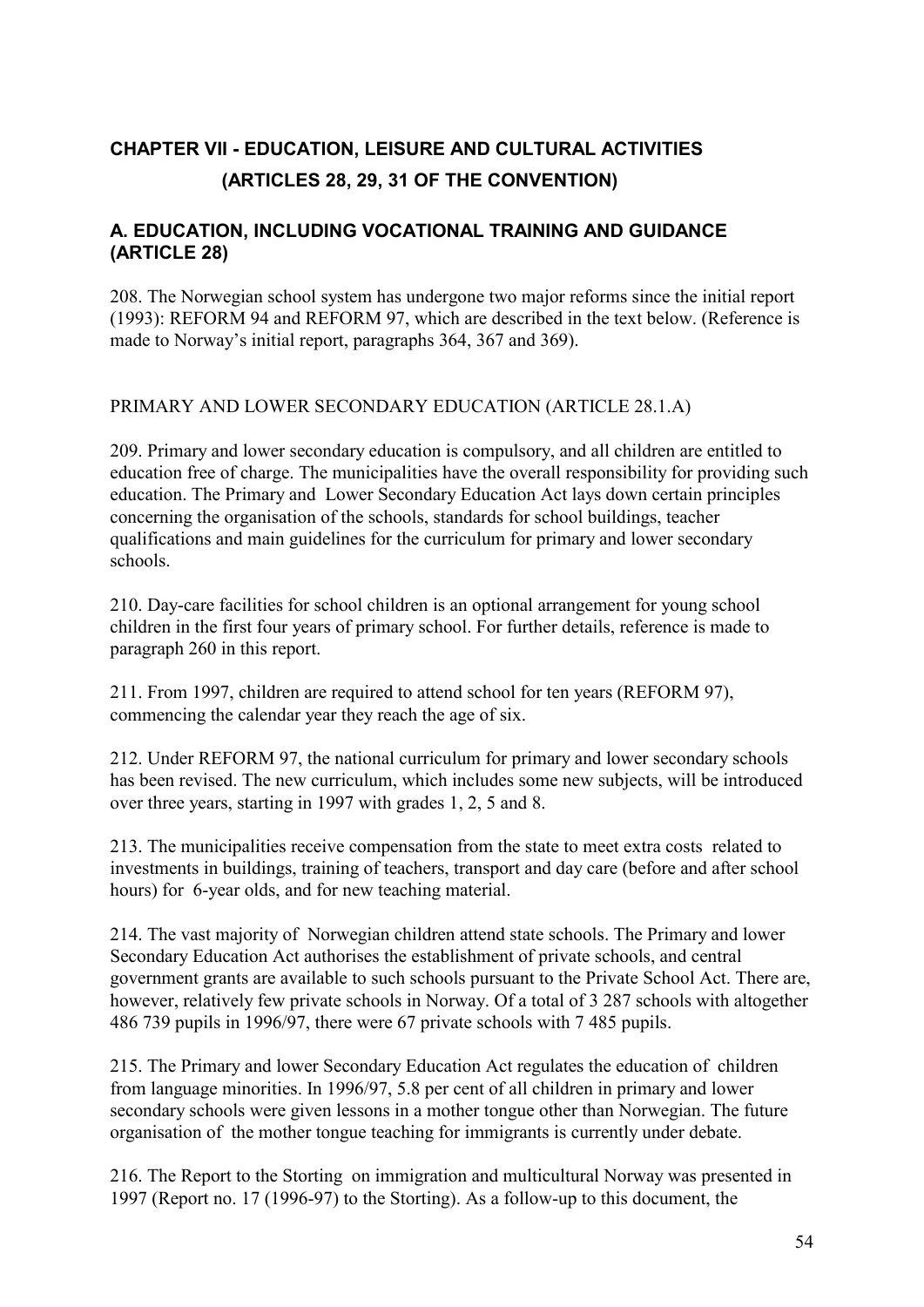## CHAPTER VII - EDUCATION, LEISURE AND CULTURAL ACTIVITIES (ARTICLES 28, 29, 31 OF THE CONVENTION)

### A. EDUCATION, INCLUDING VOCATIONAL TRAINING AND GUIDANCE (ARTICLE 28)

208. The Norwegian school system has undergone two major reforms since the initial report (1993): REFORM 94 and REFORM 97, which are described in the text below. (Reference is made to Norway's initial report, paragraphs 364, 367 and 369).

PRIMARY AND LOWER SECONDARY EDUCATION (ARTICLE 28.1.A)

209. Primary and lower secondary education is compulsory, and all children are entitled to education free of charge. The municipalities have the overall responsibility for providing such education. The Primary and Lower Secondary Education Act lays down certain principles concerning the organisation of the schools, standards for school buildings, teacher qualifications and main guidelines for the curriculum for primary and lower secondary schools.

210. Day-care facilities for school children is an optional arrangement for young school children in the first four years of primary school. For further details, reference is made to paragraph 260 in this report.

211. From 1997, children are required to attend school for ten years (REFORM 97), commencing the calendar year they reach the age of six.

212. Under REFORM 97, the national curriculum for primary and lower secondary schools has been revised. The new curriculum, which includes some new subjects, will be introduced over three years, starting in 1997 with grades 1, 2, 5 and 8.

213. The municipalities receive compensation from the state to meet extra costs related to investments in buildings, training of teachers, transport and day care (before and after school hours) for 6-year olds, and for new teaching material.

214. The vast majority of Norwegian children attend state schools. The Primary and lower Secondary Education Act authorises the establishment of private schools, and central government grants are available to such schools pursuant to the Private School Act. There are, however, relatively few private schools in Norway. Of a total of 3 287 schools with altogether 486 739 pupils in 1996/97, there were 67 private schools with 7 485 pupils.

215. The Primary and lower Secondary Education Act regulates the education of children from language minorities. In 1996/97, 5.8 per cent of all children in primary and lower secondary schools were given lessons in a mother tongue other than Norwegian. The future organisation of the mother tongue teaching for immigrants is currently under debate.

216. The Report to the Storting on immigration and multicultural Norway was presented in 1997 (Report no. 17 (1996-97) to the Storting). As a follow-up to this document, the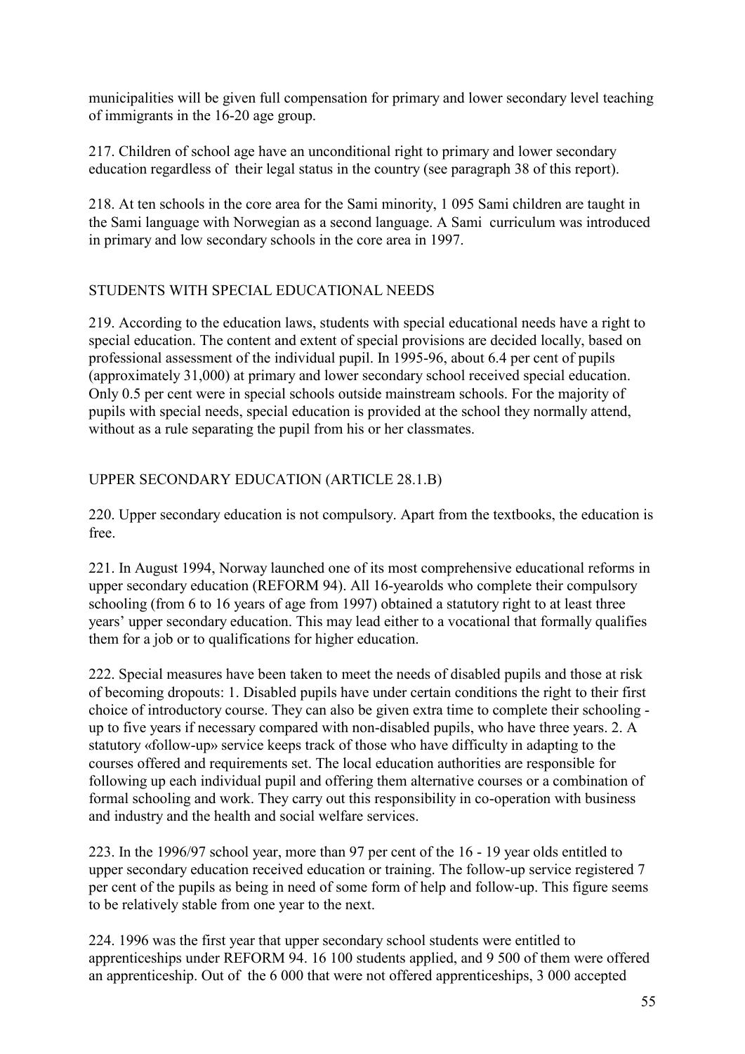municipalities will be given full compensation for primary and lower secondary level teaching of immigrants in the 16-20 age group.

217. Children of school age have an unconditional right to primary and lower secondary education regardless of their legal status in the country (see paragraph 38 of this report).

218. At ten schools in the core area for the Sami minority, 1 095 Sami children are taught in the Sami language with Norwegian as a second language. A Sami curriculum was introduced in primary and low secondary schools in the core area in 1997.

## STUDENTS WITH SPECIAL EDUCATIONAL NEEDS

219. According to the education laws, students with special educational needs have a right to special education. The content and extent of special provisions are decided locally, based on professional assessment of the individual pupil. In 1995-96, about 6.4 per cent of pupils (approximately 31,000) at primary and lower secondary school received special education. Only 0.5 per cent were in special schools outside mainstream schools. For the majority of pupils with special needs, special education is provided at the school they normally attend, without as a rule separating the pupil from his or her classmates.

## UPPER SECONDARY EDUCATION (ARTICLE 28.1.B)

220. Upper secondary education is not compulsory. Apart from the textbooks, the education is free.

221. In August 1994, Norway launched one of its most comprehensive educational reforms in upper secondary education (REFORM 94). All 16-yearolds who complete their compulsory schooling (from 6 to 16 years of age from 1997) obtained a statutory right to at least three years' upper secondary education. This may lead either to a vocational that formally qualifies them for a job or to qualifications for higher education.

222. Special measures have been taken to meet the needs of disabled pupils and those at risk of becoming dropouts: 1. Disabled pupils have under certain conditions the right to their first choice of introductory course. They can also be given extra time to complete their schooling - up to five years if necessary compared with non-disabled pupils, who have three years. 2. A statutory «follow-up» service keeps track of those who have difficulty in adapting to the courses offered and requirements set. The local education authorities are responsible for following up each individual pupil and offering them alternative courses or a combination of formal schooling and work. They carry out this responsibility in co-operation with business and industry and the health and social welfare services.

223. In the 1996/97 school year, more than 97 per cent of the 16 - 19 year olds entitled to upper secondary education received education or training. The follow-up service registered 7 per cent of the pupils as being in need of some form of help and follow-up. This figure seems to be relatively stable from one year to the next.

224. 1996 was the first year that upper secondary school students were entitled to apprenticeships under REFORM 94. 16 100 students applied, and 9 500 of them were offered an apprenticeship. Out of the 6 000 that were not offered apprenticeships, 3 000 accepted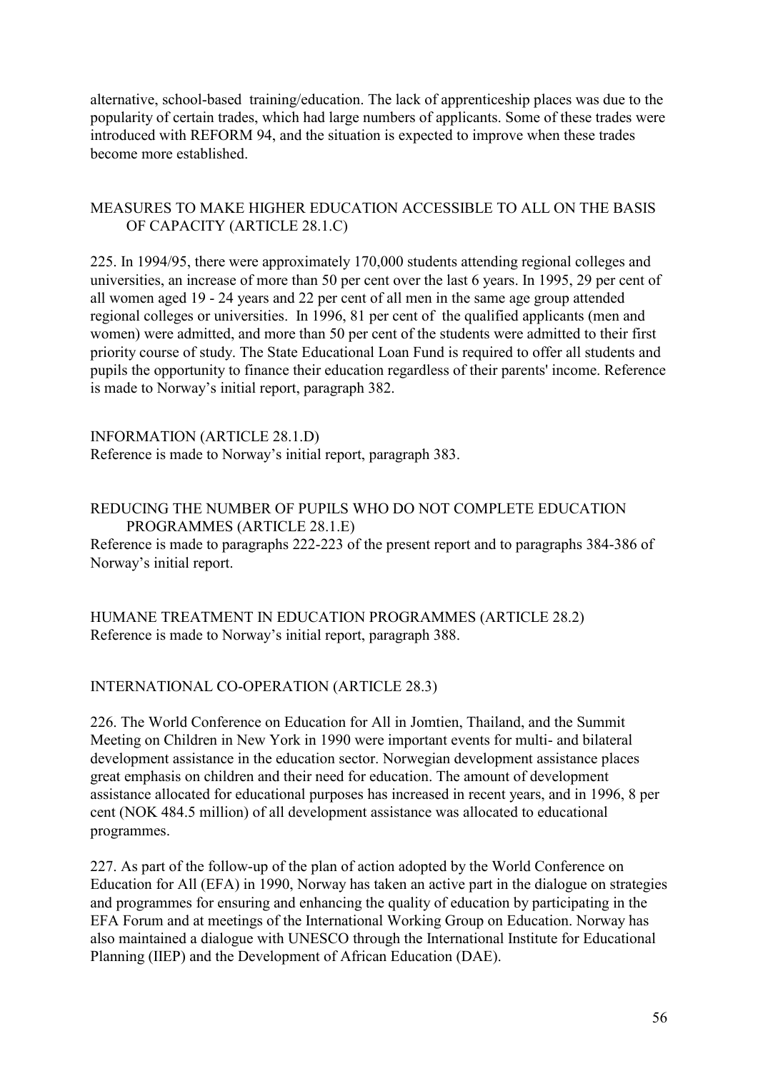alternative, school-based training/education. The lack of apprenticeship places was due to the popularity of certain trades, which had large numbers of applicants. Some of these trades were introduced with REFORM 94, and the situation is expected to improve when these trades become more established.

## MEASURES TO MAKE HIGHER EDUCATION ACCESSIBLE TO ALL ON THE BASIS OF CAPACITY (ARTICLE 28.1.C)

225. In 1994/95, there were approximately 170,000 students attending regional colleges and universities, an increase of more than 50 per cent over the last 6 years. In 1995, 29 per cent of all women aged 19 - 24 years and 22 per cent of all men in the same age group attended regional colleges or universities. In 1996, 81 per cent of the qualified applicants (men and women) were admitted, and more than 50 per cent of the students were admitted to their first priority course of study. The State Educational Loan Fund is required to offer all students and pupils the opportunity to finance their education regardless of their parents' income. Reference is made to Norway's initial report, paragraph 382.

## INFORMATION (ARTICLE 28.1.D)

Reference is made to Norway's initial report, paragraph 383.

## REDUCING THE NUMBER OF PUPILS WHO DO NOT COMPLETE EDUCATION PROGRAMMES (ARTICLE 28.1.E)

Reference is made to paragraphs 222-223 of the present report and to paragraphs 384-386 of Norway's initial report.

## HUMANE TREATMENT IN EDUCATION PROGRAMMES (ARTICLE 28.2)

Reference is made to Norway's initial report, paragraph 388.

## INTERNATIONAL CO-OPERATION (ARTICLE 28.3)

226. The World Conference on Education for All in Jomtien, Thailand, and the Summit Meeting on Children in New York in 1990 were important events for multi- and bilateral development assistance in the education sector. Norwegian development assistance places great emphasis on children and their need for education. The amount of development assistance allocated for educational purposes has increased in recent years, and in 1996, 8 per cent (NOK 484.5 million) of all development assistance was allocated to educational programmes.

227. As part of the follow-up of the plan of action adopted by the World Conference on Education for All (EFA) in 1990, Norway has taken an active part in the dialogue on strategies and programmes for ensuring and enhancing the quality of education by participating in the EFA Forum and at meetings of the International Working Group on Education. Norway has also maintained a dialogue with UNESCO through the International Institute for Educational Planning (IIEP) and the Development of African Education (DAE).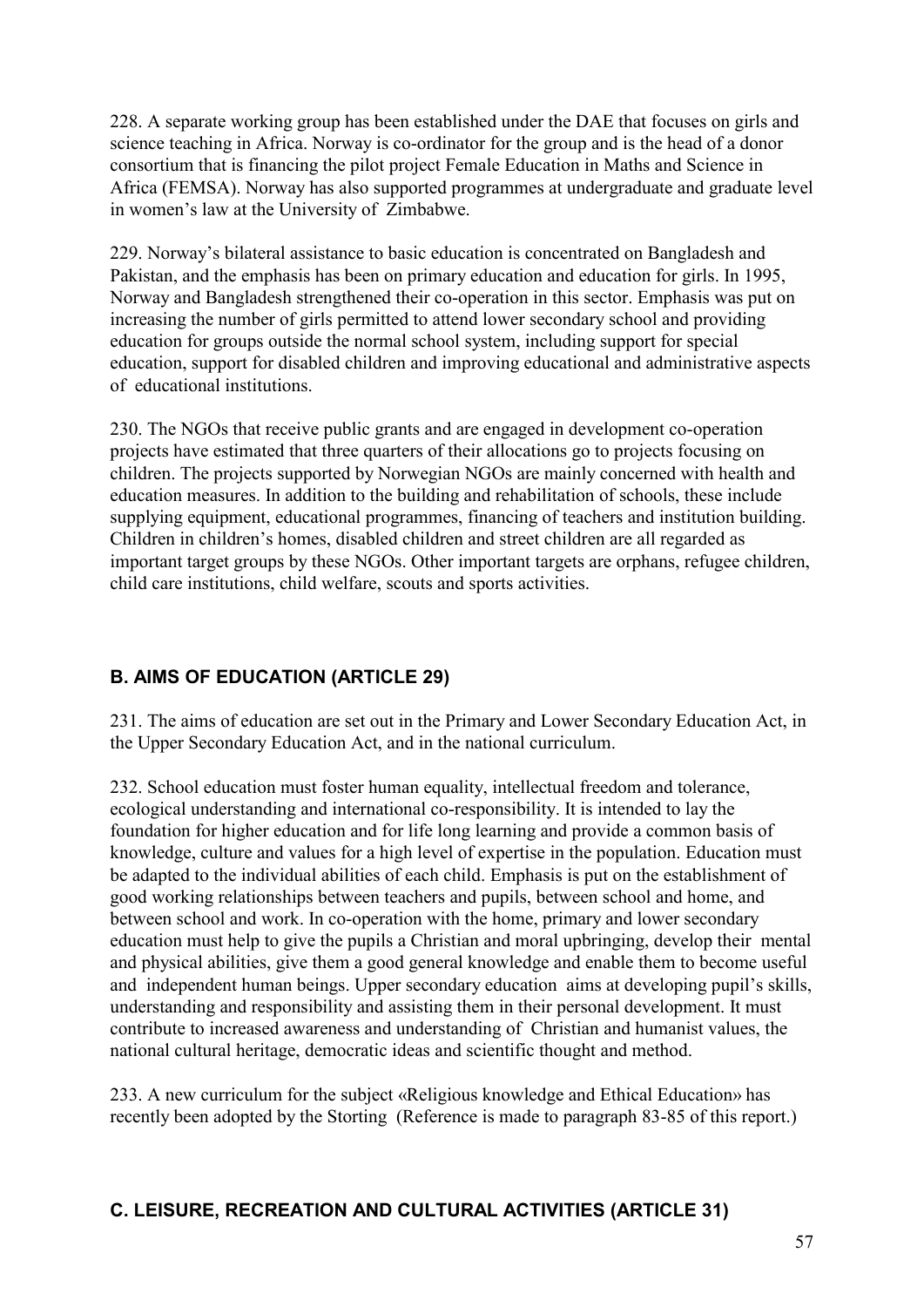228. A separate working group has been established under the DAE that focuses on girls and science teaching in Africa. Norway is co-ordinator for the group and is the head of a donor consortium that is financing the pilot project Female Education in Maths and Science in Africa (FEMSA). Norway has also supported programmes at undergraduate and graduate level in women's law at the University of Zimbabwe.

229. Norway's bilateral assistance to basic education is concentrated on Bangladesh and Pakistan, and the emphasis has been on primary education and education for girls. In 1995, Norway and Bangladesh strengthened their co-operation in this sector. Emphasis was put on increasing the number of girls permitted to attend lower secondary school and providing education for groups outside the normal school system, including support for special education, support for disabled children and improving educational and administrative aspects of educational institutions.

230. The NGOs that receive public grants and are engaged in development co-operation projects have estimated that three quarters of their allocations go to projects focusing on children. The projects supported by Norwegian NGOs are mainly concerned with health and education measures. In addition to the building and rehabilitation of schools, these include supplying equipment, educational programmes, financing of teachers and institution building. Children in children's homes, disabled children and street children are all regarded as important target groups by these NGOs. Other important targets are orphans, refugee children, child care institutions, child welfare, scouts and sports activities.

## B. AIMS OF EDUCATION (ARTICLE 29)

231. The aims of education are set out in the Primary and Lower Secondary Education Act, in the Upper Secondary Education Act, and in the national curriculum.

232. School education must foster human equality, intellectual freedom and tolerance, ecological understanding and international co-responsibility. It is intended to lay the foundation for higher education and for life long learning and provide a common basis of knowledge, culture and values for a high level of expertise in the population. Education must be adapted to the individual abilities of each child. Emphasis is put on the establishment of good working relationships between teachers and pupils, between school and home, and between school and work. In co-operation with the home, primary and lower secondary education must help to give the pupils a Christian and moral upbringing, develop their mental and physical abilities, give them a good general knowledge and enable them to become useful and independent human beings. Upper secondary education aims at developing pupil's skills, understanding and responsibility and assisting them in their personal development. It must contribute to increased awareness and understanding of Christian and humanist values, the national cultural heritage, democratic ideas and scientific thought and method.

233. A new curriculum for the subject «Religious knowledge and Ethical Education» has recently been adopted by the Storting (Reference is made to paragraph 83-85 of this report.)

## C. LEISURE, RECREATION AND CULTURAL ACTIVITIES (ARTICLE 31)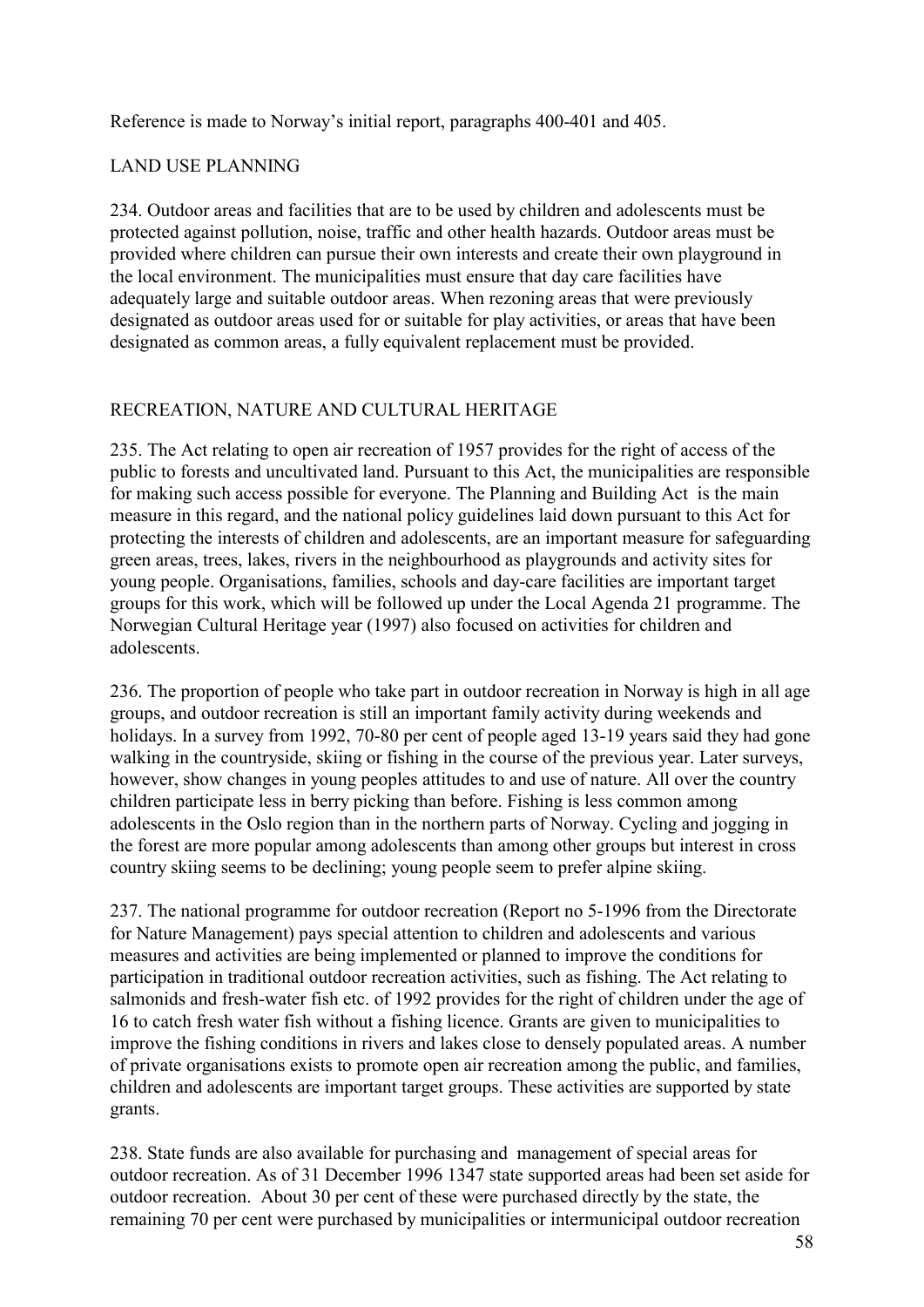Reference is made to Norway's initial report, paragraphs 400-401 and 405.

## LAND USE PLANNING

234. Outdoor areas and facilities that are to be used by children and adolescents must be protected against pollution, noise, traffic and other health hazards. Outdoor areas must be provided where children can pursue their own interests and create their own playground in the local environment. The municipalities must ensure that day care facilities have adequately large and suitable outdoor areas. When rezoning areas that were previously designated as outdoor areas used for or suitable for play activities, or areas that have been designated as common areas, a fully equivalent replacement must be provided.

## RECREATION, NATURE AND CULTURAL HERITAGE

235. The Act relating to open air recreation of 1957 provides for the right of access of the public to forests and uncultivated land. Pursuant to this Act, the municipalities are responsible for making such access possible for everyone. The Planning and Building Act is the main measure in this regard, and the national policy guidelines laid down pursuant to this Act for protecting the interests of children and adolescents, are an important measure for safeguarding green areas, trees, lakes, rivers in the neighbourhood as playgrounds and activity sites for young people. Organisations, families, schools and day-care facilities are important target groups for this work, which will be followed up under the Local Agenda 21 programme. The Norwegian Cultural Heritage year (1997) also focused on activities for children and adolescents.

236. The proportion of people who take part in outdoor recreation in Norway is high in all age groups, and outdoor recreation is still an important family activity during weekends and holidays. In a survey from 1992, 70-80 per cent of people aged 13-19 years said they had gone walking in the countryside, skiing or fishing in the course of the previous year. Later surveys, however, show changes in young peoples attitudes to and use of nature. All over the country children participate less in berry picking than before. Fishing is less common among adolescents in the Oslo region than in the northern parts of Norway. Cycling and jogging in the forest are more popular among adolescents than among other groups but interest in cross country skiing seems to be declining; young people seem to prefer alpine skiing.

237. The national programme for outdoor recreation (Report no 5-1996 from the Directorate for Nature Management) pays special attention to children and adolescents and various measures and activities are being implemented or planned to improve the conditions for participation in traditional outdoor recreation activities, such as fishing. The Act relating to salmonids and fresh-water fish etc. of 1992 provides for the right of children under the age of 16 to catch fresh water fish without a fishing licence. Grants are given to municipalities to improve the fishing conditions in rivers and lakes close to densely populated areas. A number of private organisations exists to promote open air recreation among the public, and families, children and adolescents are important target groups. These activities are supported by state grants.

238. State funds are also available for purchasing and management of special areas for outdoor recreation. As of 31 December 1996 1347 state supported areas had been set aside for outdoor recreation. About 30 per cent of these were purchased directly by the state, the remaining 70 per cent were purchased by municipalities or intermunicipal outdoor recreation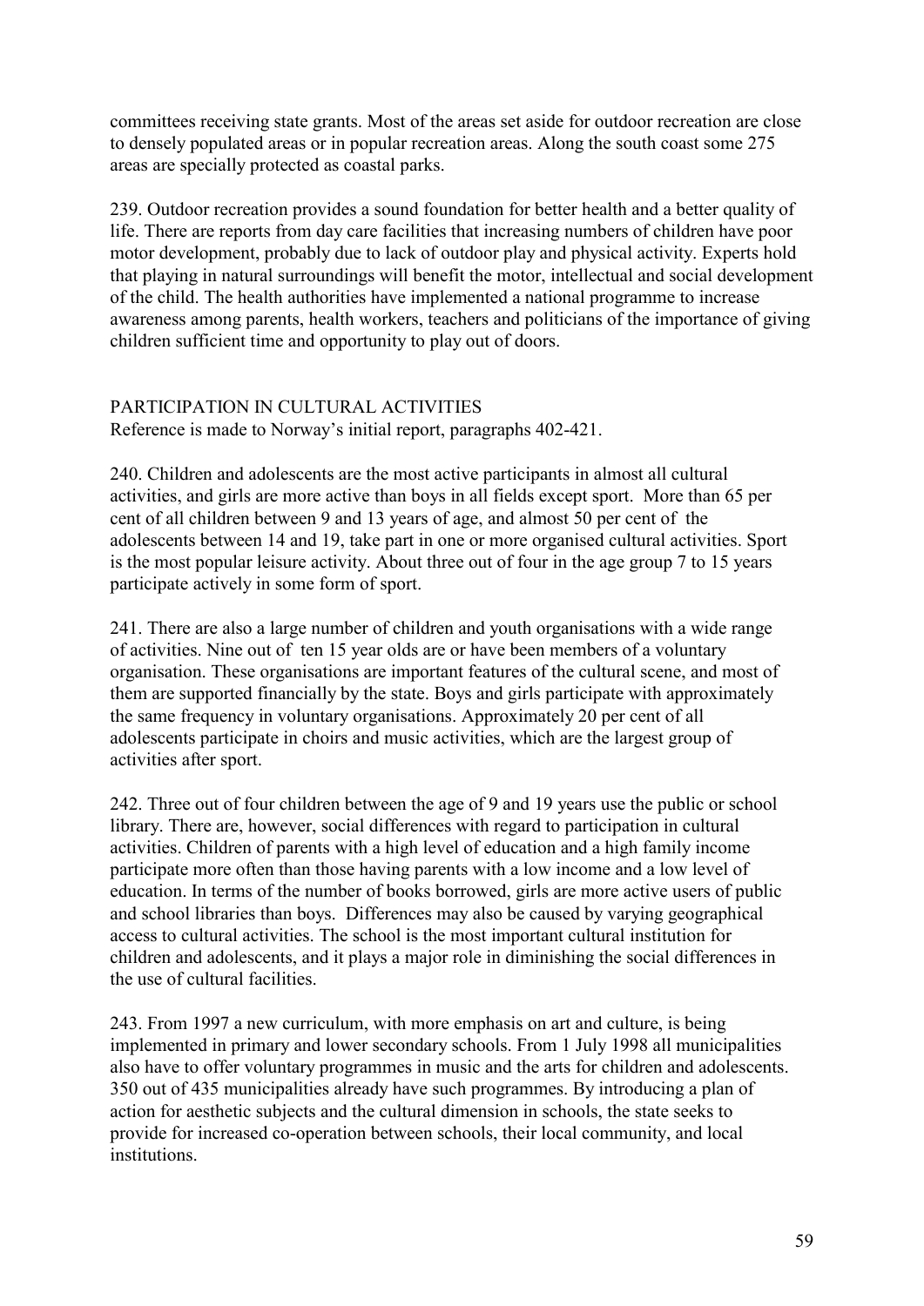committees receiving state grants. Most of the areas set aside for outdoor recreation are close to densely populated areas or in popular recreation areas. Along the south coast some 275 areas are specially protected as coastal parks.

239. Outdoor recreation provides a sound foundation for better health and a better quality of life. There are reports from day care facilities that increasing numbers of children have poor motor development, probably due to lack of outdoor play and physical activity. Experts hold that playing in natural surroundings will benefit the motor, intellectual and social development of the child. The health authorities have implemented a national programme to increase awareness among parents, health workers, teachers and politicians of the importance of giving children sufficient time and opportunity to play out of doors.

PARTICIPATION IN CULTURAL ACTIVITIES

Reference is made to Norway's initial report, paragraphs 402-421.

240. Children and adolescents are the most active participants in almost all cultural activities, and girls are more active than boys in all fields except sport. More than 65 per cent of all children between 9 and 13 years of age, and almost 50 per cent of the adolescents between 14 and 19, take part in one or more organised cultural activities. Sport is the most popular leisure activity. About three out of four in the age group 7 to 15 years participate actively in some form of sport.

241. There are also a large number of children and youth organisations with a wide range of activities. Nine out of ten 15 year olds are or have been members of a voluntary organisation. These organisations are important features of the cultural scene, and most of them are supported financially by the state. Boys and girls participate with approximately the same frequency in voluntary organisations. Approximately 20 per cent of all adolescents participate in choirs and music activities, which are the largest group of activities after sport.

242. Three out of four children between the age of 9 and 19 years use the public or school library. There are, however, social differences with regard to participation in cultural activities. Children of parents with a high level of education and a high family income participate more often than those having parents with a low income and a low level of education. In terms of the number of books borrowed, girls are more active users of public and school libraries than boys. Differences may also be caused by varying geographical access to cultural activities. The school is the most important cultural institution for children and adolescents, and it plays a major role in diminishing the social differences in the use of cultural facilities.

243. From 1997 a new curriculum, with more emphasis on art and culture, is being implemented in primary and lower secondary schools. From 1 July 1998 all municipalities also have to offer voluntary programmes in music and the arts for children and adolescents. 350 out of 435 municipalities already have such programmes. By introducing a plan of action for aesthetic subjects and the cultural dimension in schools, the state seeks to provide for increased co-operation between schools, their local community, and local institutions.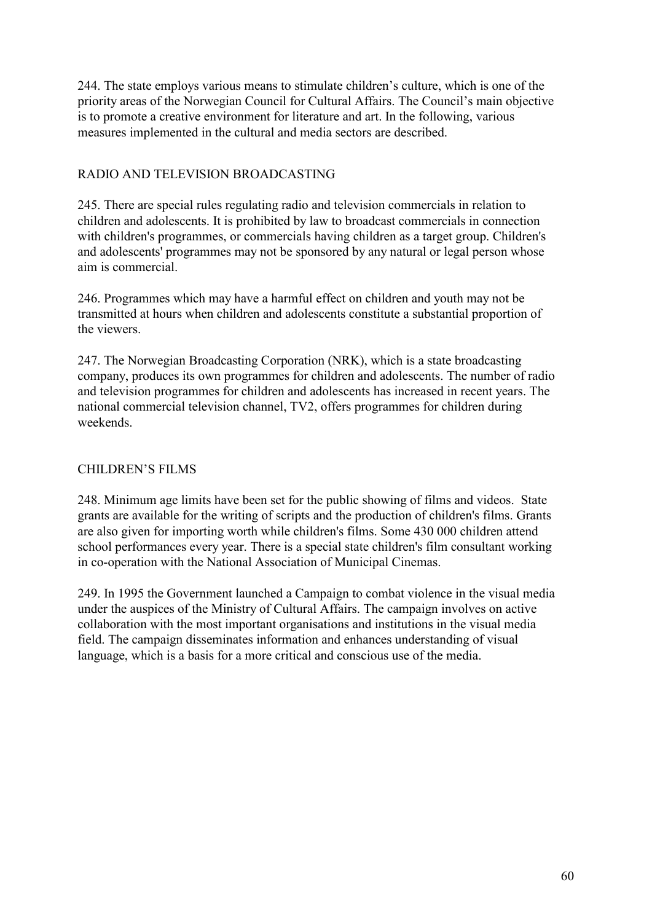244. The state employs various means to stimulate children's culture, which is one of the priority areas of the Norwegian Council for Cultural Affairs. The Council's main objective is to promote a creative environment for literature and art. In the following, various measures implemented in the cultural and media sectors are described.

## RADIO AND TELEVISION BROADCASTING

245. There are special rules regulating radio and television commercials in relation to children and adolescents. It is prohibited by law to broadcast commercials in connection with children's programmes, or commercials having children as a target group. Children's and adolescents' programmes may not be sponsored by any natural or legal person whose aim is commercial.

246. Programmes which may have a harmful effect on children and youth may not be transmitted at hours when children and adolescents constitute a substantial proportion of the viewers.

247. The Norwegian Broadcasting Corporation (NRK), which is a state broadcasting company, produces its own programmes for children and adolescents. The number of radio and television programmes for children and adolescents has increased in recent years. The national commercial television channel, TV2, offers programmes for children during weekends.

## CHILDREN'S FILMS

248. Minimum age limits have been set for the public showing of films and videos. State grants are available for the writing of scripts and the production of children's films. Grants are also given for importing worth while children's films. Some 430 000 children attend school performances every year. There is a special state children's film consultant working in co-operation with the National Association of Municipal Cinemas.

249. In 1995 the Government launched a Campaign to combat violence in the visual media under the auspices of the Ministry of Cultural Affairs. The campaign involves on active collaboration with the most important organisations and institutions in the visual media field. The campaign disseminates information and enhances understanding of visual language, which is a basis for a more critical and conscious use of the media.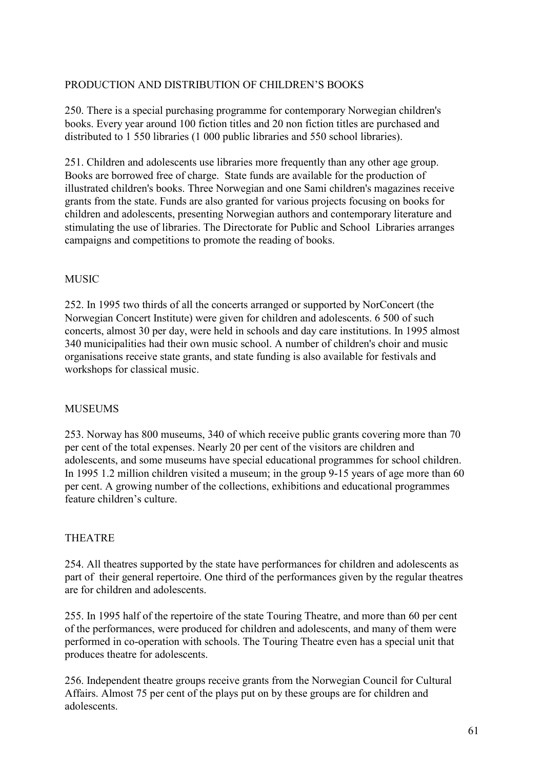## PRODUCTION AND DISTRIBUTION OF CHILDREN'S BOOKS

250. There is a special purchasing programme for contemporary Norwegian children's books. Every year around 100 fiction titles and 20 non fiction titles are purchased and distributed to 1 550 libraries (1 000 public libraries and 550 school libraries).

251. Children and adolescents use libraries more frequently than any other age group. Books are borrowed free of charge. State funds are available for the production of illustrated children's books. Three Norwegian and one Sami children's magazines receive grants from the state. Funds are also granted for various projects focusing on books for children and adolescents, presenting Norwegian authors and contemporary literature and stimulating the use of libraries. The Directorate for Public and School Libraries arranges campaigns and competitions to promote the reading of books.

## MUSIC

252. In 1995 two thirds of all the concerts arranged or supported by NorConcert (the Norwegian Concert Institute) were given for children and adolescents. 6 500 of such concerts, almost 30 per day, were held in schools and day care institutions. In 1995 almost 340 municipalities had their own music school. A number of children's choir and music organisations receive state grants, and state funding is also available for festivals and workshops for classical music.

## MUSEUMS

253. Norway has 800 museums, 340 of which receive public grants covering more than 70 per cent of the total expenses. Nearly 20 per cent of the visitors are children and adolescents, and some museums have special educational programmes for school children. In 1995 1.2 million children visited a museum; in the group 9-15 years of age more than 60 per cent. A growing number of the collections, exhibitions and educational programmes feature children's culture.

## THEATRE

254. All theatres supported by the state have performances for children and adolescents as part of their general repertoire. One third of the performances given by the regular theatres are for children and adolescents.

255. In 1995 half of the repertoire of the state Touring Theatre, and more than 60 per cent of the performances, were produced for children and adolescents, and many of them were performed in co-operation with schools. The Touring Theatre even has a special unit that produces theatre for adolescents.

256. Independent theatre groups receive grants from the Norwegian Council for Cultural Affairs. Almost 75 per cent of the plays put on by these groups are for children and adolescents.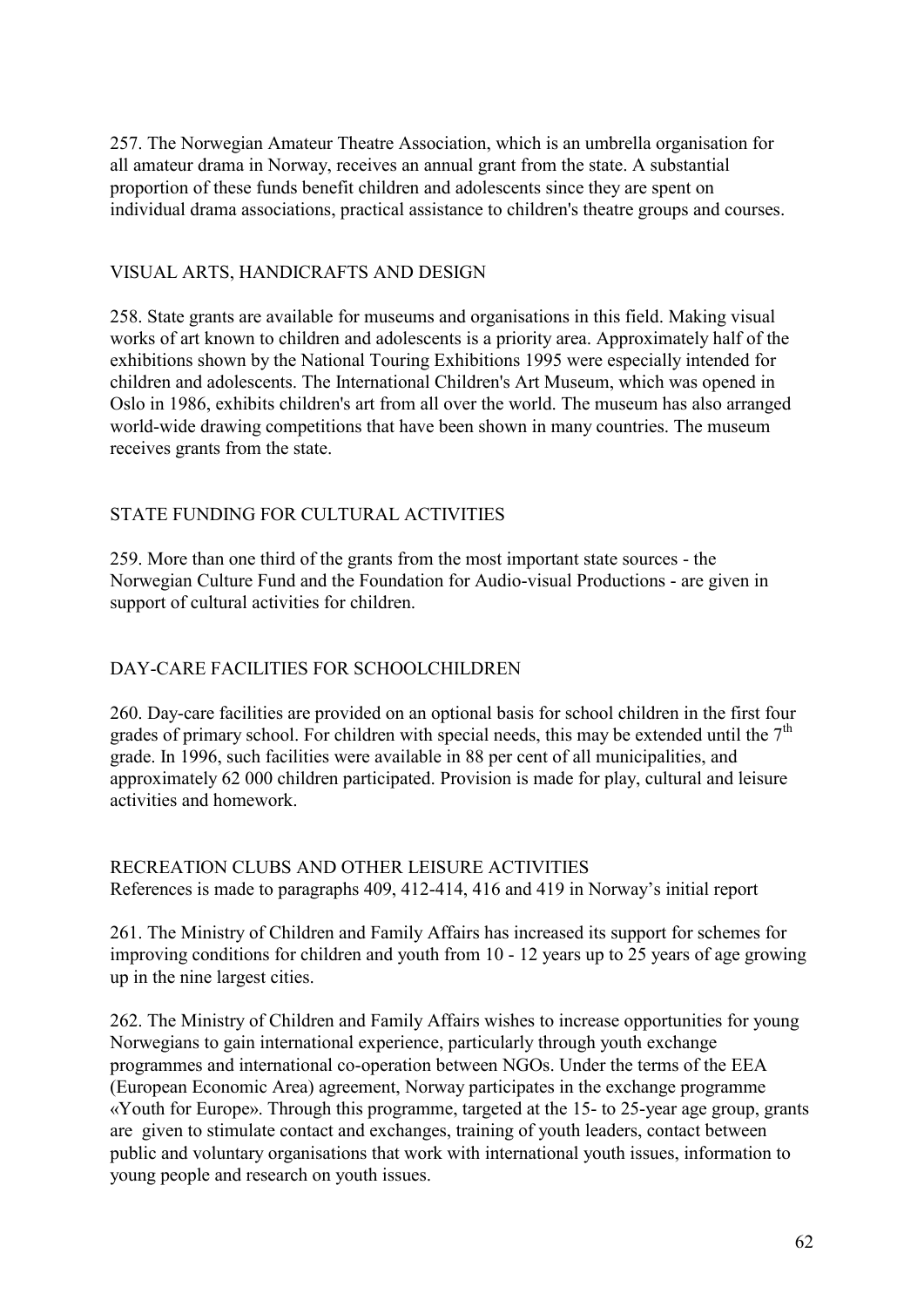257. The Norwegian Amateur Theatre Association, which is an umbrella organisation for all amateur drama in Norway, receives an annual grant from the state. A substantial proportion of these funds benefit children and adolescents since they are spent on individual drama associations, practical assistance to children's theatre groups and courses.

## VISUAL ARTS, HANDICRAFTS AND DESIGN

258. State grants are available for museums and organisations in this field. Making visual works of art known to children and adolescents is a priority area. Approximately half of the exhibitions shown by the National Touring Exhibitions 1995 were especially intended for children and adolescents. The International Children's Art Museum, which was opened in Oslo in 1986, exhibits children's art from all over the world. The museum has also arranged world-wide drawing competitions that have been shown in many countries. The museum receives grants from the state.

## STATE FUNDING FOR CULTURAL ACTIVITIES

259. More than one third of the grants from the most important state sources - the Norwegian Culture Fund and the Foundation for Audio-visual Productions - are given in support of cultural activities for children.

## DAY-CARE FACILITIES FOR SCHOOLCHILDREN

260. Day-care facilities are provided on an optional basis for school children in the first four grades of primary school. For children with special needs, this may be extended until the 7th grade. In 1996, such facilities were available in 88 per cent of all municipalities, and approximately 62 000 children participated. Provision is made for play, cultural and leisure activities and homework.

## RECREATION CLUBS AND OTHER LEISURE ACTIVITIES

References is made to paragraphs 409, 412-414, 416 and 419 in Norway's initial report

261. The Ministry of Children and Family Affairs has increased its support for schemes for improving conditions for children and youth from 10 - 12 years up to 25 years of age growing up in the nine largest cities.

262. The Ministry of Children and Family Affairs wishes to increase opportunities for young Norwegians to gain international experience, particularly through youth exchange programmes and international co-operation between NGOs. Under the terms of the EEA (European Economic Area) agreement, Norway participates in the exchange programme «Youth for Europe». Through this programme, targeted at the 15- to 25-year age group, grants are given to stimulate contact and exchanges, training of youth leaders, contact between public and voluntary organisations that work with international youth issues, information to young people and research on youth issues.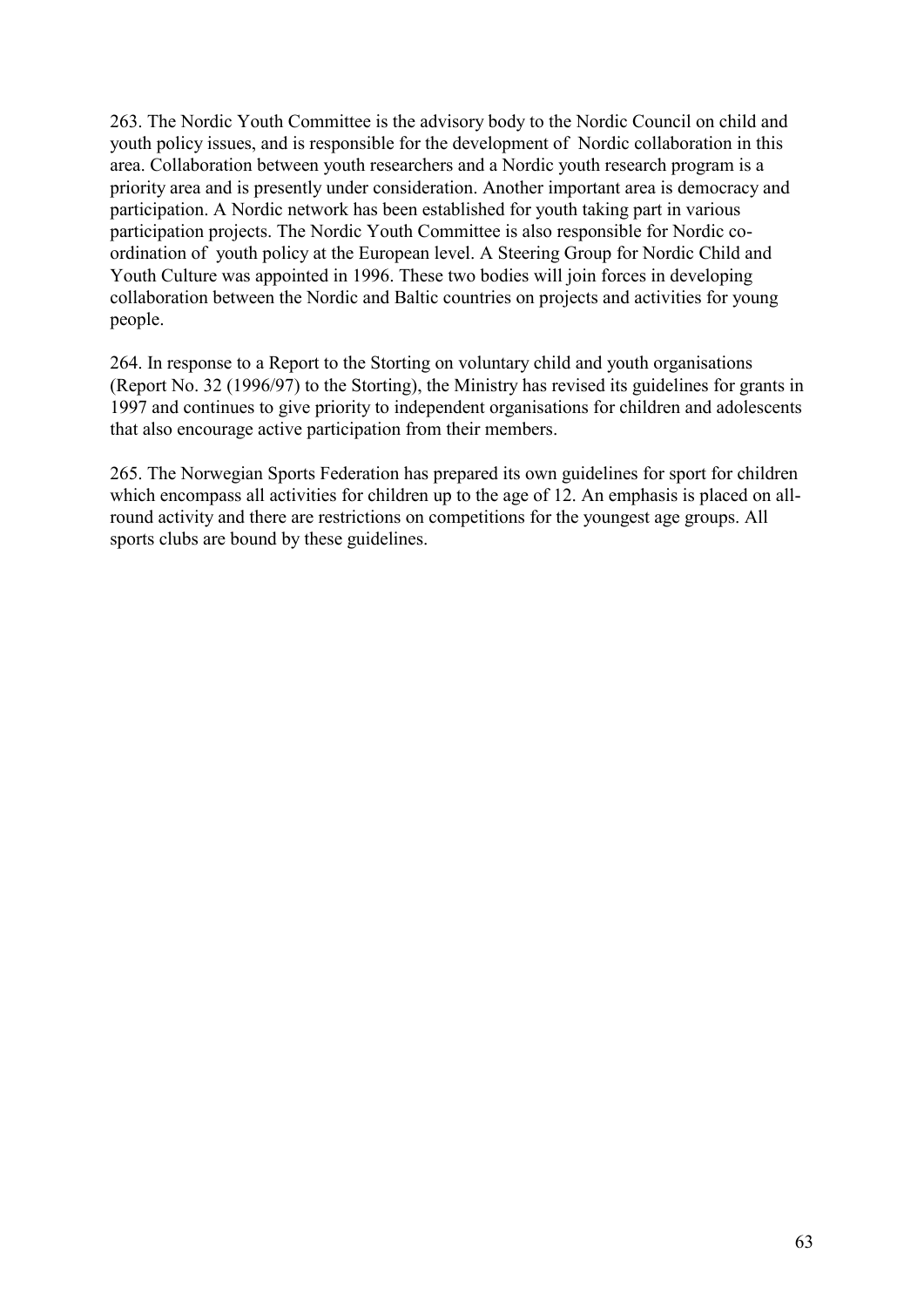263. The Nordic Youth Committee is the advisory body to the Nordic Council on child and youth policy issues, and is responsible for the development of Nordic collaboration in this area. Collaboration between youth researchers and a Nordic youth research program is a priority area and is presently under consideration. Another important area is democracy and participation. A Nordic network has been established for youth taking part in various participation projects. The Nordic Youth Committee is also responsible for Nordic co-ordination of youth policy at the European level. A Steering Group for Nordic Child and Youth Culture was appointed in 1996. These two bodies will join forces in developing collaboration between the Nordic and Baltic countries on projects and activities for young people.

264. In response to a Report to the Storting on voluntary child and youth organisations (Report No. 32 (1996/97) to the Storting), the Ministry has revised its guidelines for grants in 1997 and continues to give priority to independent organisations for children and adolescents that also encourage active participation from their members.

265. The Norwegian Sports Federation has prepared its own guidelines for sport for children which encompass all activities for children up to the age of 12. An emphasis is placed on all-round activity and there are restrictions on competitions for the youngest age groups. All sports clubs are bound by these guidelines.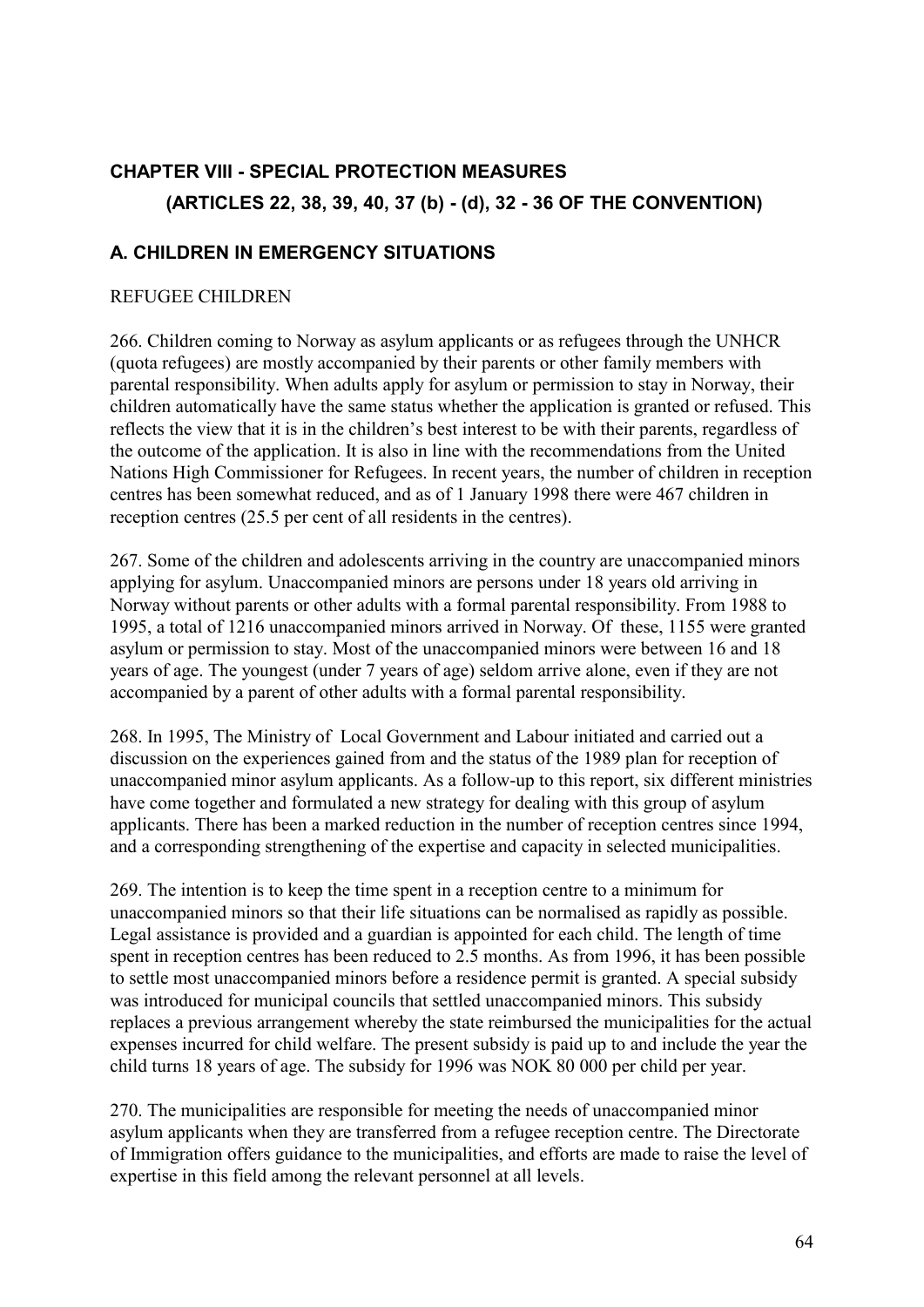## CHAPTER VIII - SPECIAL PROTECTION MEASURES
### (ARTICLES 22, 38, 39, 40, 37 (b) - (d), 32 - 36 OF THE CONVENTION)

## A. CHILDREN IN EMERGENCY SITUATIONS

REFUGEE CHILDREN

266. Children coming to Norway as asylum applicants or as refugees through the UNHCR (quota refugees) are mostly accompanied by their parents or other family members with parental responsibility. When adults apply for asylum or permission to stay in Norway, their children automatically have the same status whether the application is granted or refused. This reflects the view that it is in the children's best interest to be with their parents, regardless of the outcome of the application. It is also in line with the recommendations from the United Nations High Commissioner for Refugees. In recent years, the number of children in reception centres has been somewhat reduced, and as of 1 January 1998 there were 467 children in reception centres (25.5 per cent of all residents in the centres).

267. Some of the children and adolescents arriving in the country are unaccompanied minors applying for asylum. Unaccompanied minors are persons under 18 years old arriving in Norway without parents or other adults with a formal parental responsibility. From 1988 to 1995, a total of 1216 unaccompanied minors arrived in Norway. Of these, 1155 were granted asylum or permission to stay. Most of the unaccompanied minors were between 16 and 18 years of age. The youngest (under 7 years of age) seldom arrive alone, even if they are not accompanied by a parent of other adults with a formal parental responsibility.

268. In 1995, The Ministry of Local Government and Labour initiated and carried out a discussion on the experiences gained from and the status of the 1989 plan for reception of unaccompanied minor asylum applicants. As a follow-up to this report, six different ministries have come together and formulated a new strategy for dealing with this group of asylum applicants. There has been a marked reduction in the number of reception centres since 1994, and a corresponding strengthening of the expertise and capacity in selected municipalities.

269. The intention is to keep the time spent in a reception centre to a minimum for unaccompanied minors so that their life situations can be normalised as rapidly as possible. Legal assistance is provided and a guardian is appointed for each child. The length of time spent in reception centres has been reduced to 2.5 months. As from 1996, it has been possible to settle most unaccompanied minors before a residence permit is granted. A special subsidy was introduced for municipal councils that settled unaccompanied minors. This subsidy replaces a previous arrangement whereby the state reimbursed the municipalities for the actual expenses incurred for child welfare. The present subsidy is paid up to and include the year the child turns 18 years of age. The subsidy for 1996 was NOK 80 000 per child per year.

270. The municipalities are responsible for meeting the needs of unaccompanied minor asylum applicants when they are transferred from a refugee reception centre. The Directorate of Immigration offers guidance to the municipalities, and efforts are made to raise the level of expertise in this field among the relevant personnel at all levels.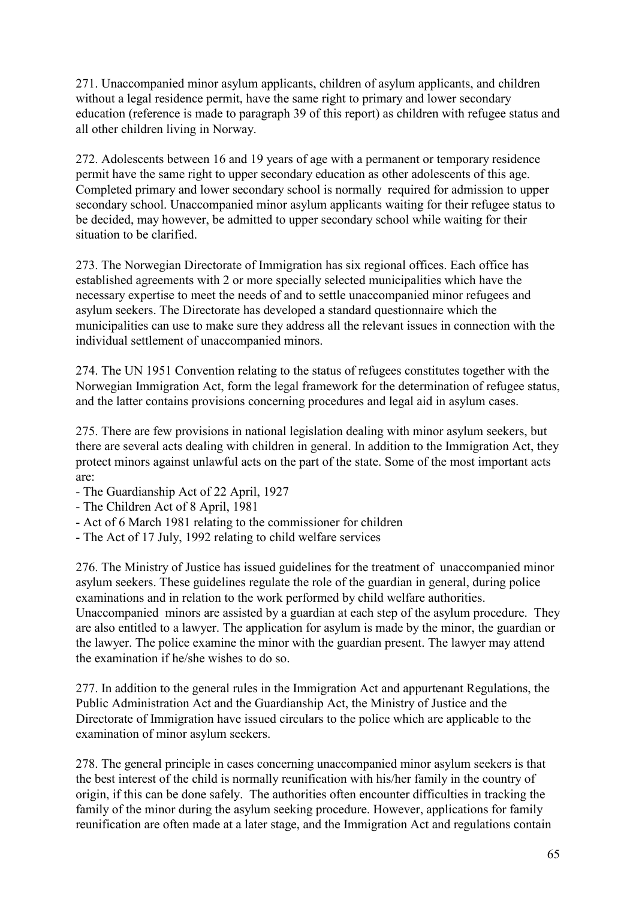271. Unaccompanied minor asylum applicants, children of asylum applicants, and children without a legal residence permit, have the same right to primary and lower secondary education (reference is made to paragraph 39 of this report) as children with refugee status and all other children living in Norway.

272. Adolescents between 16 and 19 years of age with a permanent or temporary residence permit have the same right to upper secondary education as other adolescents of this age. Completed primary and lower secondary school is normally required for admission to upper secondary school. Unaccompanied minor asylum applicants waiting for their refugee status to be decided, may however, be admitted to upper secondary school while waiting for their situation to be clarified.

273. The Norwegian Directorate of Immigration has six regional offices. Each office has established agreements with 2 or more specially selected municipalities which have the necessary expertise to meet the needs of and to settle unaccompanied minor refugees and asylum seekers. The Directorate has developed a standard questionnaire which the municipalities can use to make sure they address all the relevant issues in connection with the individual settlement of unaccompanied minors.

274. The UN 1951 Convention relating to the status of refugees constitutes together with the Norwegian Immigration Act, form the legal framework for the determination of refugee status, and the latter contains provisions concerning procedures and legal aid in asylum cases.

275. There are few provisions in national legislation dealing with minor asylum seekers, but there are several acts dealing with children in general. In addition to the Immigration Act, they protect minors against unlawful acts on the part of the state. Some of the most important acts are:

- The Guardianship Act of 22 April, 1927
- The Children Act of 8 April, 1981
- Act of 6 March 1981 relating to the commissioner for children
- The Act of 17 July, 1992 relating to child welfare services

276. The Ministry of Justice has issued guidelines for the treatment of unaccompanied minor asylum seekers. These guidelines regulate the role of the guardian in general, during police examinations and in relation to the work performed by child welfare authorities. Unaccompanied minors are assisted by a guardian at each step of the asylum procedure. They are also entitled to a lawyer. The application for asylum is made by the minor, the guardian or the lawyer. The police examine the minor with the guardian present. The lawyer may attend the examination if he/she wishes to do so.

277. In addition to the general rules in the Immigration Act and appurtenant Regulations, the Public Administration Act and the Guardianship Act, the Ministry of Justice and the Directorate of Immigration have issued circulars to the police which are applicable to the examination of minor asylum seekers.

278. The general principle in cases concerning unaccompanied minor asylum seekers is that the best interest of the child is normally reunification with his/her family in the country of origin, if this can be done safely. The authorities often encounter difficulties in tracking the family of the minor during the asylum seeking procedure. However, applications for family reunification are often made at a later stage, and the Immigration Act and regulations contain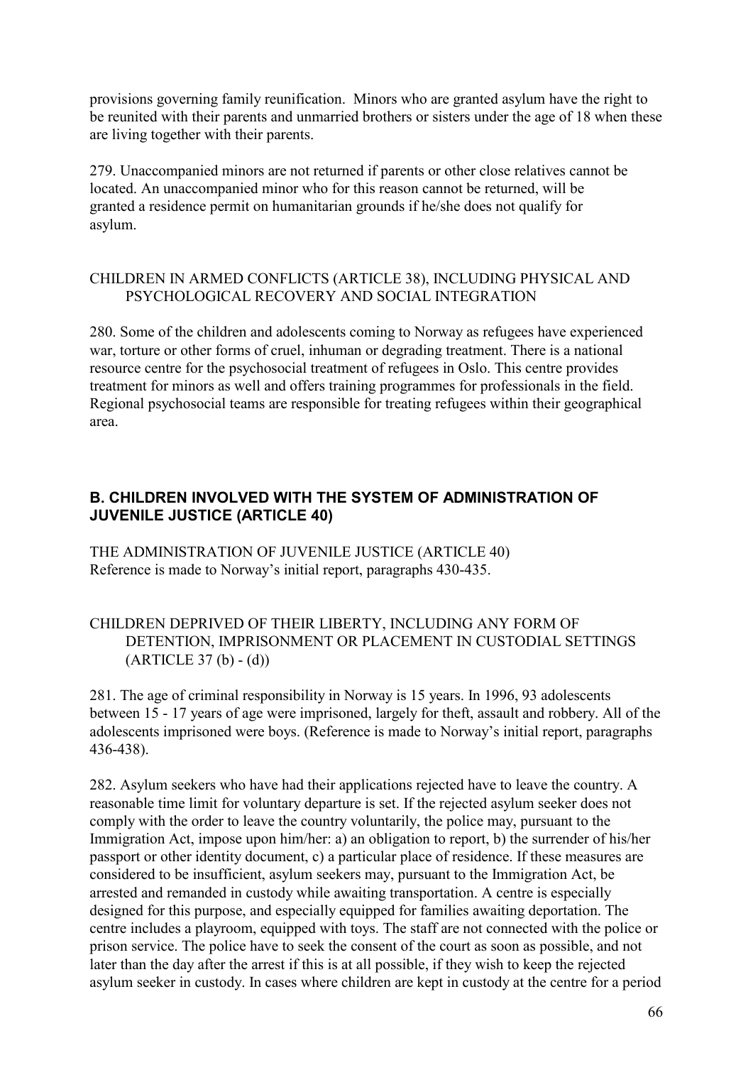provisions governing family reunification. Minors who are granted asylum have the right to be reunited with their parents and unmarried brothers or sisters under the age of 18 when these are living together with their parents.

279. Unaccompanied minors are not returned if parents or other close relatives cannot be located. An unaccompanied minor who for this reason cannot be returned, will be granted a residence permit on humanitarian grounds if he/she does not qualify for asylum.

CHILDREN IN ARMED CONFLICTS (ARTICLE 38), INCLUDING PHYSICAL AND PSYCHOLOGICAL RECOVERY AND SOCIAL INTEGRATION

280. Some of the children and adolescents coming to Norway as refugees have experienced war, torture or other forms of cruel, inhuman or degrading treatment. There is a national resource centre for the psychosocial treatment of refugees in Oslo. This centre provides treatment for minors as well and offers training programmes for professionals in the field. Regional psychosocial teams are responsible for treating refugees within their geographical area.

## B. CHILDREN INVOLVED WITH THE SYSTEM OF ADMINISTRATION OF JUVENILE JUSTICE (ARTICLE 40)

THE ADMINISTRATION OF JUVENILE JUSTICE (ARTICLE 40)
Reference is made to Norway's initial report, paragraphs 430-435.

CHILDREN DEPRIVED OF THEIR LIBERTY, INCLUDING ANY FORM OF DETENTION, IMPRISONMENT OR PLACEMENT IN CUSTODIAL SETTINGS (ARTICLE 37 (b) - (d))

281. The age of criminal responsibility in Norway is 15 years. In 1996, 93 adolescents between 15 - 17 years of age were imprisoned, largely for theft, assault and robbery. All of the adolescents imprisoned were boys. (Reference is made to Norway's initial report, paragraphs 436-438).

282. Asylum seekers who have had their applications rejected have to leave the country. A reasonable time limit for voluntary departure is set. If the rejected asylum seeker does not comply with the order to leave the country voluntarily, the police may, pursuant to the Immigration Act, impose upon him/her: a) an obligation to report, b) the surrender of his/her passport or other identity document, c) a particular place of residence. If these measures are considered to be insufficient, asylum seekers may, pursuant to the Immigration Act, be arrested and remanded in custody while awaiting transportation. A centre is especially designed for this purpose, and especially equipped for families awaiting deportation. The centre includes a playroom, equipped with toys. The staff are not connected with the police or prison service. The police have to seek the consent of the court as soon as possible, and not later than the day after the arrest if this is at all possible, if they wish to keep the rejected asylum seeker in custody. In cases where children are kept in custody at the centre for a period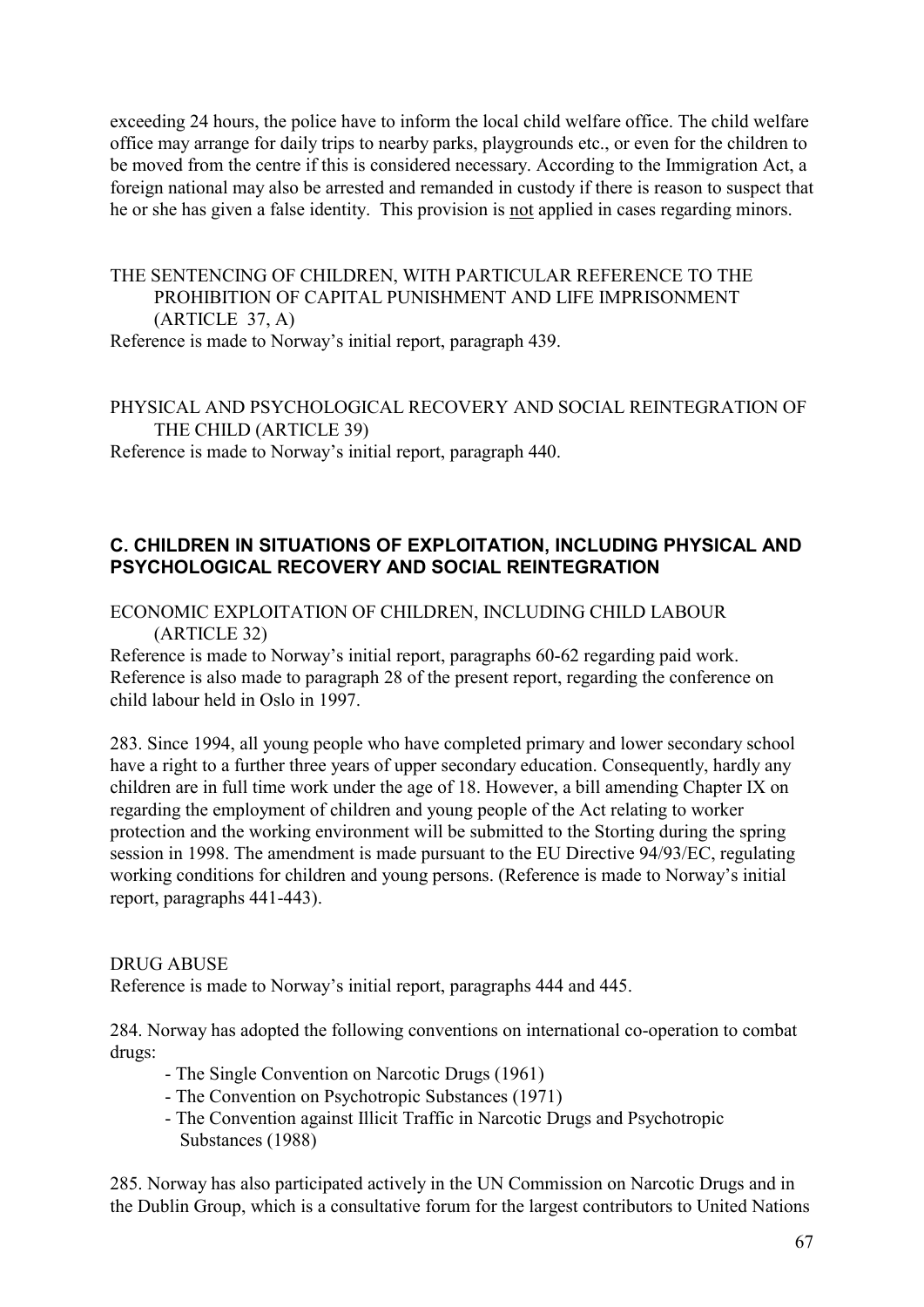exceeding 24 hours, the police have to inform the local child welfare office. The child welfare office may arrange for daily trips to nearby parks, playgrounds etc., or even for the children to be moved from the centre if this is considered necessary. According to the Immigration Act, a foreign national may also be arrested and remanded in custody if there is reason to suspect that he or she has given a false identity. This provision is <u>not</u> applied in cases regarding minors.

THE SENTENCING OF CHILDREN, WITH PARTICULAR REFERENCE TO THE PROHIBITION OF CAPITAL PUNISHMENT AND LIFE IMPRISONMENT (ARTICLE 37, A)

Reference is made to Norway's initial report, paragraph 439.

PHYSICAL AND PSYCHOLOGICAL RECOVERY AND SOCIAL REINTEGRATION OF THE CHILD (ARTICLE 39)

Reference is made to Norway's initial report, paragraph 440.

## C. CHILDREN IN SITUATIONS OF EXPLOITATION, INCLUDING PHYSICAL AND PSYCHOLOGICAL RECOVERY AND SOCIAL REINTEGRATION

ECONOMIC EXPLOITATION OF CHILDREN, INCLUDING CHILD LABOUR (ARTICLE 32)

Reference is made to Norway's initial report, paragraphs 60-62 regarding paid work. Reference is also made to paragraph 28 of the present report, regarding the conference on child labour held in Oslo in 1997.

283. Since 1994, all young people who have completed primary and lower secondary school have a right to a further three years of upper secondary education. Consequently, hardly any children are in full time work under the age of 18. However, a bill amending Chapter IX on regarding the employment of children and young people of the Act relating to worker protection and the working environment will be submitted to the Storting during the spring session in 1998. The amendment is made pursuant to the EU Directive 94/93/EC, regulating working conditions for children and young persons. (Reference is made to Norway's initial report, paragraphs 441-443).

DRUG ABUSE

Reference is made to Norway's initial report, paragraphs 444 and 445.

284. Norway has adopted the following conventions on international co-operation to combat drugs:

- The Single Convention on Narcotic Drugs (1961)
- The Convention on Psychotropic Substances (1971)
- The Convention against Illicit Traffic in Narcotic Drugs and Psychotropic Substances (1988)

285. Norway has also participated actively in the UN Commission on Narcotic Drugs and in the Dublin Group, which is a consultative forum for the largest contributors to United Nations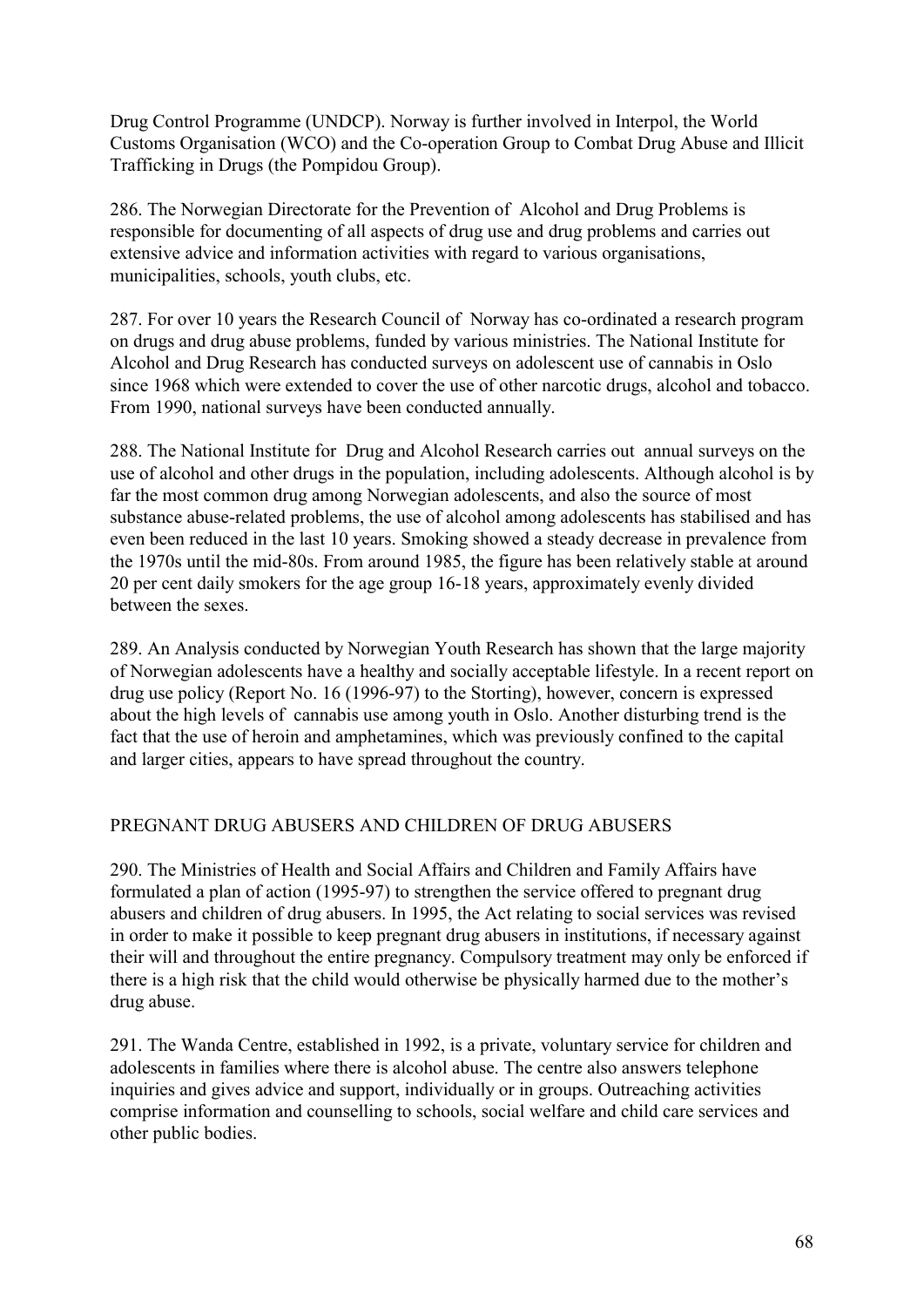Drug Control Programme (UNDCP). Norway is further involved in Interpol, the World Customs Organisation (WCO) and the Co-operation Group to Combat Drug Abuse and Illicit Trafficking in Drugs (the Pompidou Group).

286. The Norwegian Directorate for the Prevention of Alcohol and Drug Problems is responsible for documenting of all aspects of drug use and drug problems and carries out extensive advice and information activities with regard to various organisations, municipalities, schools, youth clubs, etc.

287. For over 10 years the Research Council of Norway has co-ordinated a research program on drugs and drug abuse problems, funded by various ministries. The National Institute for Alcohol and Drug Research has conducted surveys on adolescent use of cannabis in Oslo since 1968 which were extended to cover the use of other narcotic drugs, alcohol and tobacco. From 1990, national surveys have been conducted annually.

288. The National Institute for Drug and Alcohol Research carries out annual surveys on the use of alcohol and other drugs in the population, including adolescents. Although alcohol is by far the most common drug among Norwegian adolescents, and also the source of most substance abuse-related problems, the use of alcohol among adolescents has stabilised and has even been reduced in the last 10 years. Smoking showed a steady decrease in prevalence from the 1970s until the mid-80s. From around 1985, the figure has been relatively stable at around 20 per cent daily smokers for the age group 16-18 years, approximately evenly divided between the sexes.

289. An Analysis conducted by Norwegian Youth Research has shown that the large majority of Norwegian adolescents have a healthy and socially acceptable lifestyle. In a recent report on drug use policy (Report No. 16 (1996-97) to the Storting), however, concern is expressed about the high levels of cannabis use among youth in Oslo. Another disturbing trend is the fact that the use of heroin and amphetamines, which was previously confined to the capital and larger cities, appears to have spread throughout the country.

## PREGNANT DRUG ABUSERS AND CHILDREN OF DRUG ABUSERS

290. The Ministries of Health and Social Affairs and Children and Family Affairs have formulated a plan of action (1995-97) to strengthen the service offered to pregnant drug abusers and children of drug abusers. In 1995, the Act relating to social services was revised in order to make it possible to keep pregnant drug abusers in institutions, if necessary against their will and throughout the entire pregnancy. Compulsory treatment may only be enforced if there is a high risk that the child would otherwise be physically harmed due to the mother's drug abuse.

291. The Wanda Centre, established in 1992, is a private, voluntary service for children and adolescents in families where there is alcohol abuse. The centre also answers telephone inquiries and gives advice and support, individually or in groups. Outreaching activities comprise information and counselling to schools, social welfare and child care services and other public bodies.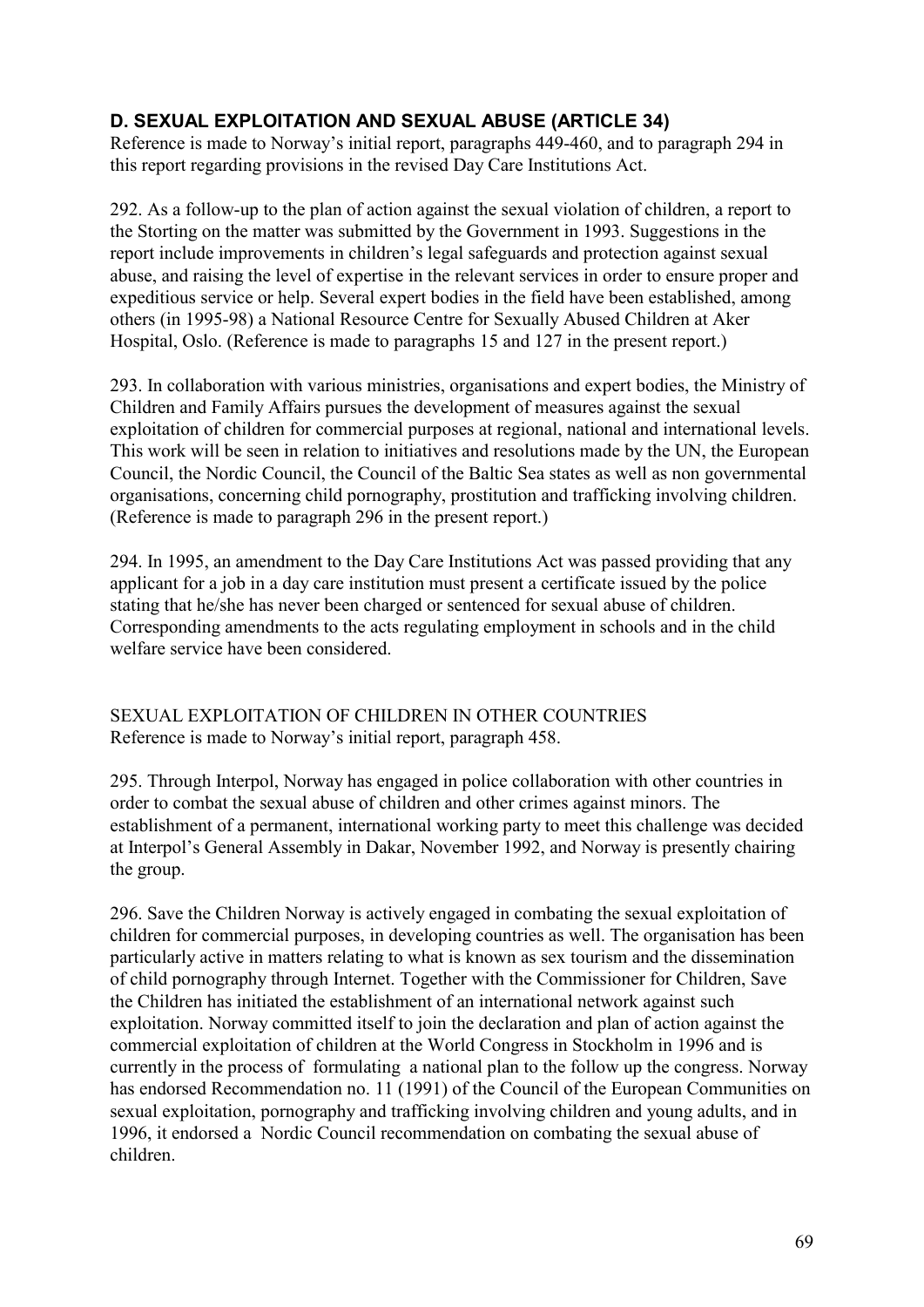## D. SEXUAL EXPLOITATION AND SEXUAL ABUSE (ARTICLE 34)

Reference is made to Norway's initial report, paragraphs 449-460, and to paragraph 294 in this report regarding provisions in the revised Day Care Institutions Act.

292. As a follow-up to the plan of action against the sexual violation of children, a report to the Storting on the matter was submitted by the Government in 1993. Suggestions in the report include improvements in children's legal safeguards and protection against sexual abuse, and raising the level of expertise in the relevant services in order to ensure proper and expeditious service or help. Several expert bodies in the field have been established, among others (in 1995-98) a National Resource Centre for Sexually Abused Children at Aker Hospital, Oslo. (Reference is made to paragraphs 15 and 127 in the present report.)

293. In collaboration with various ministries, organisations and expert bodies, the Ministry of Children and Family Affairs pursues the development of measures against the sexual exploitation of children for commercial purposes at regional, national and international levels. This work will be seen in relation to initiatives and resolutions made by the UN, the European Council, the Nordic Council, the Council of the Baltic Sea states as well as non governmental organisations, concerning child pornography, prostitution and trafficking involving children. (Reference is made to paragraph 296 in the present report.)

294. In 1995, an amendment to the Day Care Institutions Act was passed providing that any applicant for a job in a day care institution must present a certificate issued by the police stating that he/she has never been charged or sentenced for sexual abuse of children. Corresponding amendments to the acts regulating employment in schools and in the child welfare service have been considered.

SEXUAL EXPLOITATION OF CHILDREN IN OTHER COUNTRIES
Reference is made to Norway's initial report, paragraph 458.

295. Through Interpol, Norway has engaged in police collaboration with other countries in order to combat the sexual abuse of children and other crimes against minors. The establishment of a permanent, international working party to meet this challenge was decided at Interpol's General Assembly in Dakar, November 1992, and Norway is presently chairing the group.

296. Save the Children Norway is actively engaged in combating the sexual exploitation of children for commercial purposes, in developing countries as well. The organisation has been particularly active in matters relating to what is known as sex tourism and the dissemination of child pornography through Internet. Together with the Commissioner for Children, Save the Children has initiated the establishment of an international network against such exploitation. Norway committed itself to join the declaration and plan of action against the commercial exploitation of children at the World Congress in Stockholm in 1996 and is currently in the process of formulating a national plan to the follow up the congress. Norway has endorsed Recommendation no. 11 (1991) of the Council of the European Communities on sexual exploitation, pornography and trafficking involving children and young adults, and in 1996, it endorsed a Nordic Council recommendation on combating the sexual abuse of children.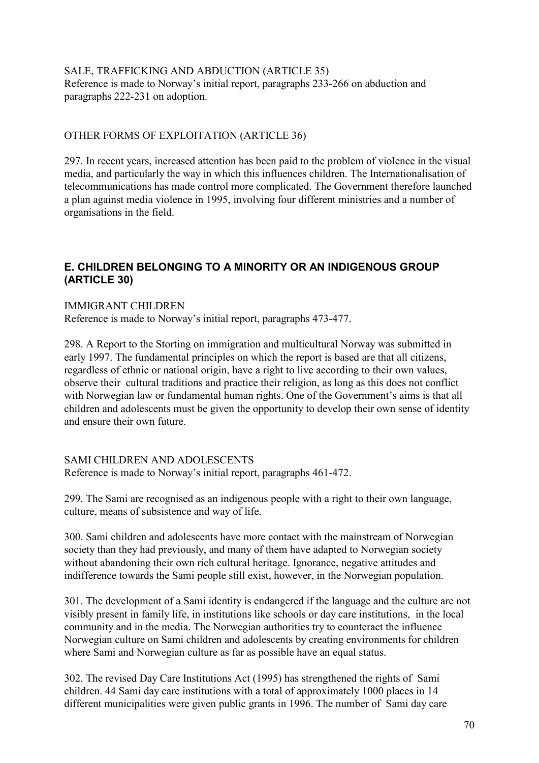SALE, TRAFFICKING AND ABDUCTION (ARTICLE 35)
Reference is made to Norway's initial report, paragraphs 233-266 on abduction and paragraphs 222-231 on adoption.

OTHER FORMS OF EXPLOITATION (ARTICLE 36)

297. In recent years, increased attention has been paid to the problem of violence in the visual media, and particularly the way in which this influences children. The Internationalisation of telecommunications has made control more complicated. The Government therefore launched a plan against media violence in 1995, involving four different ministries and a number of organisations in the field.

## E. CHILDREN BELONGING TO A MINORITY OR AN INDIGENOUS GROUP (ARTICLE 30)

IMMIGRANT CHILDREN
Reference is made to Norway's initial report, paragraphs 473-477.

298. A Report to the Storting on immigration and multicultural Norway was submitted in early 1997. The fundamental principles on which the report is based are that all citizens, regardless of ethnic or national origin, have a right to live according to their own values, observe their cultural traditions and practice their religion, as long as this does not conflict with Norwegian law or fundamental human rights. One of the Government's aims is that all children and adolescents must be given the opportunity to develop their own sense of identity and ensure their own future.

SAMI CHILDREN AND ADOLESCENTS
Reference is made to Norway's initial report, paragraphs 461-472.

299. The Sami are recognised as an indigenous people with a right to their own language, culture, means of subsistence and way of life.

300. Sami children and adolescents have more contact with the mainstream of Norwegian society than they had previously, and many of them have adapted to Norwegian society without abandoning their own rich cultural heritage. Ignorance, negative attitudes and indifference towards the Sami people still exist, however, in the Norwegian population.

301. The development of a Sami identity is endangered if the language and the culture are not visibly present in family life, in institutions like schools or day care institutions, in the local community and in the media. The Norwegian authorities try to counteract the influence Norwegian culture on Sami children and adolescents by creating environments for children where Sami and Norwegian culture as far as possible have an equal status.

302. The revised Day Care Institutions Act (1995) has strengthened the rights of Sami children. 44 Sami day care institutions with a total of approximately 1000 places in 14 different municipalities were given public grants in 1996. The number of Sami day care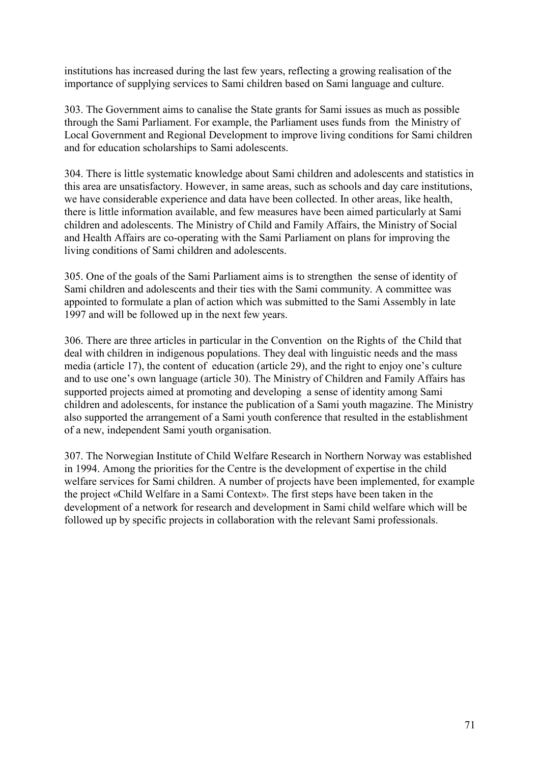institutions has increased during the last few years, reflecting a growing realisation of the importance of supplying services to Sami children based on Sami language and culture.

303. The Government aims to canalise the State grants for Sami issues as much as possible through the Sami Parliament. For example, the Parliament uses funds from the Ministry of Local Government and Regional Development to improve living conditions for Sami children and for education scholarships to Sami adolescents.

304. There is little systematic knowledge about Sami children and adolescents and statistics in this area are unsatisfactory. However, in same areas, such as schools and day care institutions, we have considerable experience and data have been collected. In other areas, like health, there is little information available, and few measures have been aimed particularly at Sami children and adolescents. The Ministry of Child and Family Affairs, the Ministry of Social and Health Affairs are co-operating with the Sami Parliament on plans for improving the living conditions of Sami children and adolescents.

305. One of the goals of the Sami Parliament aims is to strengthen the sense of identity of Sami children and adolescents and their ties with the Sami community. A committee was appointed to formulate a plan of action which was submitted to the Sami Assembly in late 1997 and will be followed up in the next few years.

306. There are three articles in particular in the Convention on the Rights of the Child that deal with children in indigenous populations. They deal with linguistic needs and the mass media (article 17), the content of education (article 29), and the right to enjoy one's culture and to use one's own language (article 30). The Ministry of Children and Family Affairs has supported projects aimed at promoting and developing a sense of identity among Sami children and adolescents, for instance the publication of a Sami youth magazine. The Ministry also supported the arrangement of a Sami youth conference that resulted in the establishment of a new, independent Sami youth organisation.

307. The Norwegian Institute of Child Welfare Research in Northern Norway was established in 1994. Among the priorities for the Centre is the development of expertise in the child welfare services for Sami children. A number of projects have been implemented, for example the project «Child Welfare in a Sami Context». The first steps have been taken in the development of a network for research and development in Sami child welfare which will be followed up by specific projects in collaboration with the relevant Sami professionals.